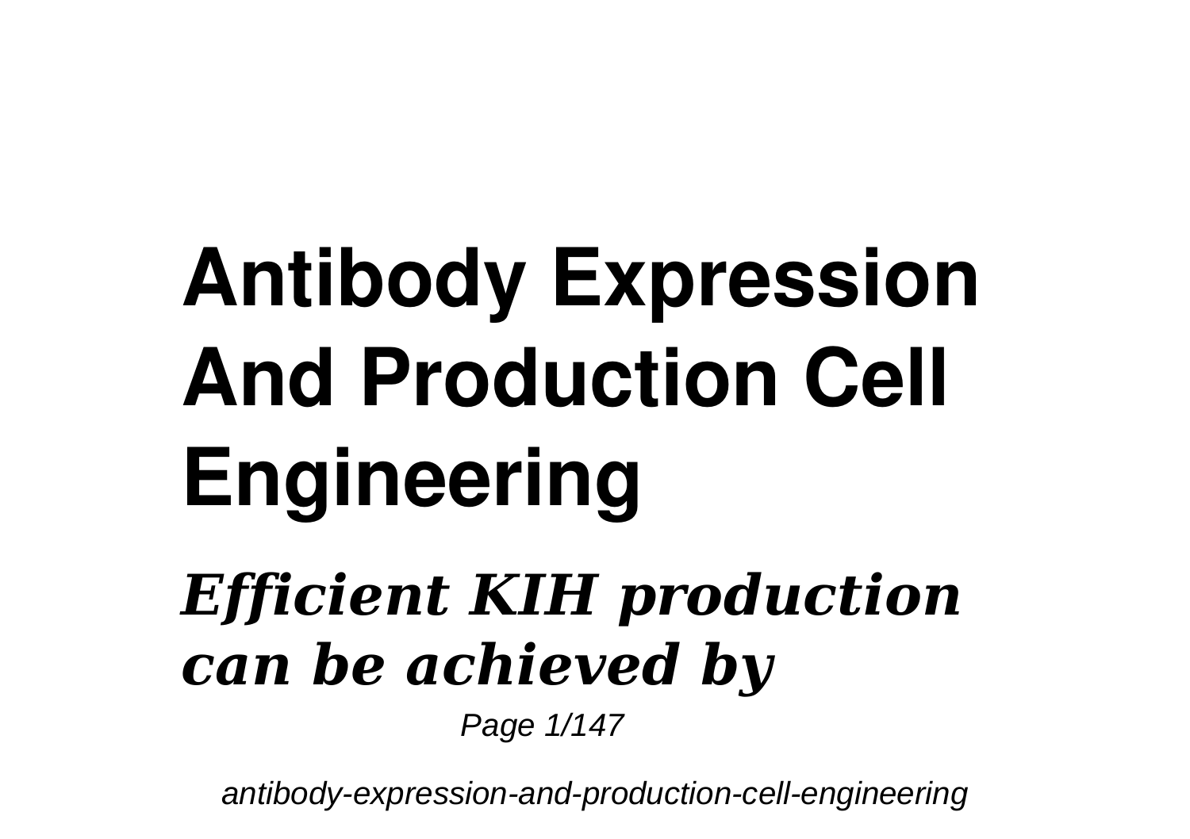# Antibody Expression And Production Cell Engineering

***Efficient KIH production can be achieved by***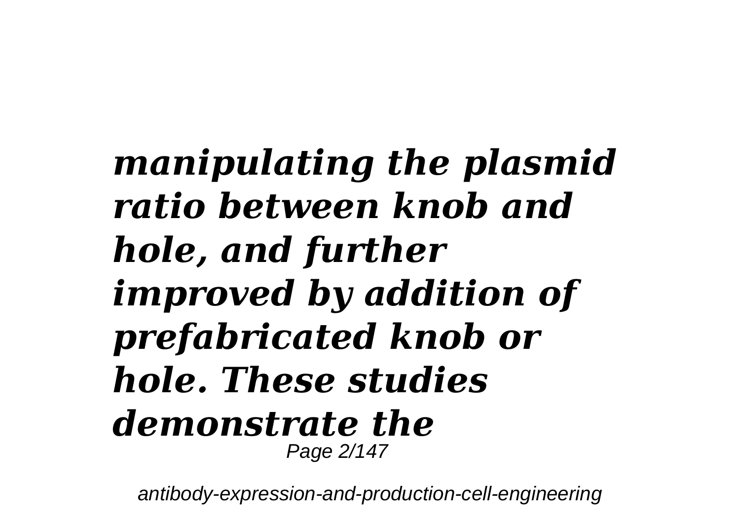***manipulating the plasmid ratio between knob and hole, and further improved by addition of prefabricated knob or hole. These studies demonstrate the***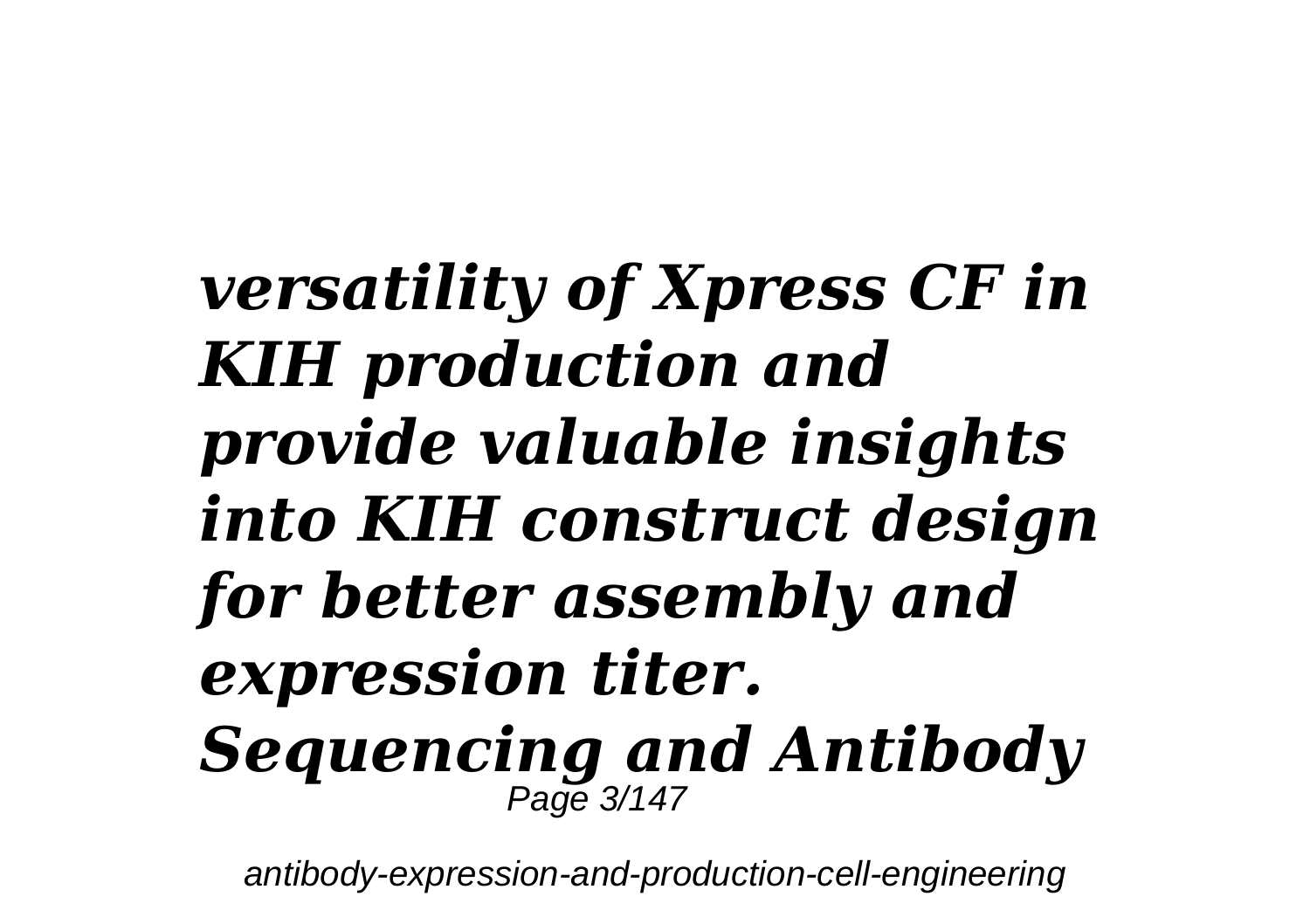***versatility of Xpress CF in KIH production and provide valuable insights into KIH construct design for better assembly and expression titer. Sequencing and Antibody***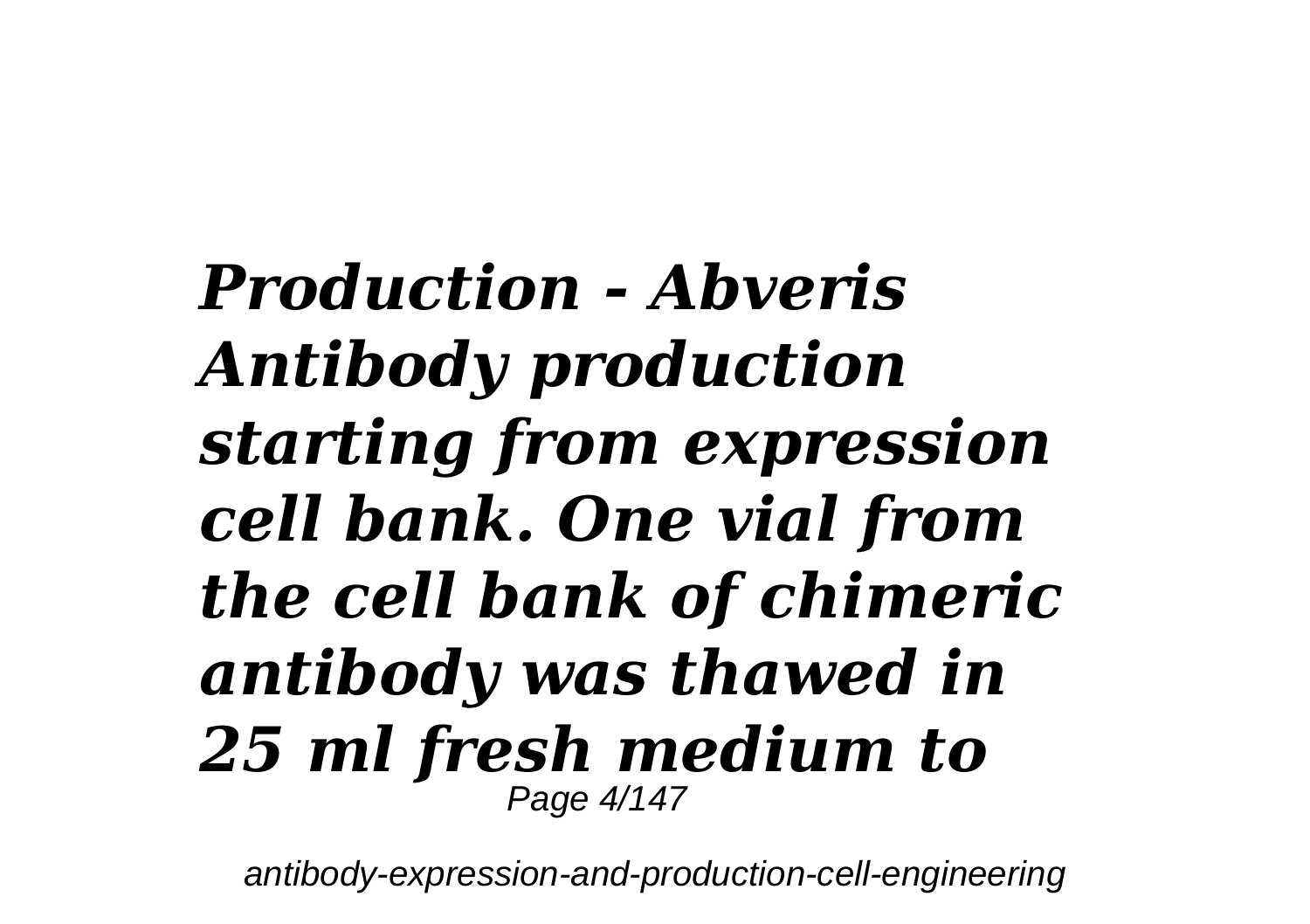***Production - Abveris Antibody production starting from expression cell bank. One vial from the cell bank of chimeric antibody was thawed in 25 ml fresh medium to***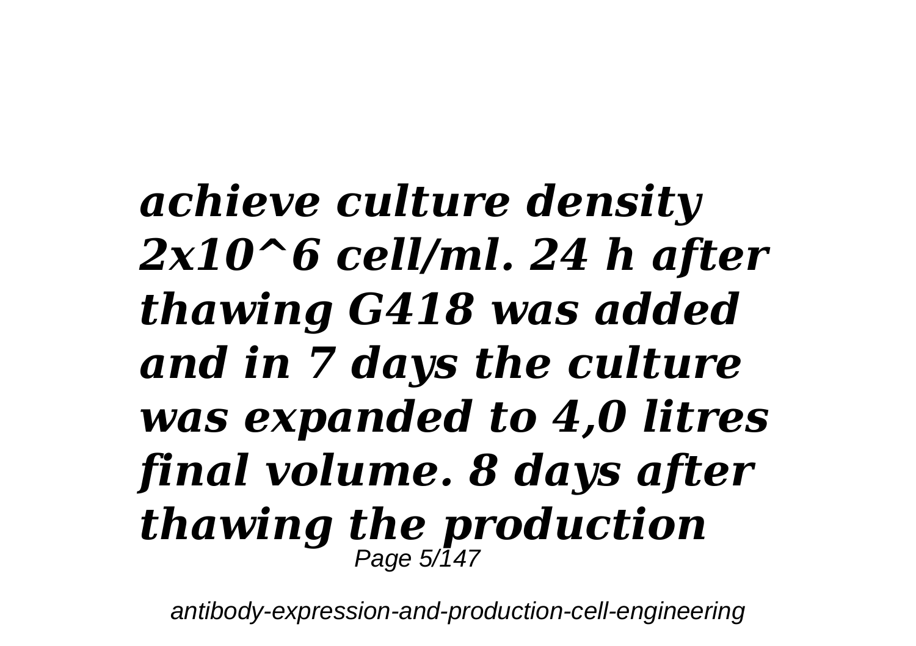***achieve culture density $2x10^6$ cell/ml. 24 h after thawing G418 was added and in 7 days the culture was expanded to 4,0 litres final volume. 8 days after thawing the production***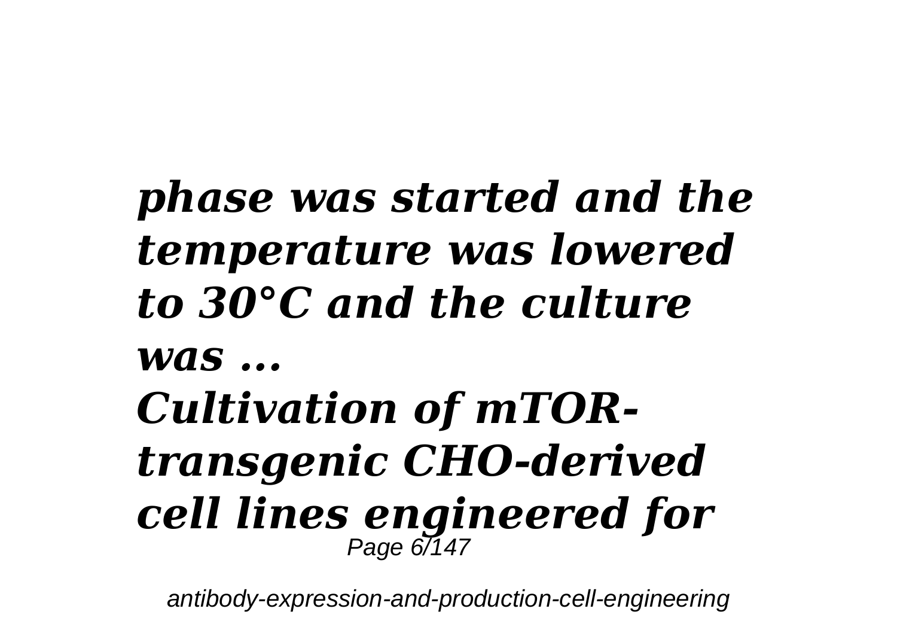***phase was started and the temperature was lowered to 30°C and the culture was ...***

***Cultivation of mTOR-transgenic CHO-derived cell lines engineered for***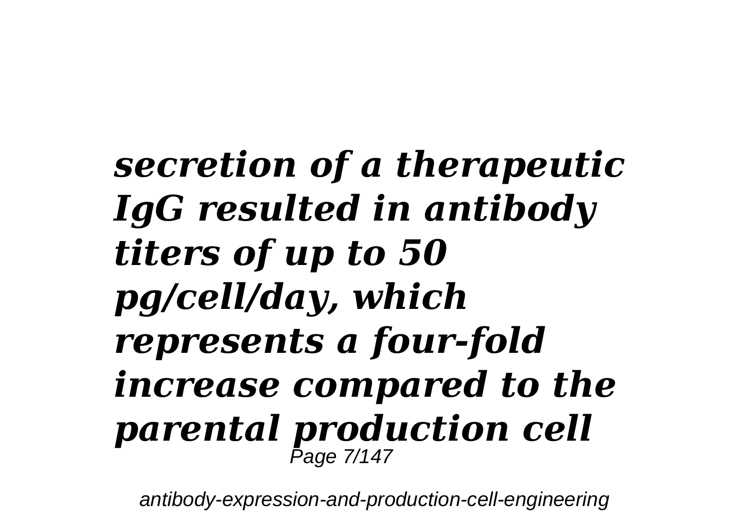***secretion of a therapeutic IgG resulted in antibody titers of up to 50 pg/cell/day, which represents a four-fold increase compared to the parental production cell***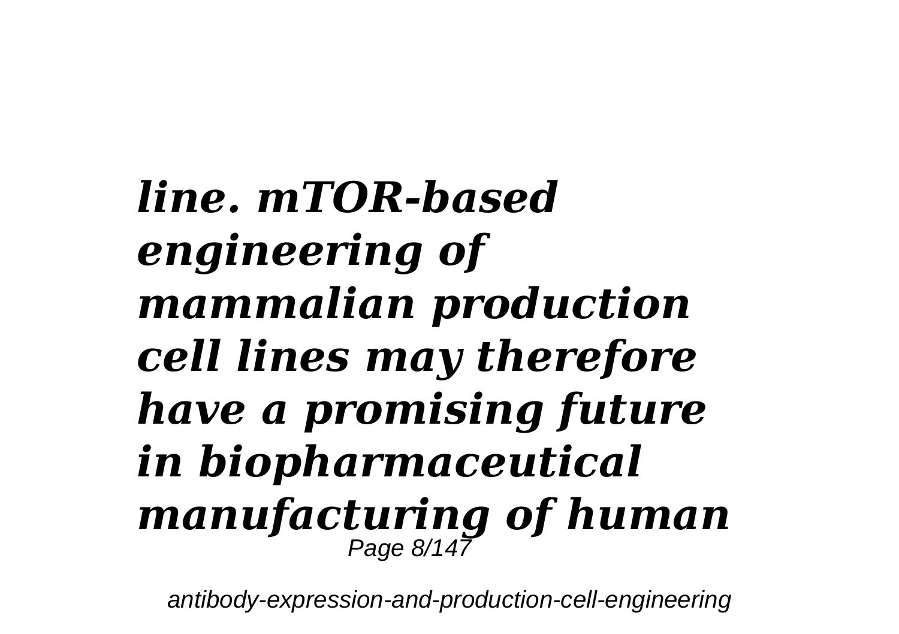***line. mTOR-based engineering of mammalian production cell lines may therefore have a promising future in biopharmaceutical manufacturing of human***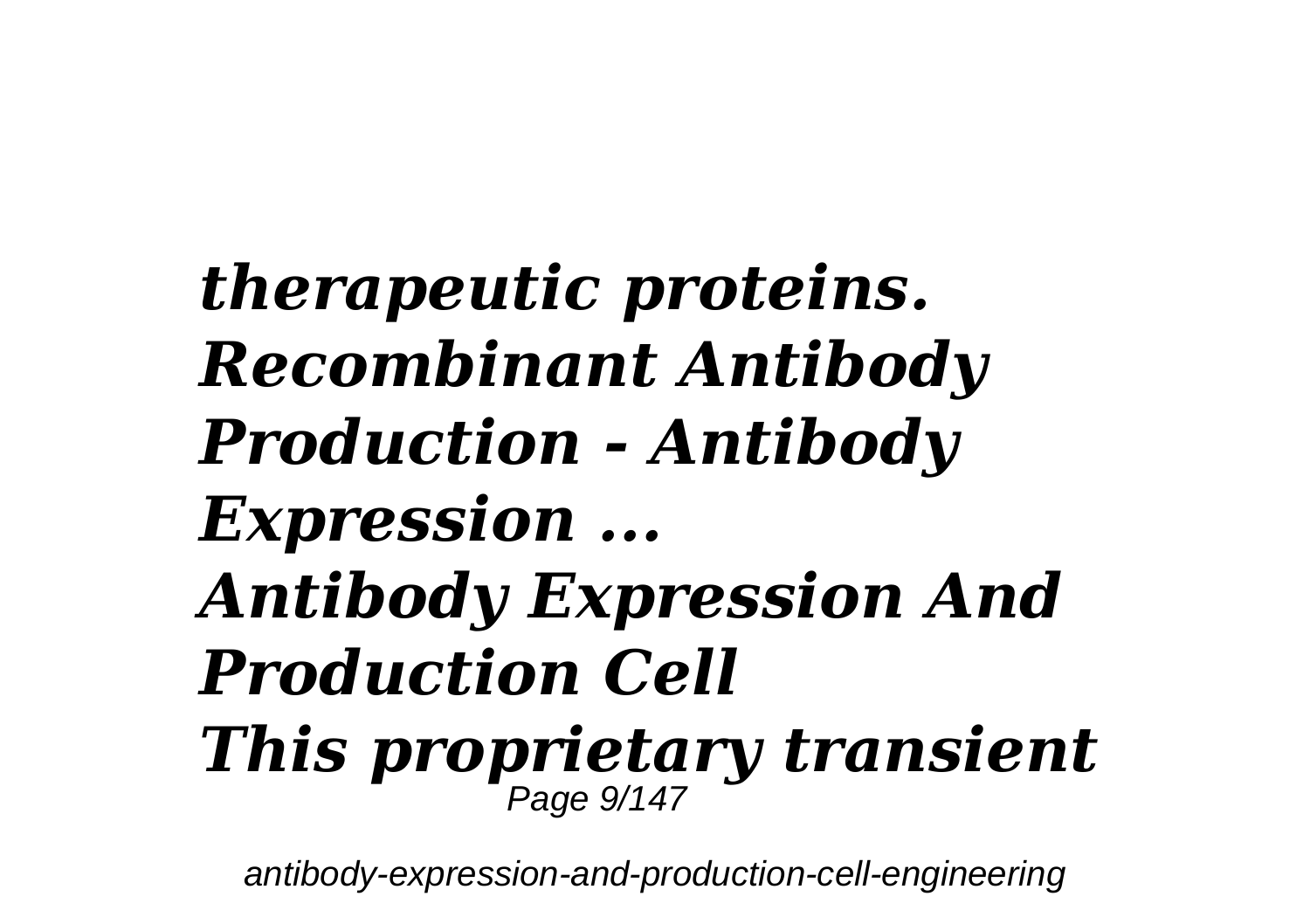***therapeutic proteins.***
***Recombinant Antibody Production - Antibody Expression ...***
***Antibody Expression And Production Cell***
***This proprietary transient***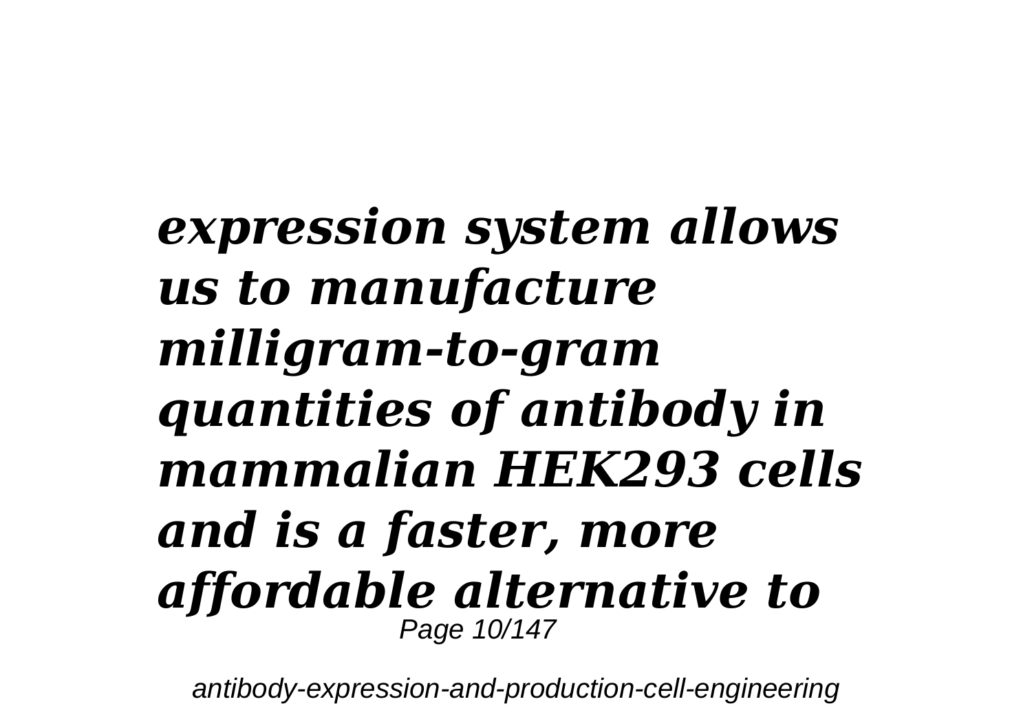***expression system allows us to manufacture milligram-to-gram quantities of antibody in mammalian HEK293 cells and is a faster, more affordable alternative to***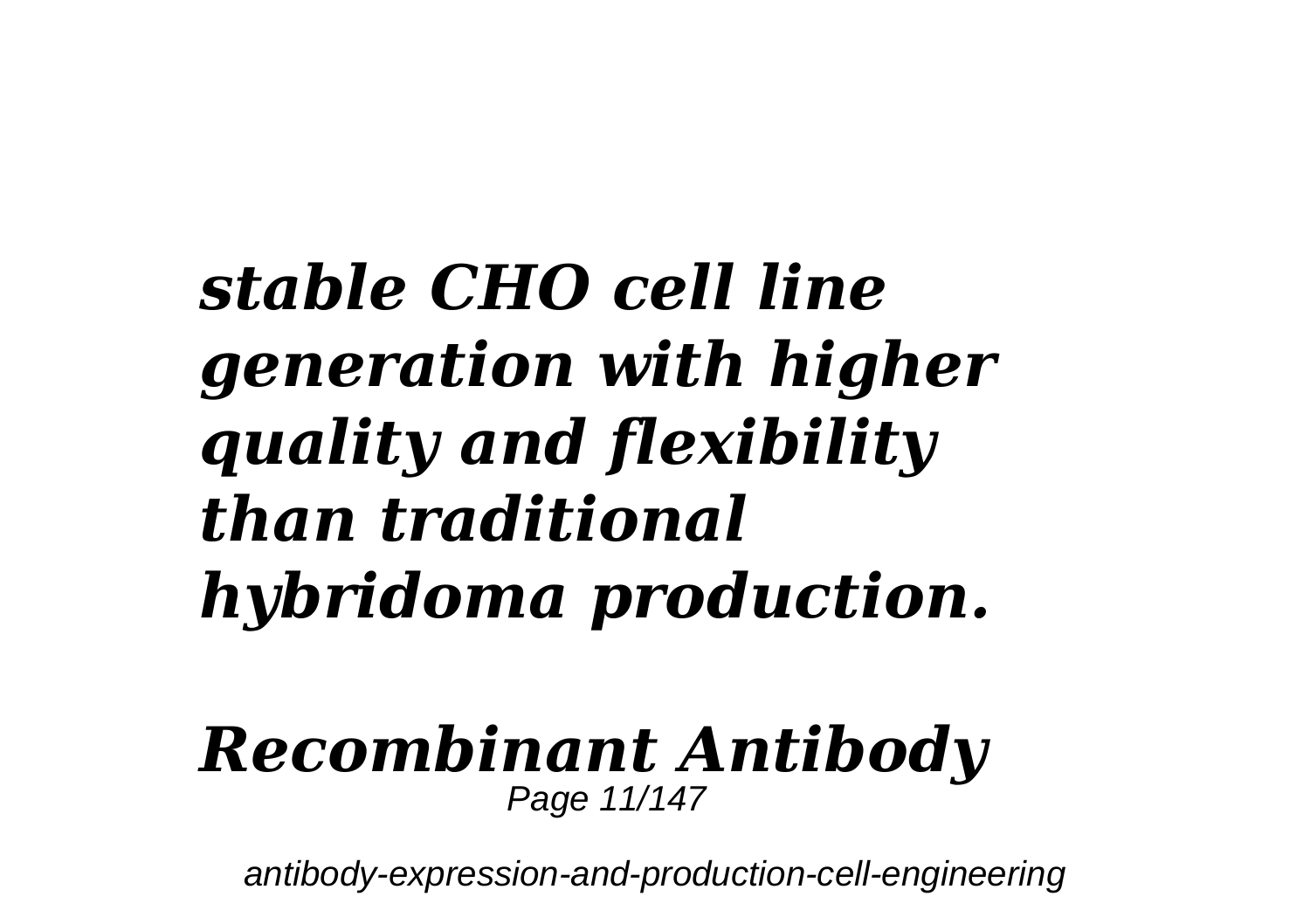***stable CHO cell line generation with higher quality and flexibility than traditional hybridoma production.***

***Recombinant Antibody***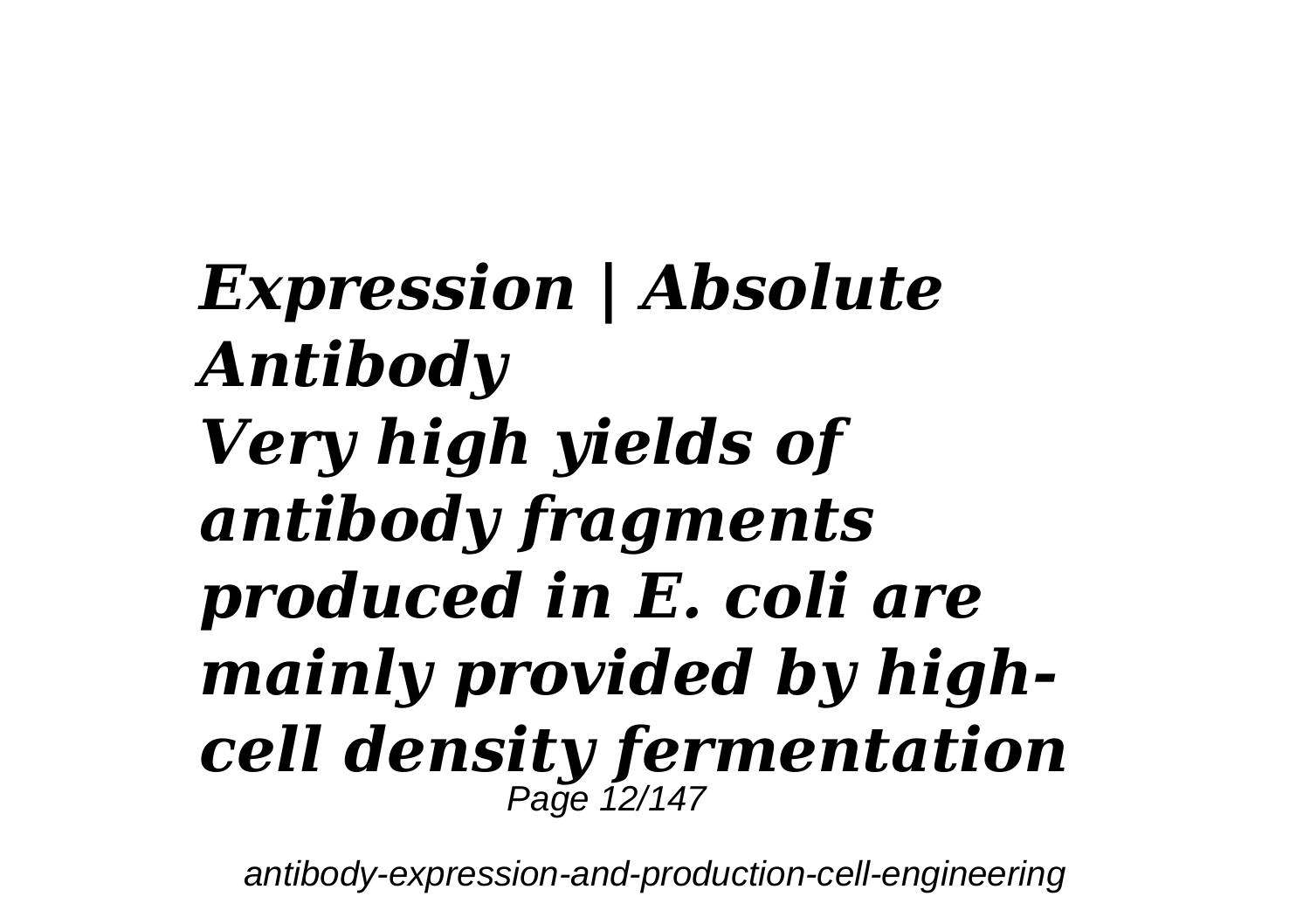***Expression | Absolute Antibody***

***Very high yields of antibody fragments produced in E. coli are mainly provided by high-cell density fermentation***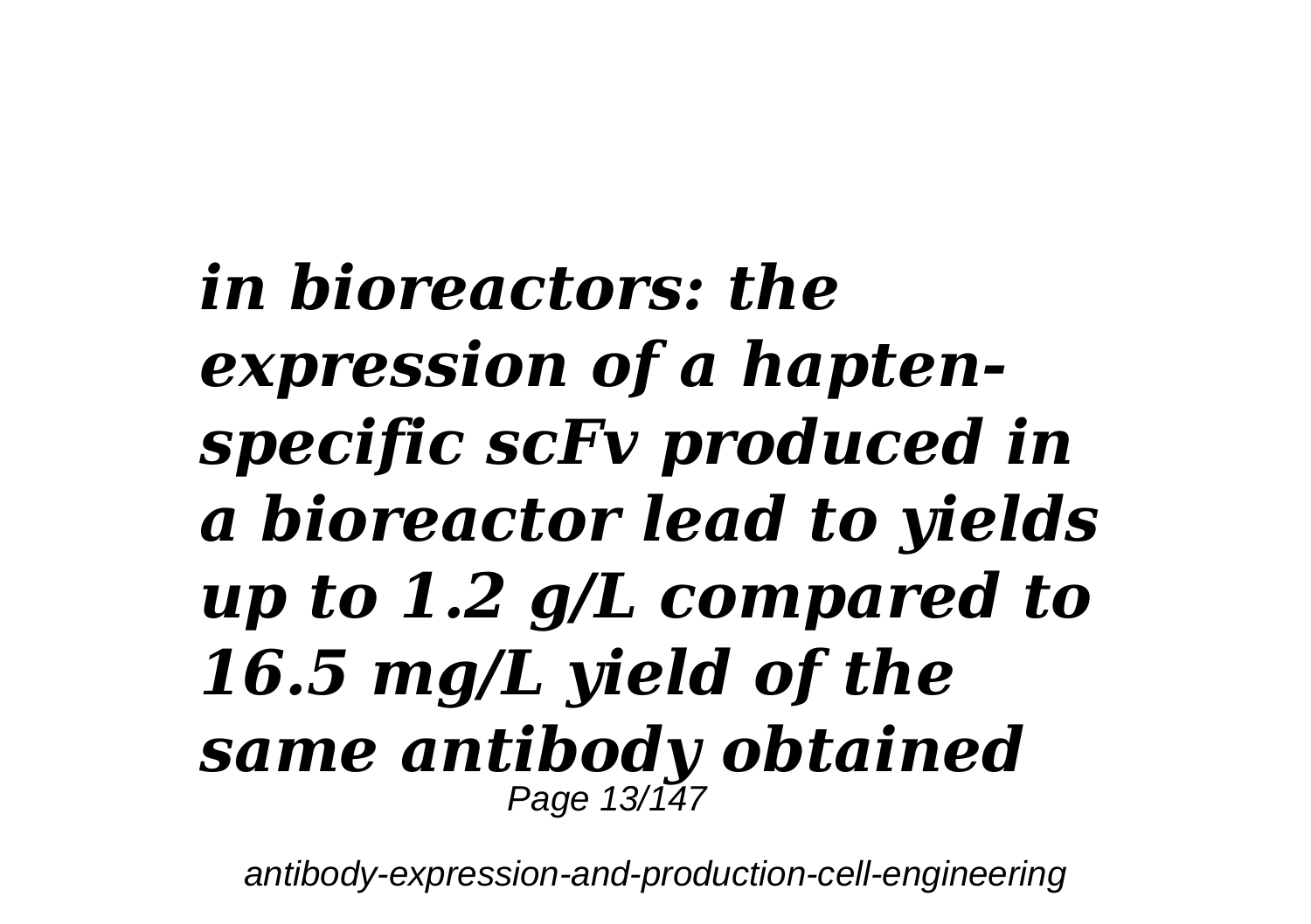***in bioreactors: the expression of a hapten-specific scFv produced in a bioreactor lead to yields up to 1.2 g/L compared to 16.5 mg/L yield of the same antibody obtained***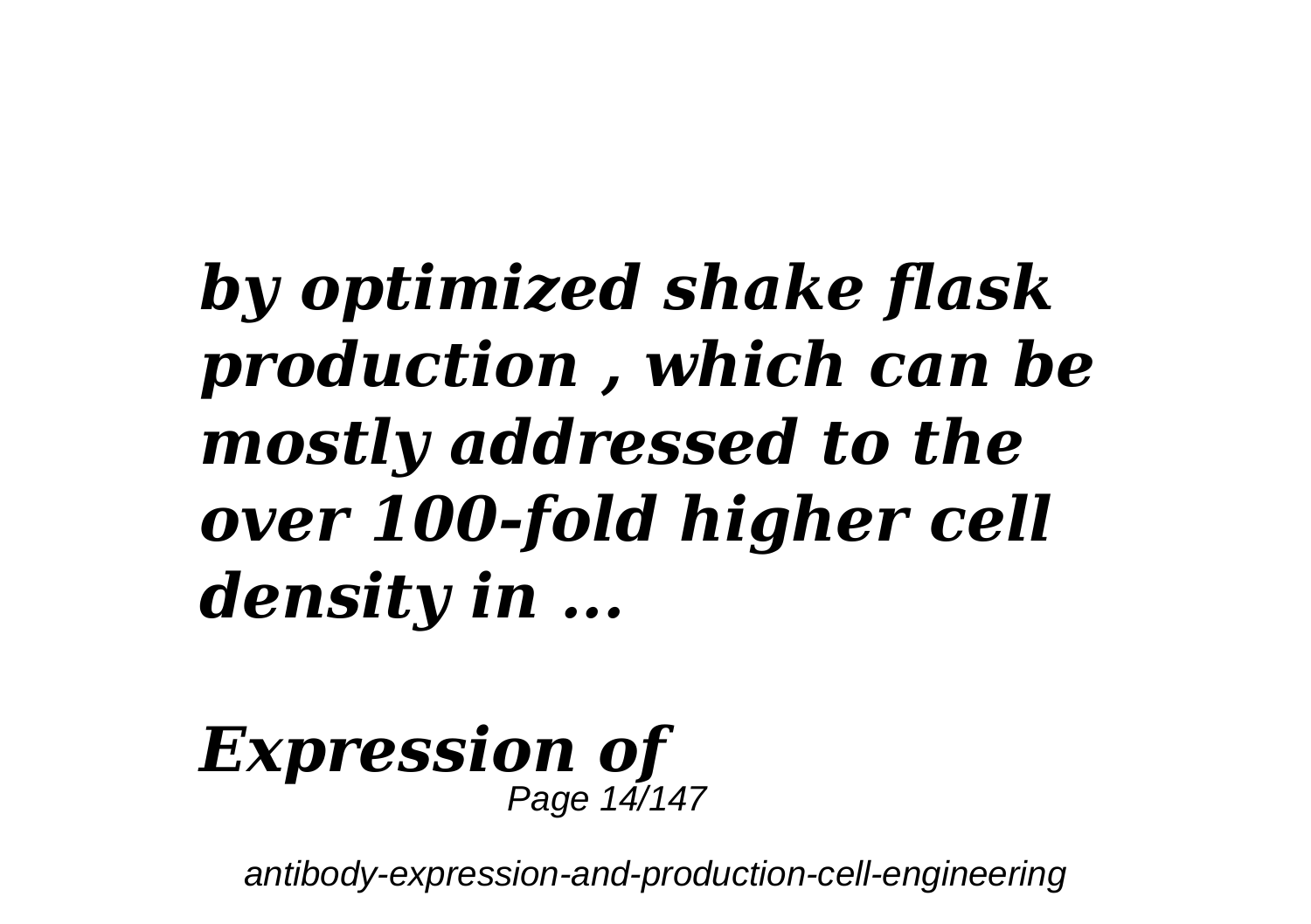***by optimized shake flask production , which can be mostly addressed to the over 100-fold higher cell density in ...***

***Expression of***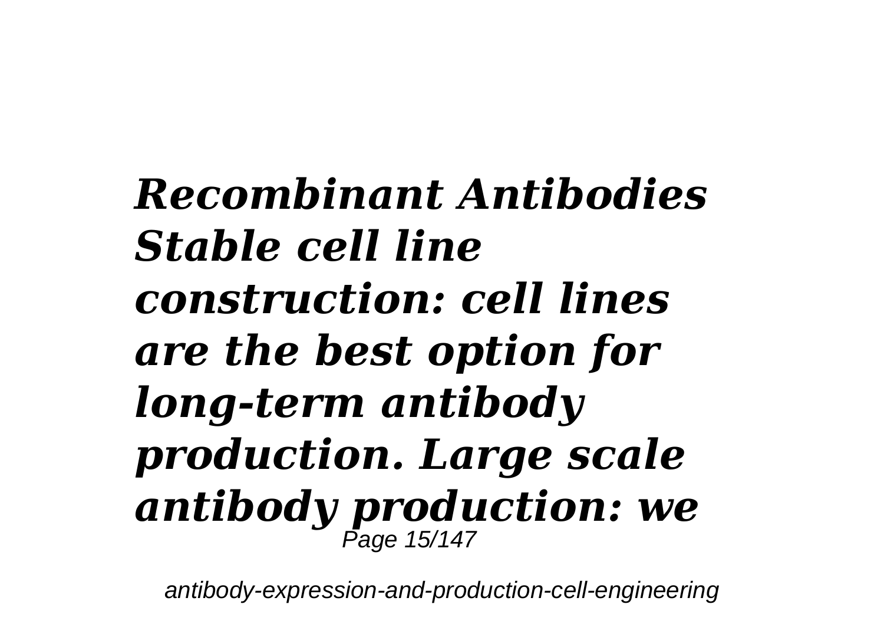***Recombinant Antibodies Stable cell line construction: cell lines are the best option for long-term antibody production. Large scale antibody production: we***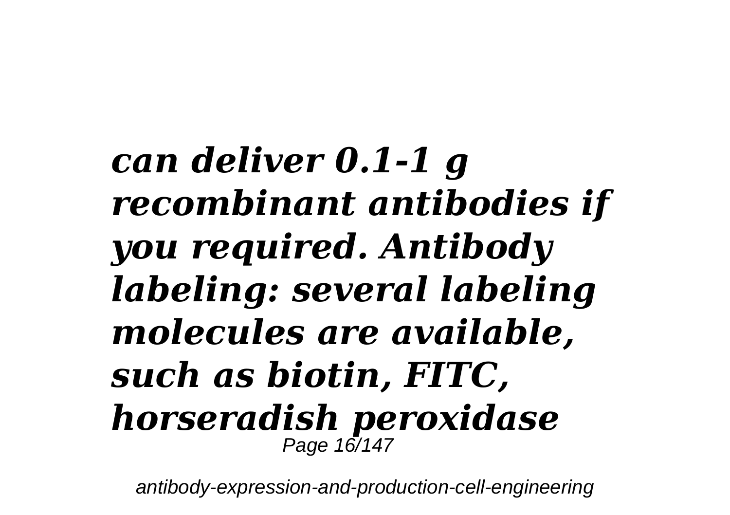***can deliver 0.1-1 g recombinant antibodies if you required. Antibody labeling: several labeling molecules are available, such as biotin, FITC, horseradish peroxidase***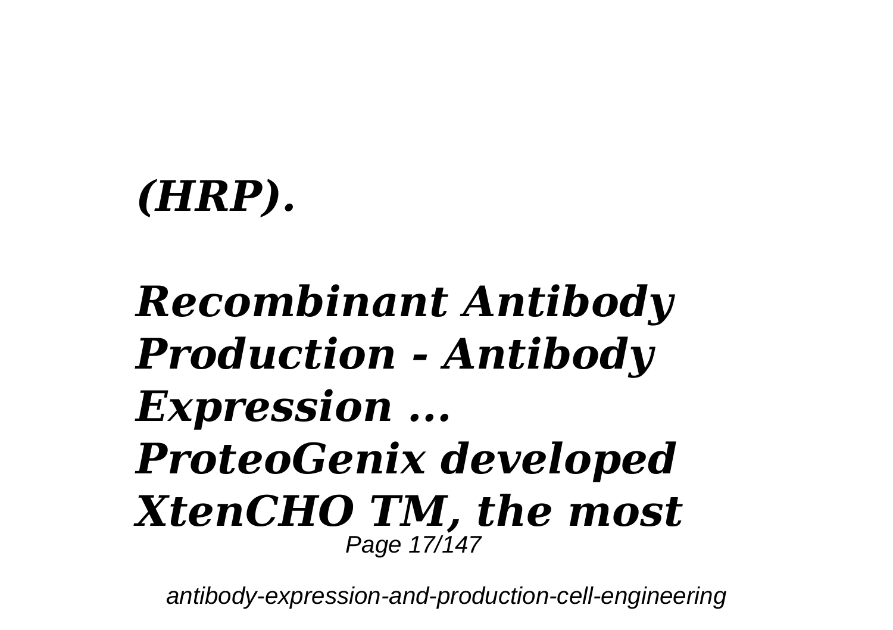***(HRP).***

***Recombinant Antibody Production - Antibody Expression ...***
***ProteoGenix developed XtenCHO TM, the most***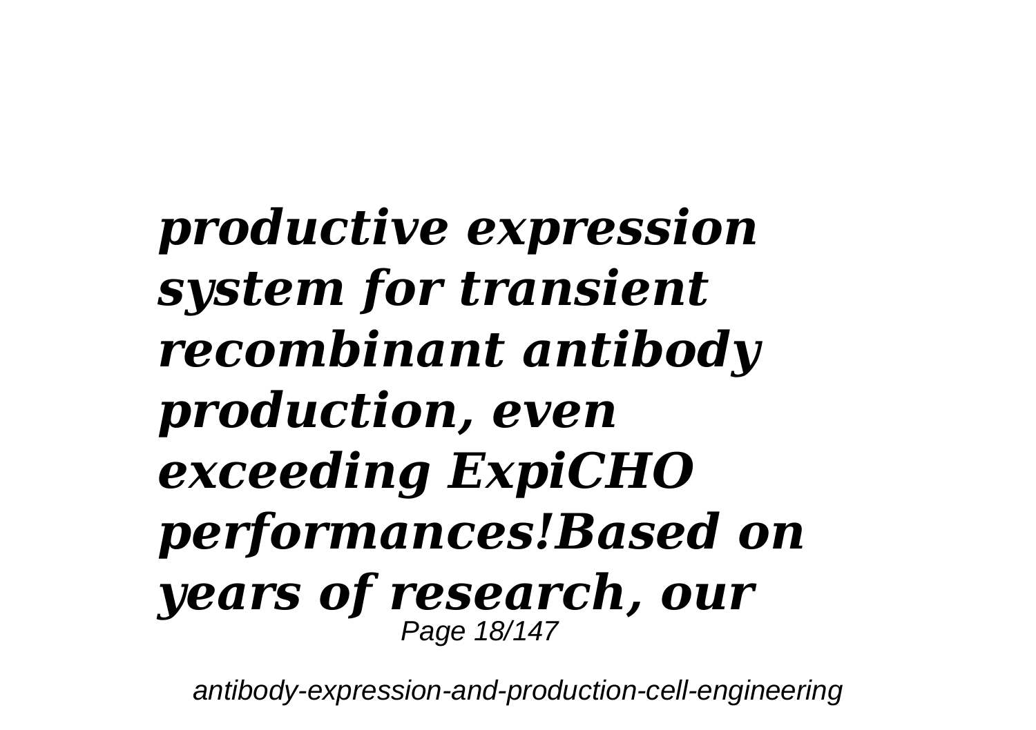***productive expression system for transient recombinant antibody production, even exceeding ExpiCHO performances!Based on years of research, our***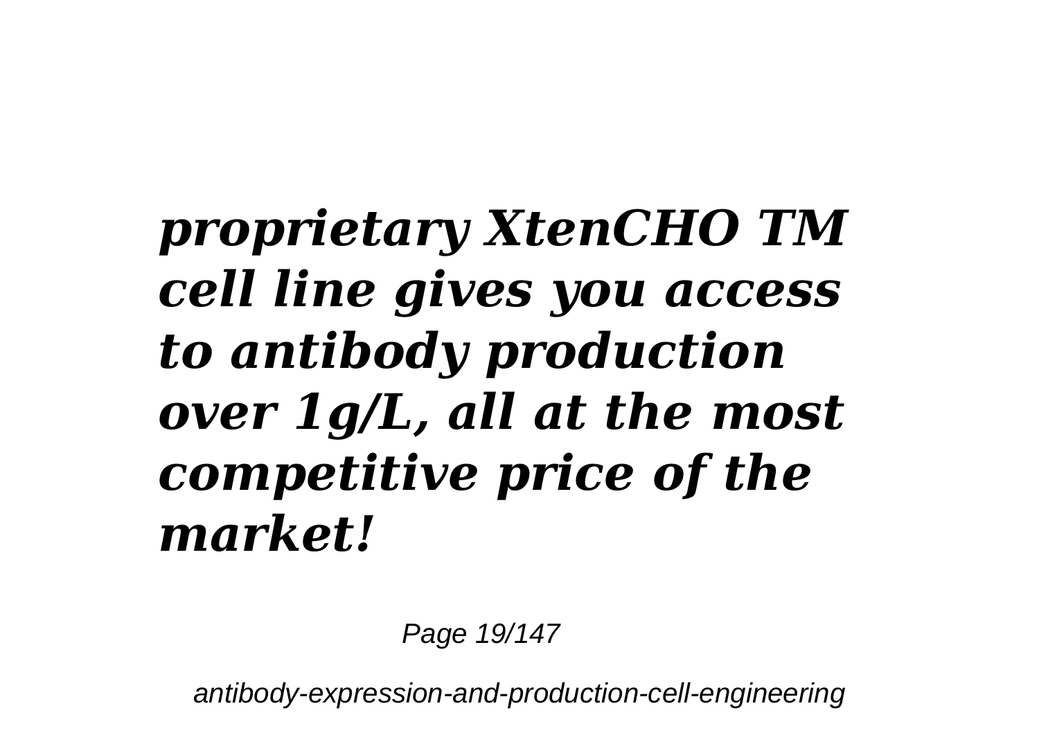***proprietary XtenCHO TM cell line gives you access to antibody production over 1g/L, all at the most competitive price of the market!***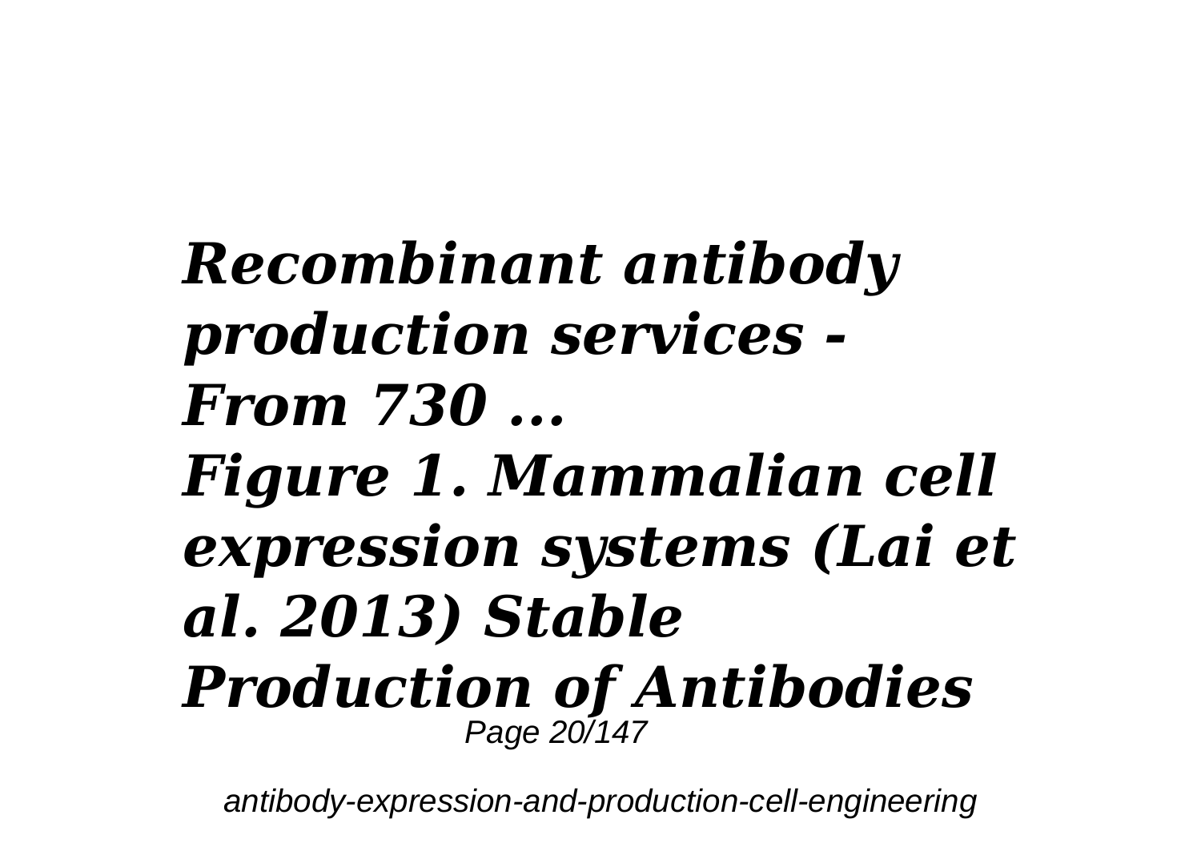***Recombinant antibody production services - From 730 ...***

***Figure 1. Mammalian cell expression systems (Lai et al. 2013) Stable Production of Antibodies***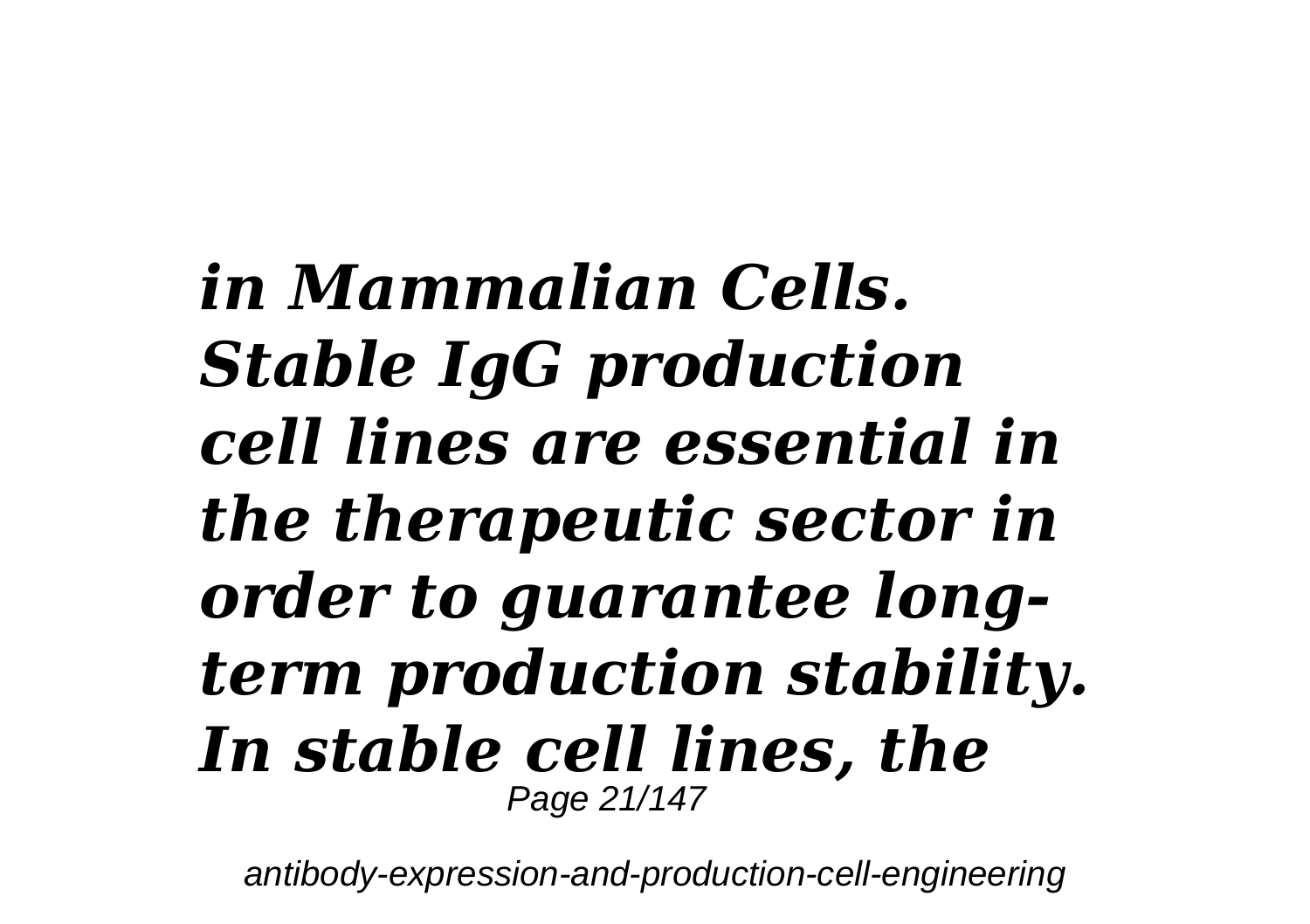***in Mammalian Cells. Stable IgG production cell lines are essential in the therapeutic sector in order to guarantee long-term production stability. In stable cell lines, the***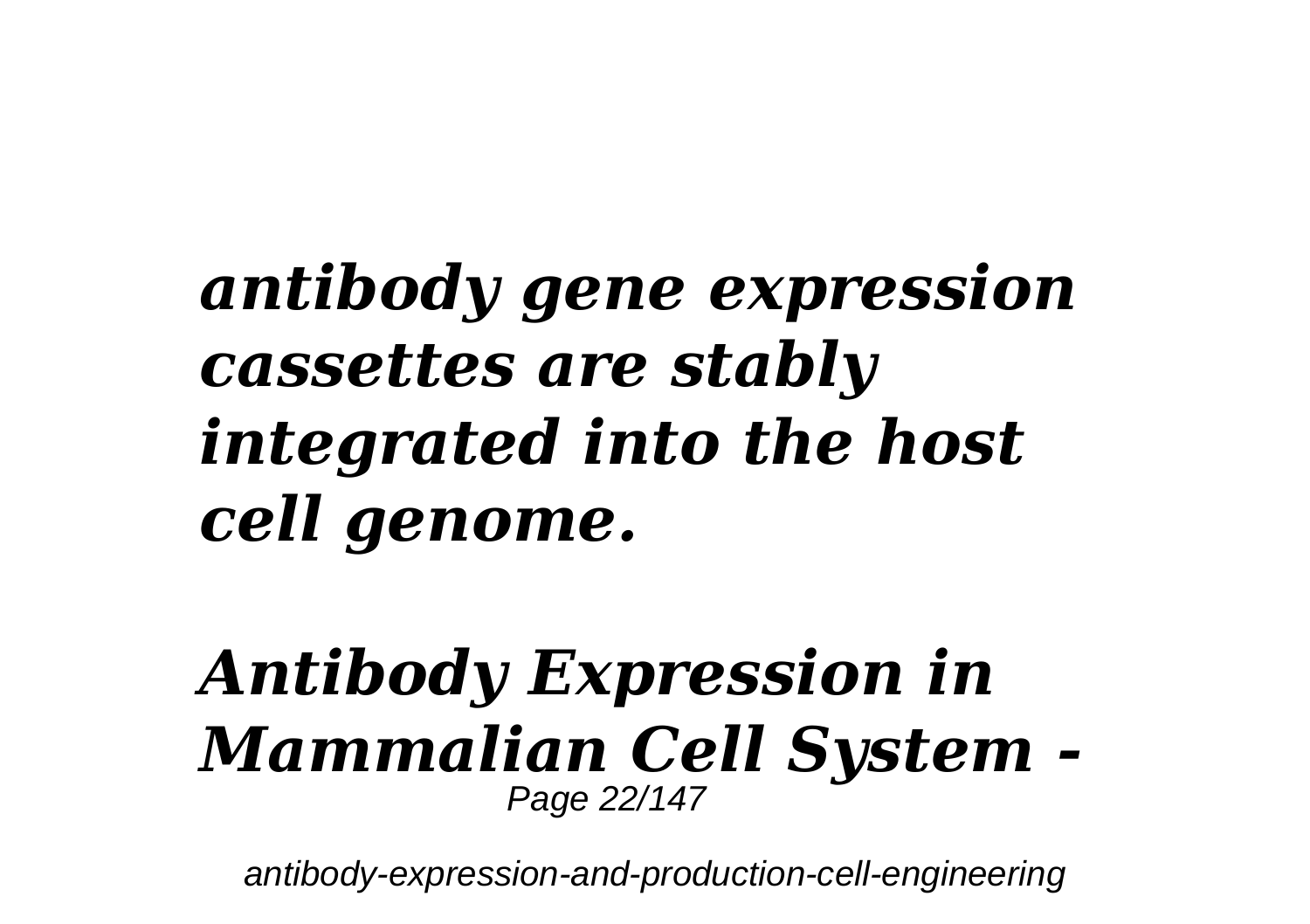***antibody gene expression cassettes are stably integrated into the host cell genome.***

***Antibody Expression in Mammalian Cell System -***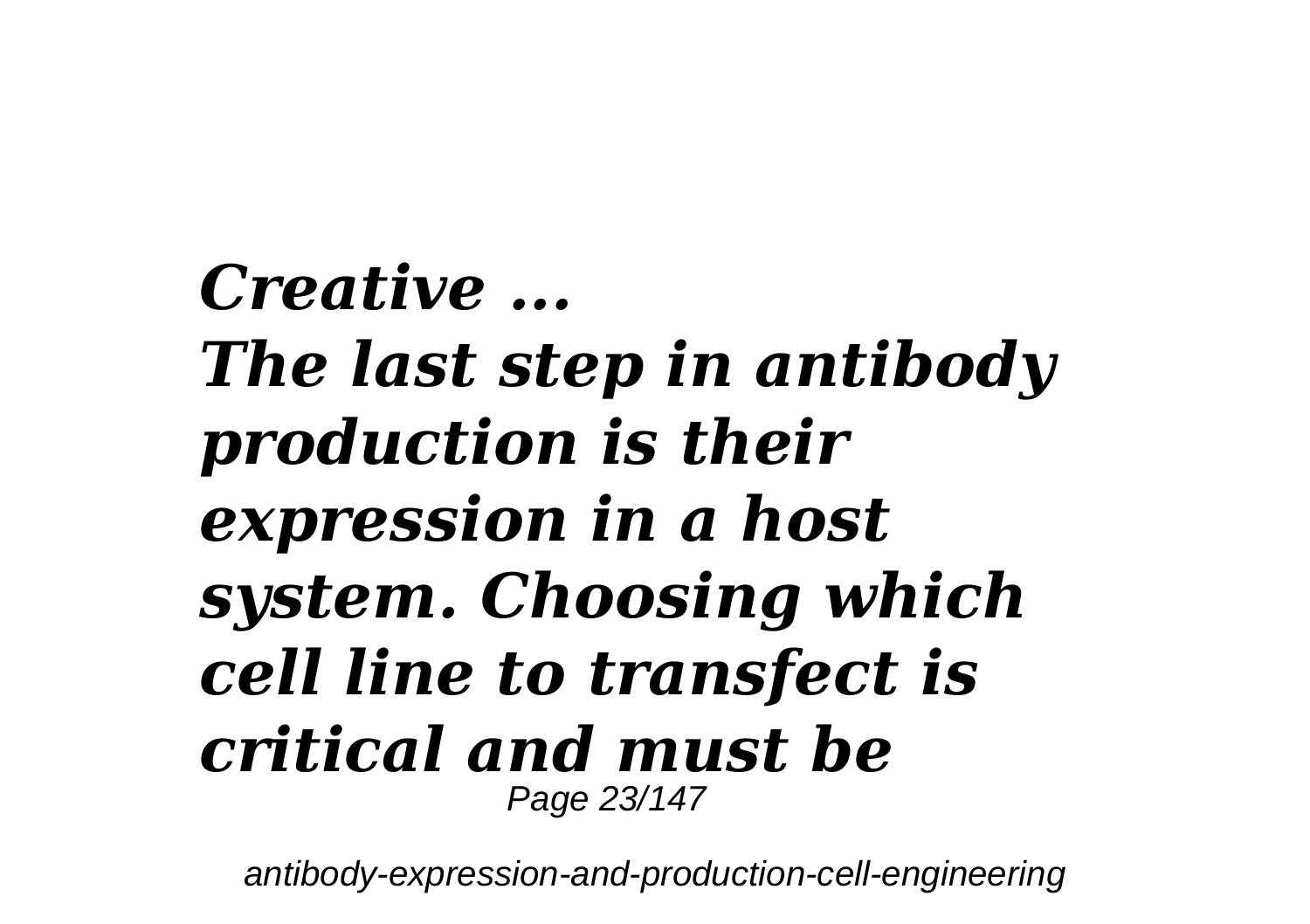***Creative ...***
***The last step in antibody production is their expression in a host system. Choosing which cell line to transfect is critical and must be***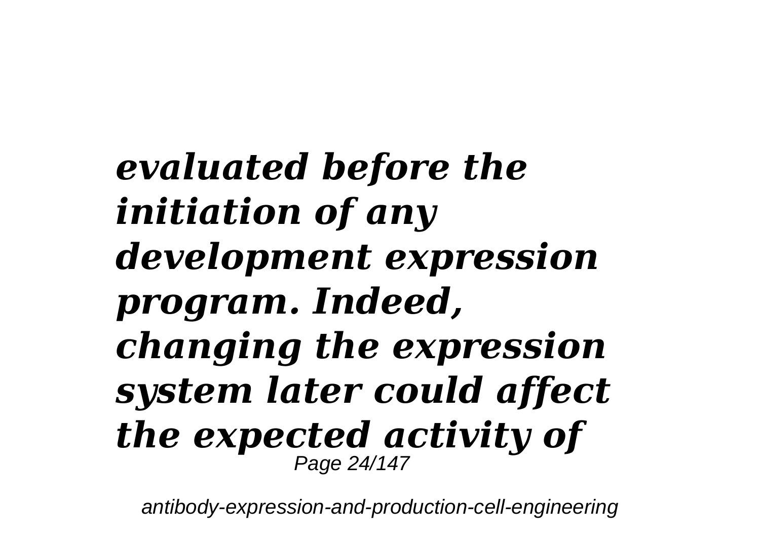***evaluated before the initiation of any development expression program. Indeed, changing the expression system later could affect the expected activity of***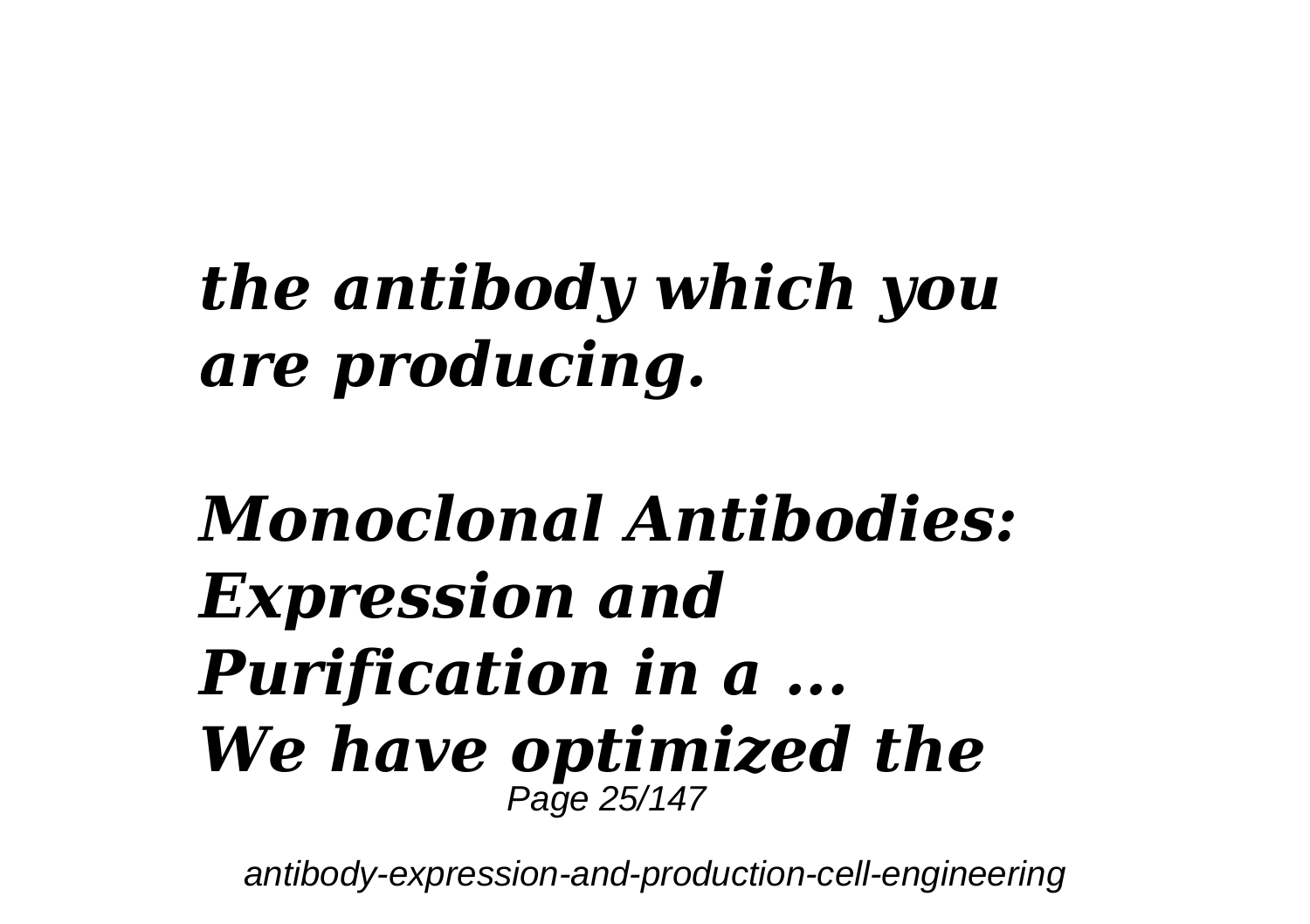***the antibody which you are producing.***

***Monoclonal Antibodies: Expression and Purification in a ...***
***We have optimized the***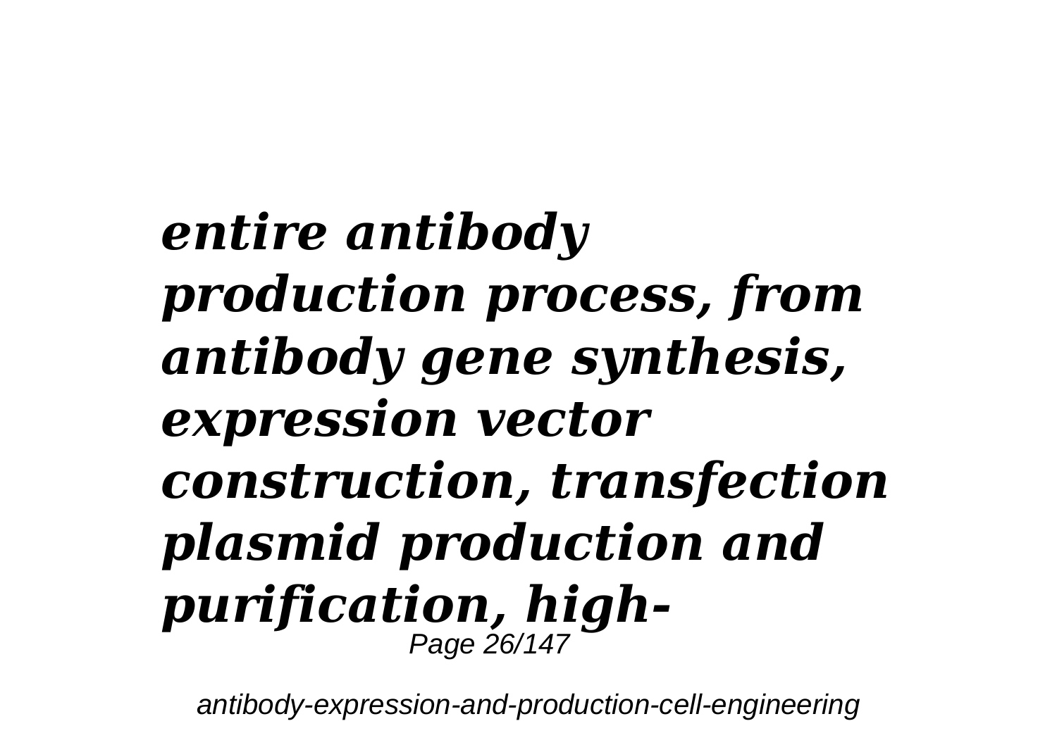***entire antibody production process, from antibody gene synthesis, expression vector construction, transfection plasmid production and purification, high-***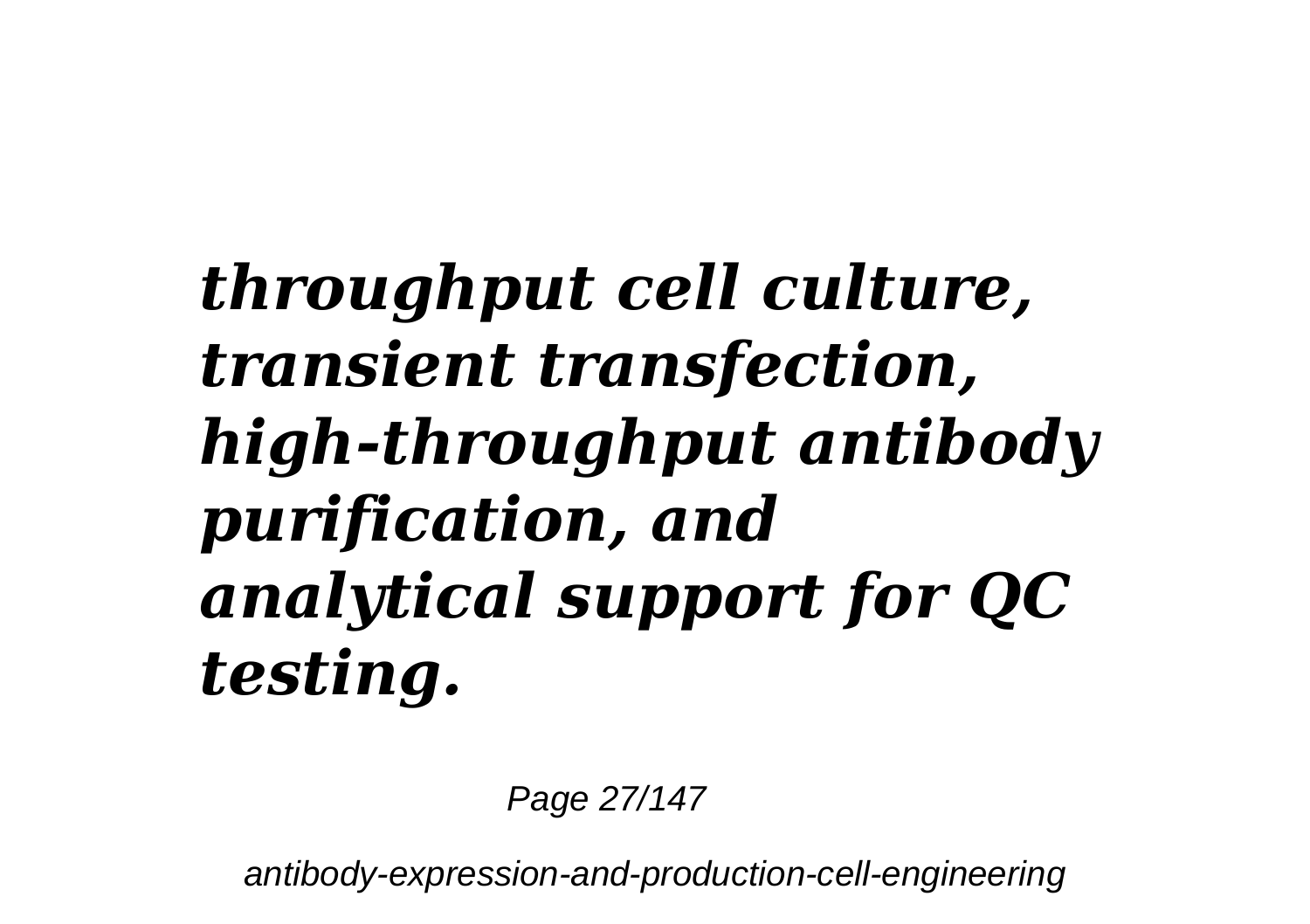***throughput cell culture, transient transfection, high-throughput antibody purification, and analytical support for QC testing.***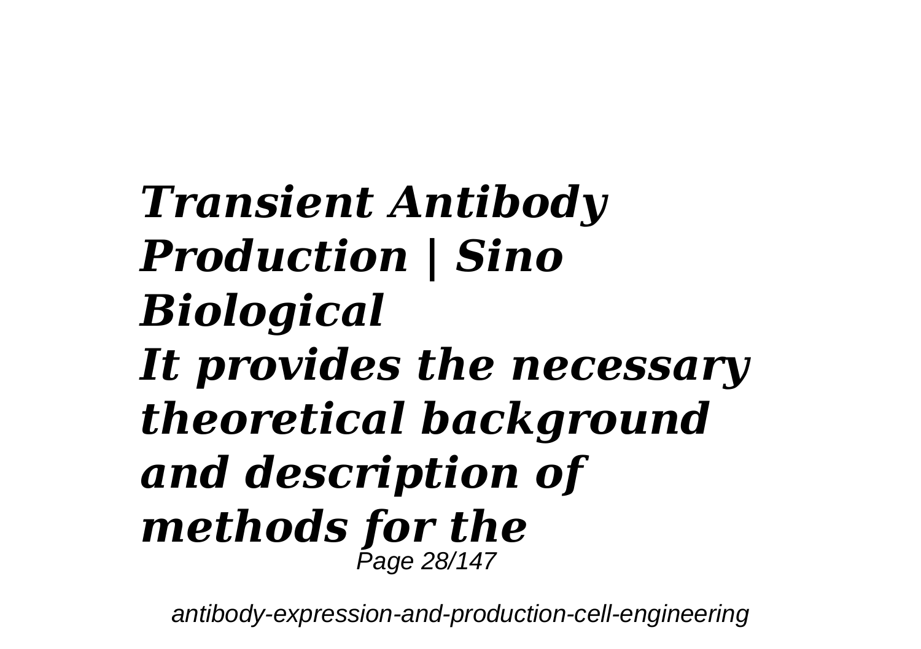***Transient Antibody Production | Sino Biological***

***It provides the necessary theoretical background and description of methods for the***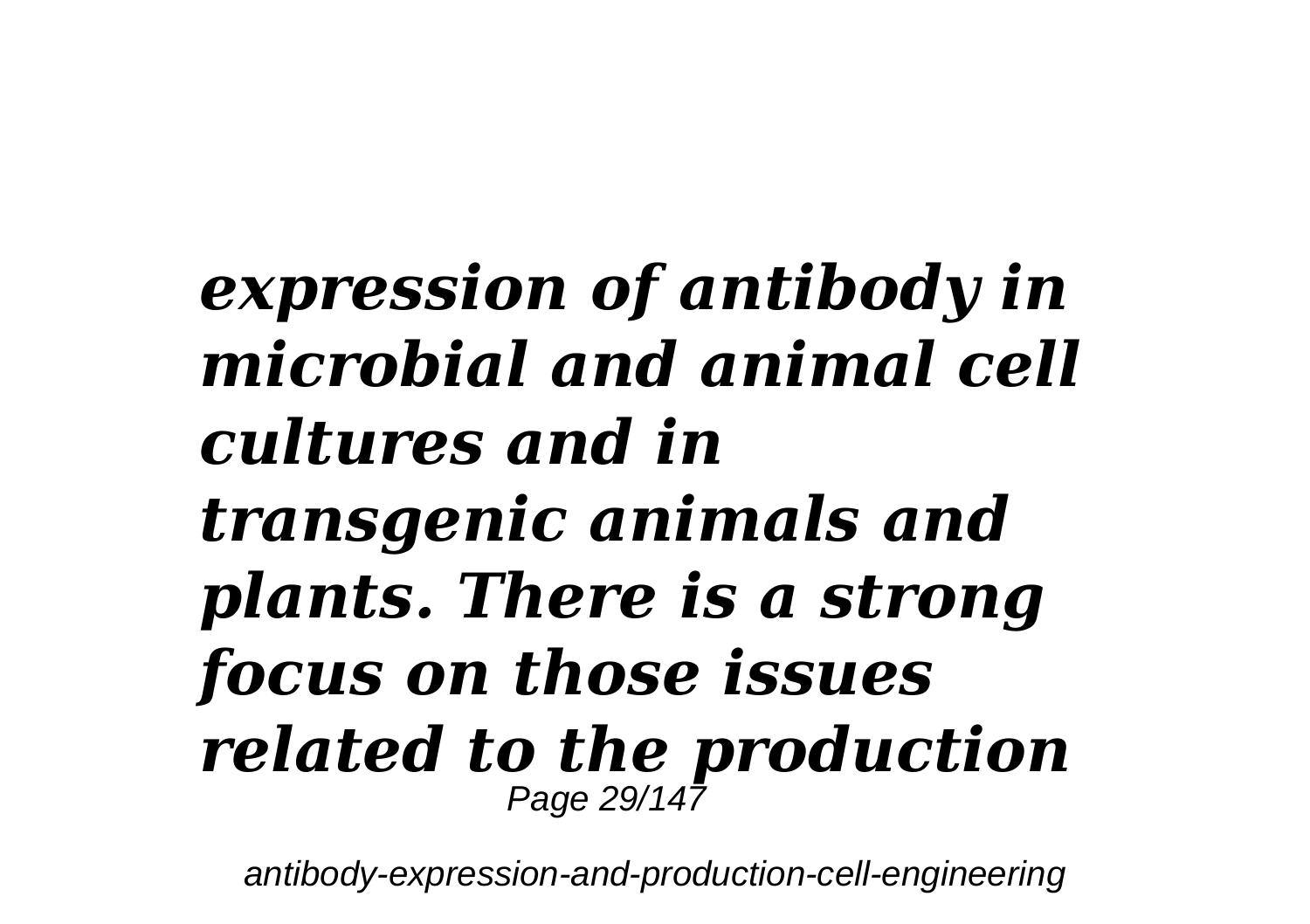***expression of antibody in microbial and animal cell cultures and in transgenic animals and plants. There is a strong focus on those issues related to the production***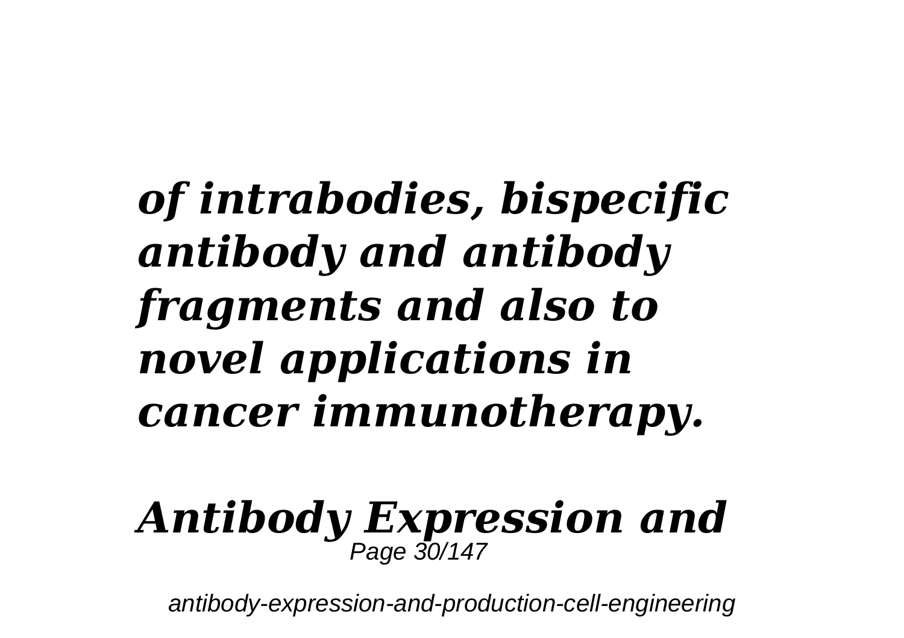***of intrabodies, bispecific antibody and antibody fragments and also to novel applications in cancer immunotherapy.***

***Antibody Expression and***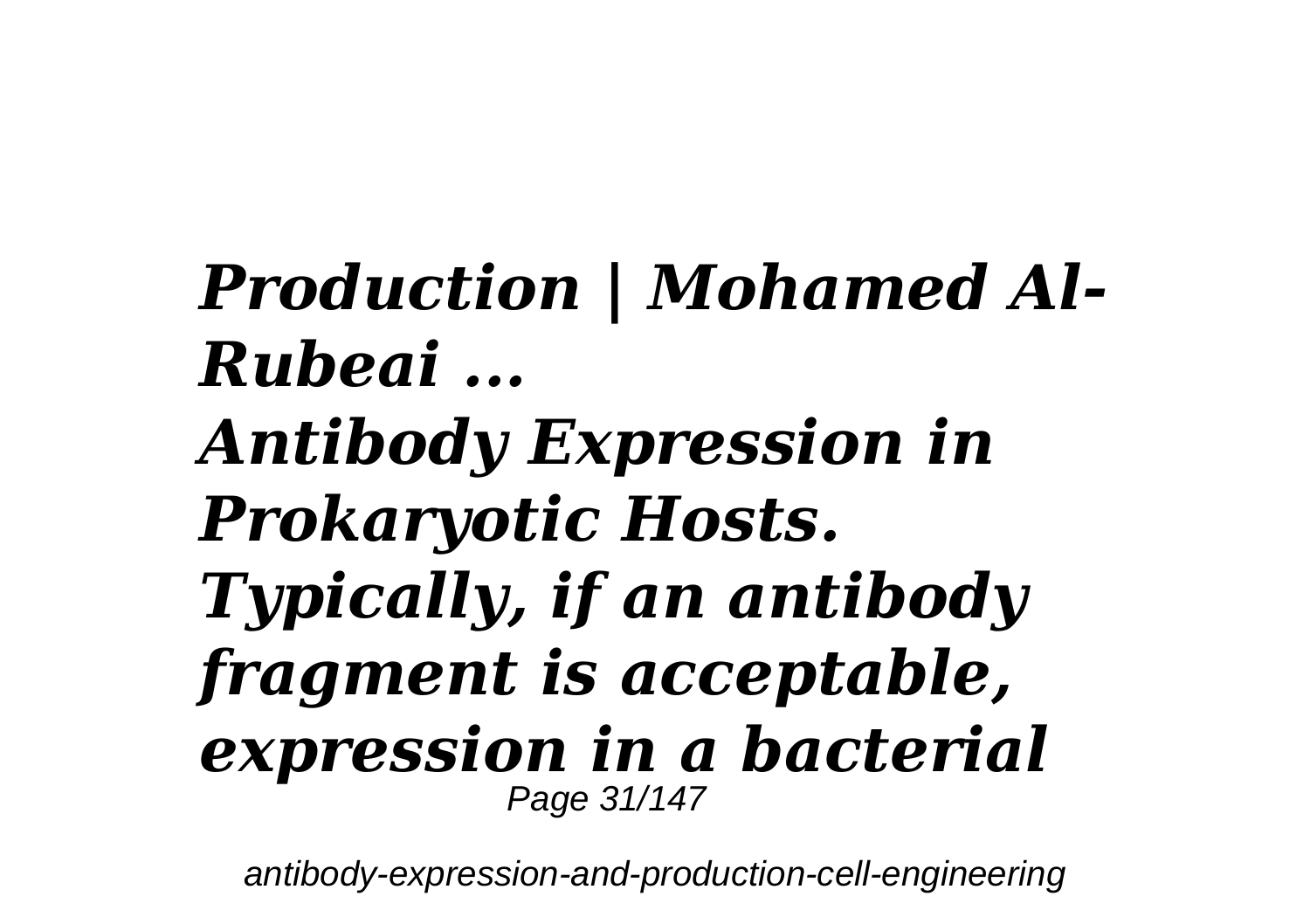***Production | Mohamed Al-Rubeai ...***

***Antibody Expression in Prokaryotic Hosts. Typically, if an antibody fragment is acceptable, expression in a bacterial***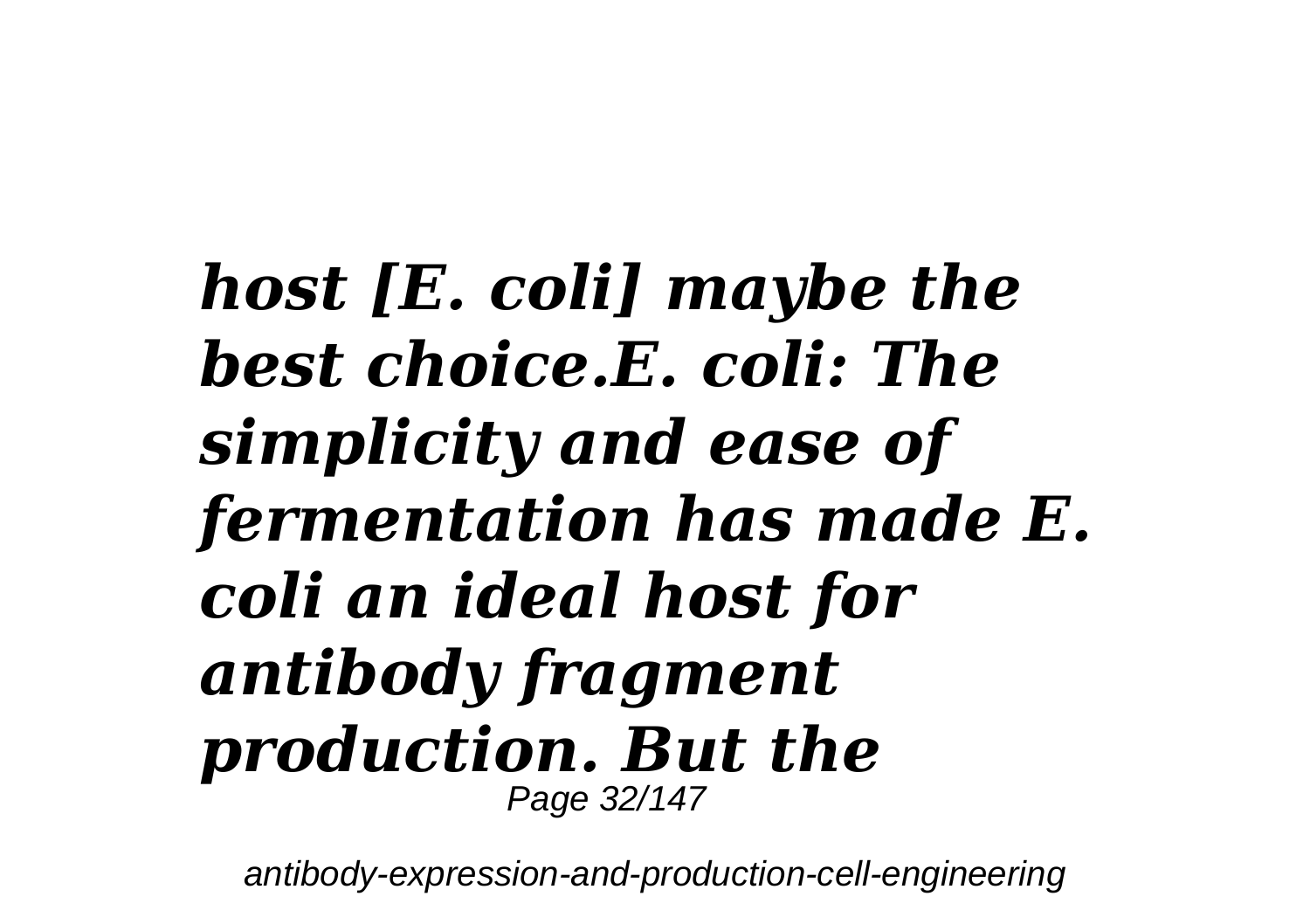***host [E. coli] maybe the best choice.E. coli: The simplicity and ease of fermentation has made E. coli an ideal host for antibody fragment production. But the***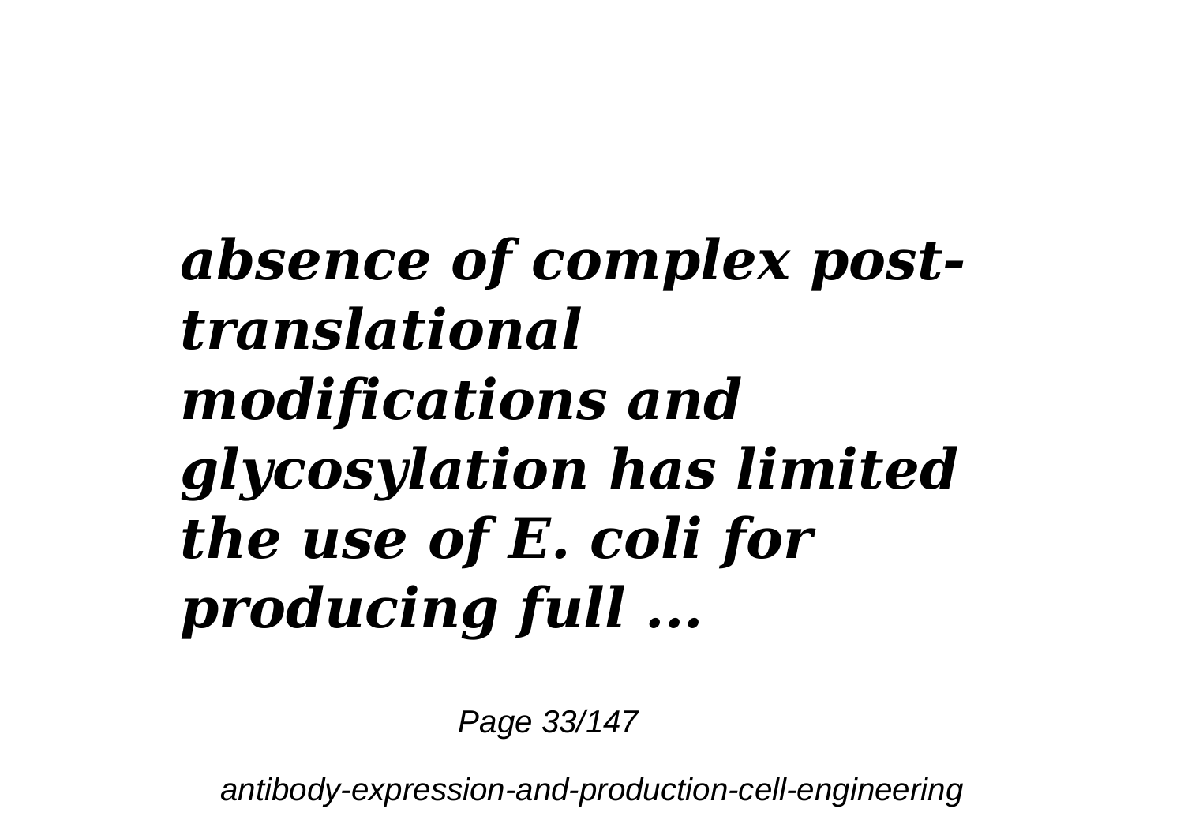***absence of complex post-translational modifications and glycosylation has limited the use of E. coli for producing full ...***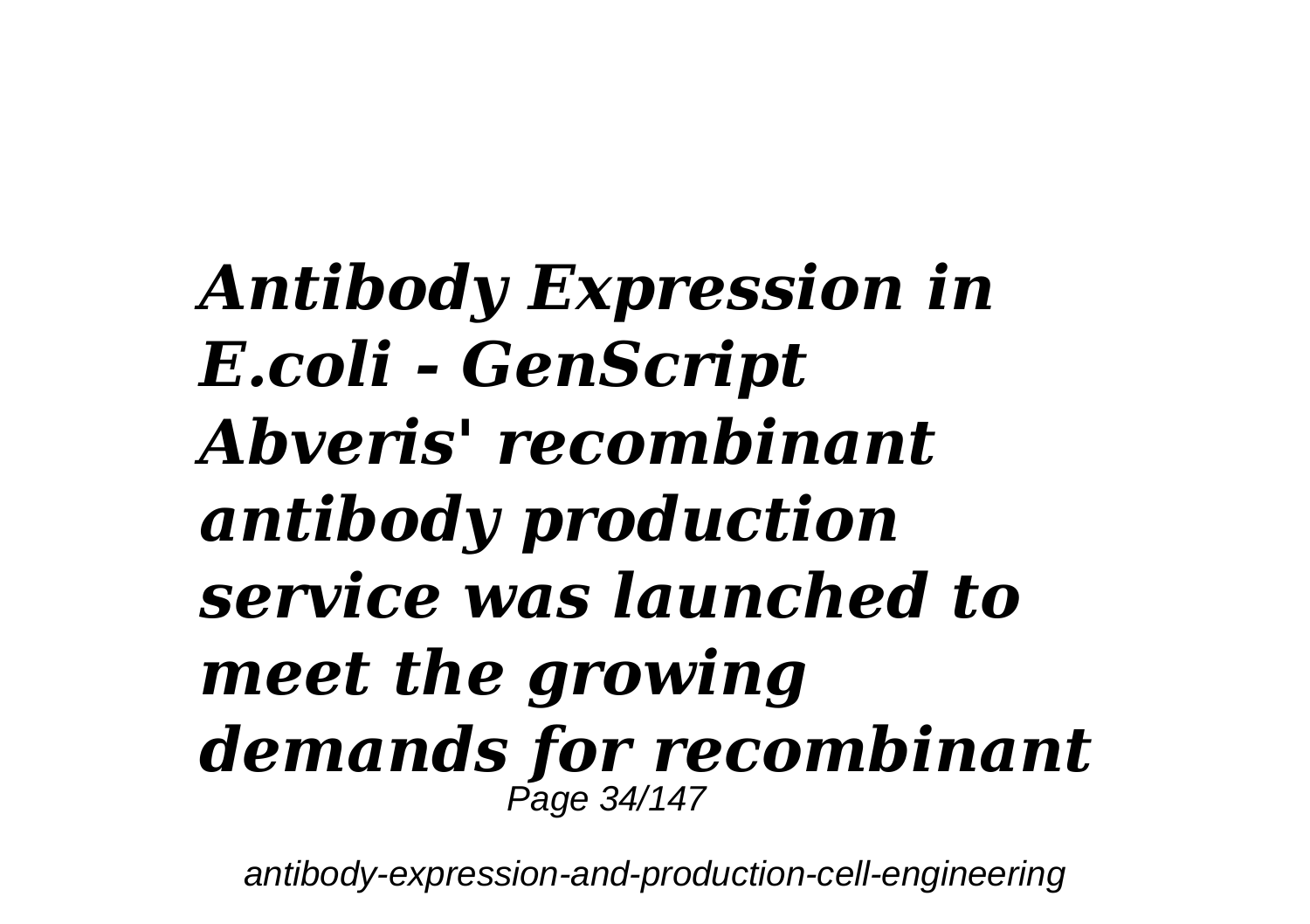***Antibody Expression in E.coli - GenScript***

***Abveris' recombinant antibody production service was launched to meet the growing demands for recombinant***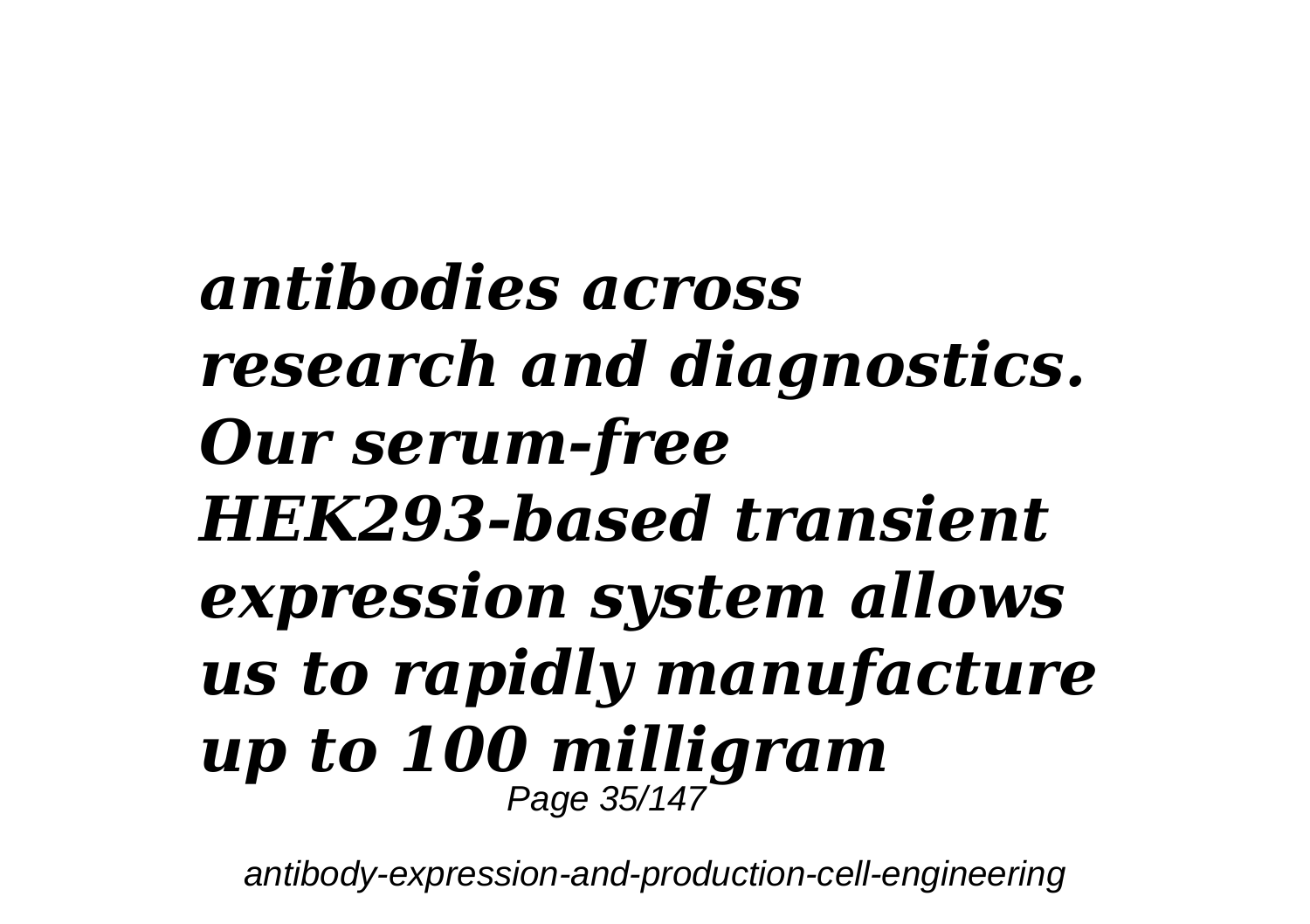***antibodies across research and diagnostics. Our serum-free HEK293-based transient expression system allows us to rapidly manufacture up to 100 milligram***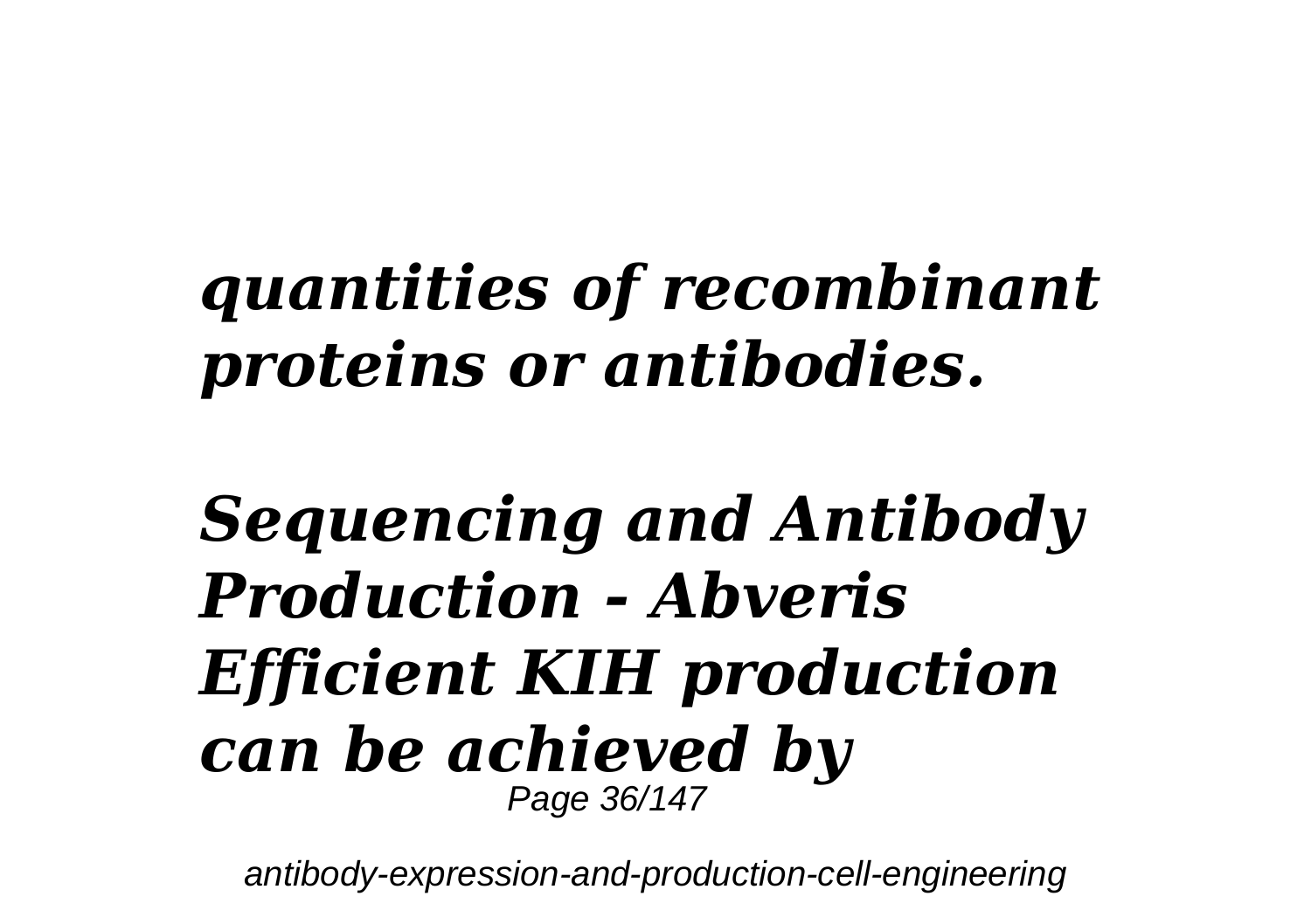***quantities of recombinant proteins or antibodies.***

***Sequencing and Antibody Production - Abveris Efficient KIH production can be achieved by***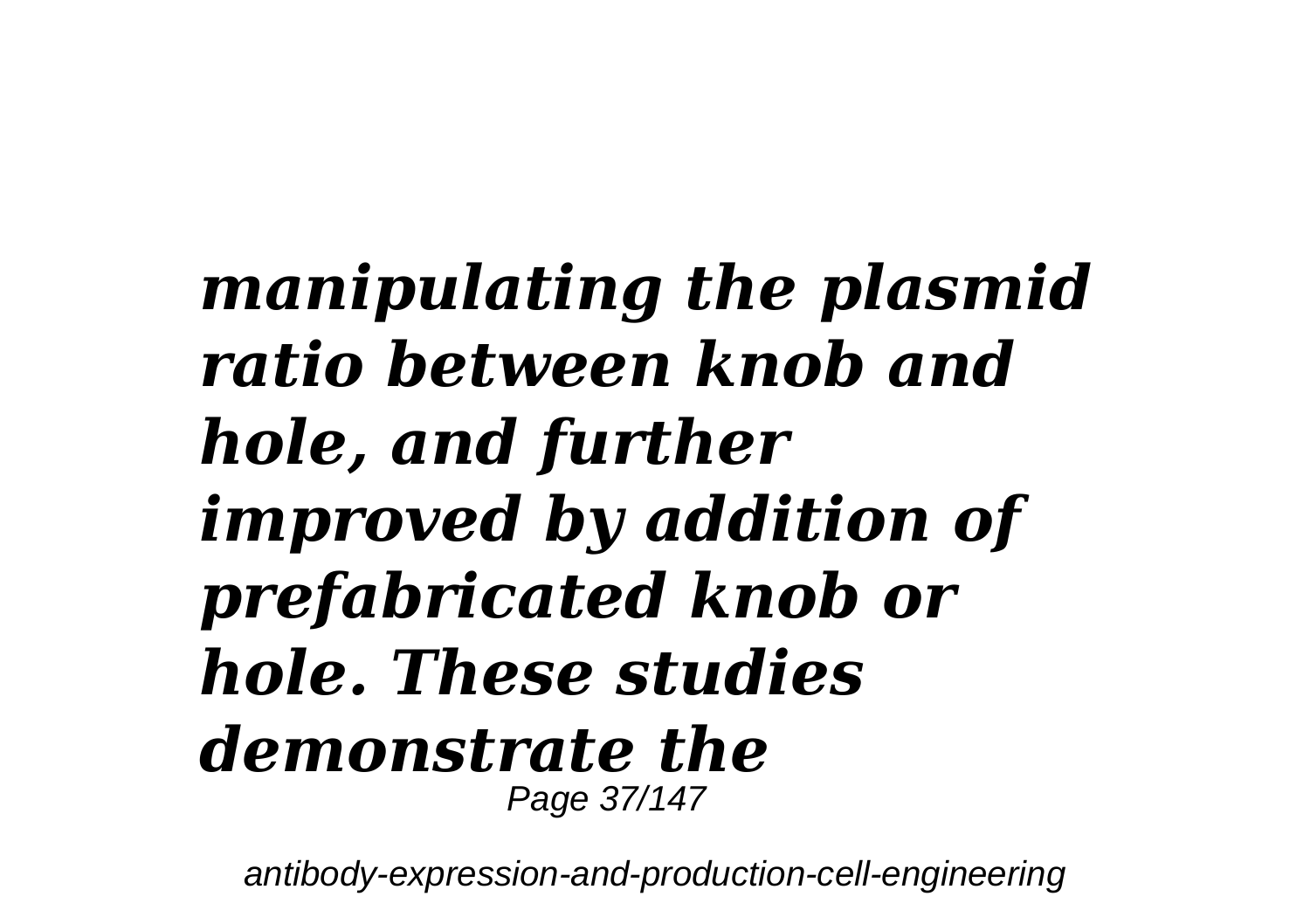***manipulating the plasmid ratio between knob and hole, and further improved by addition of prefabricated knob or hole. These studies demonstrate the***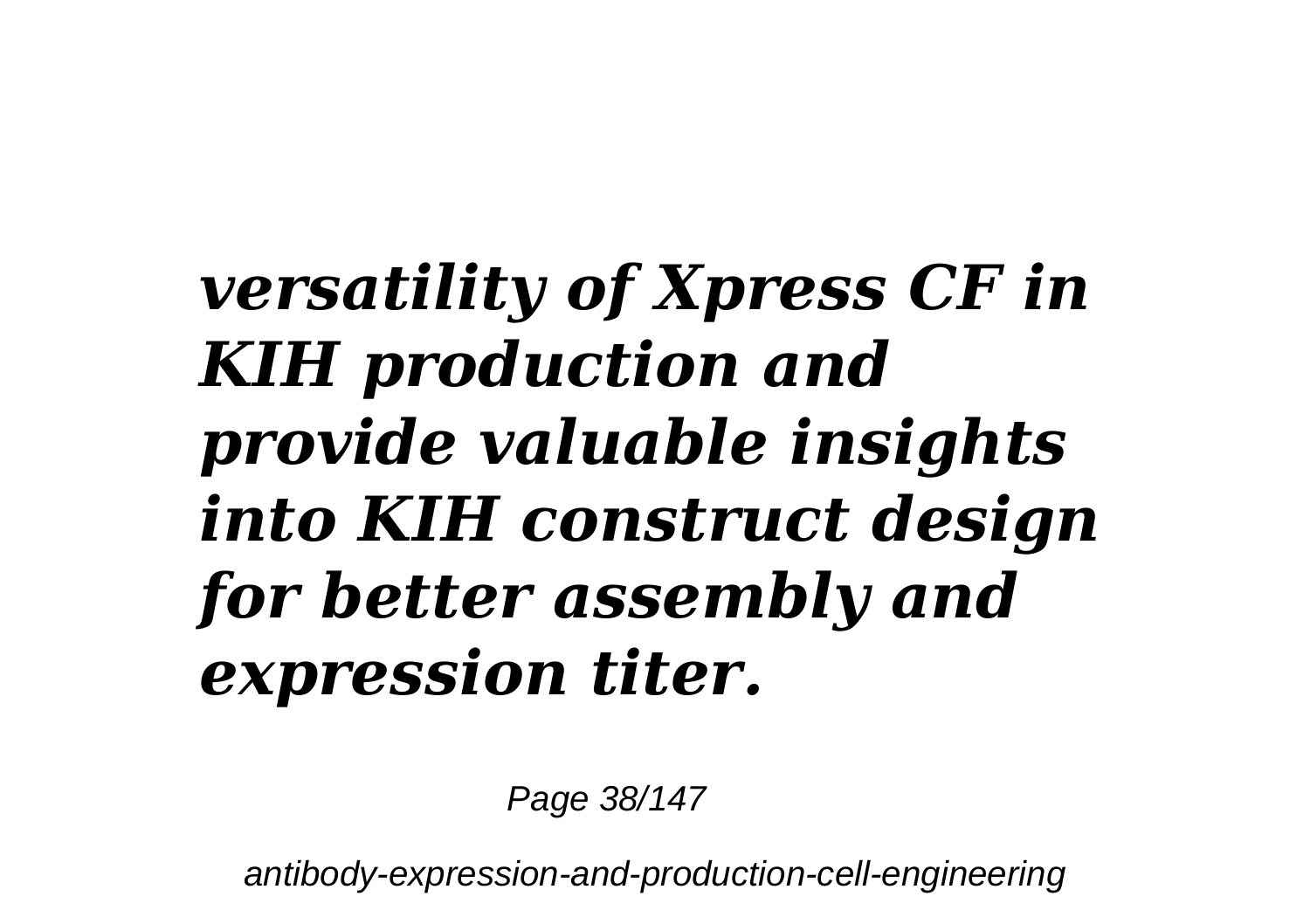***versatility of Xpress CF in KIH production and provide valuable insights into KIH construct design for better assembly and expression titer.***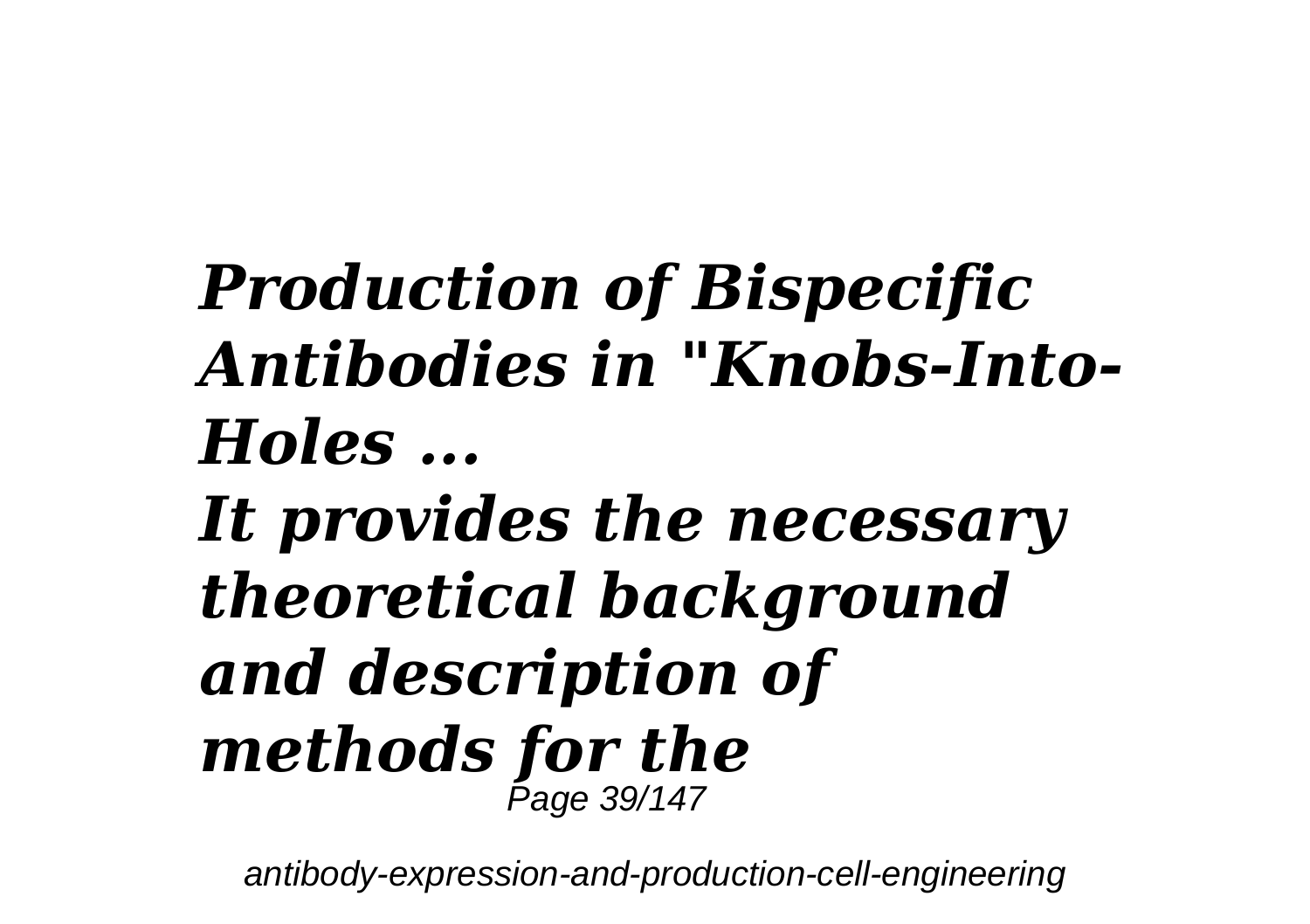***Production of Bispecific Antibodies in "Knobs-Into-Holes ...***

***It provides the necessary theoretical background and description of methods for the***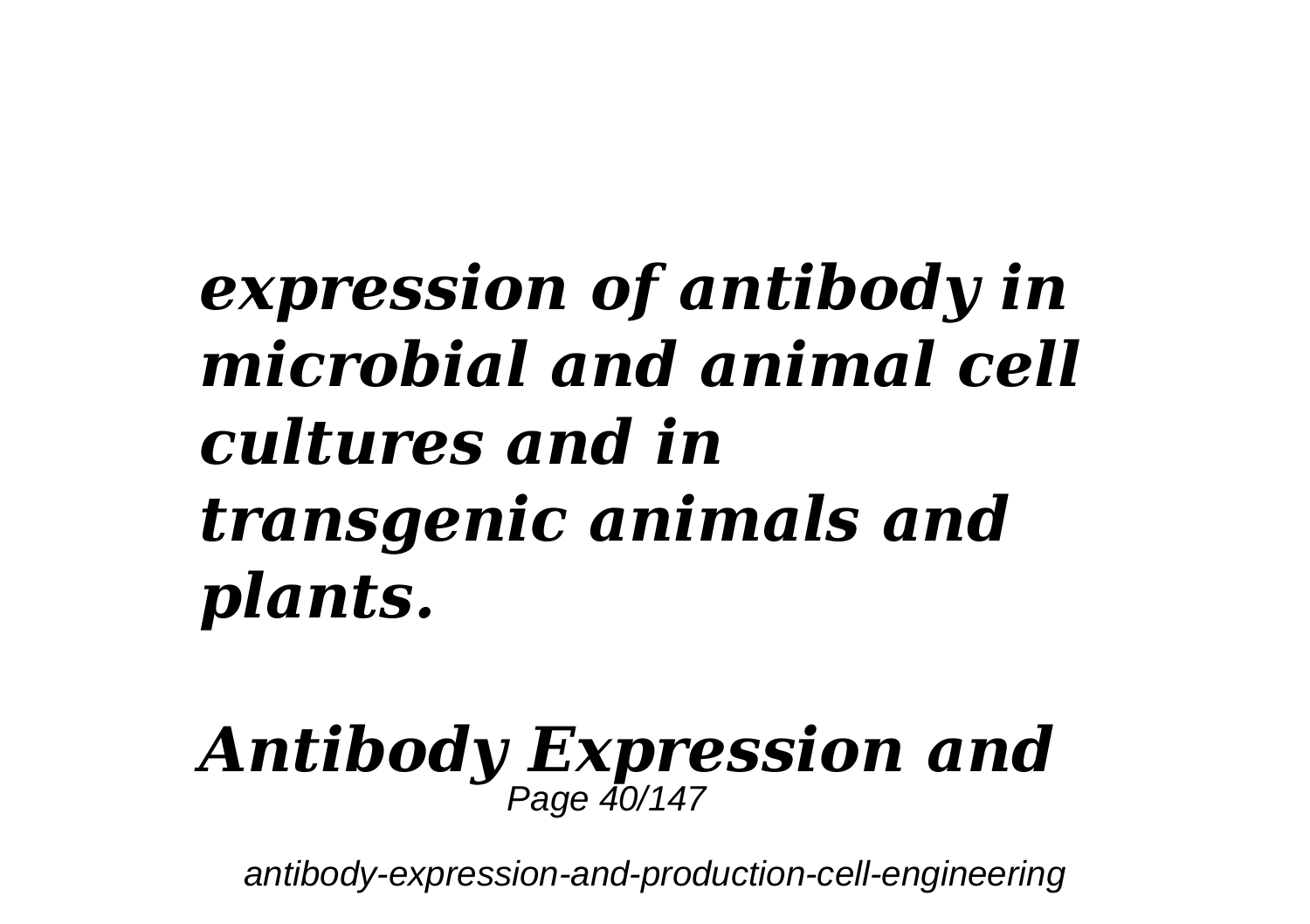***expression of antibody in microbial and animal cell cultures and in transgenic animals and plants.***

***Antibody Expression and***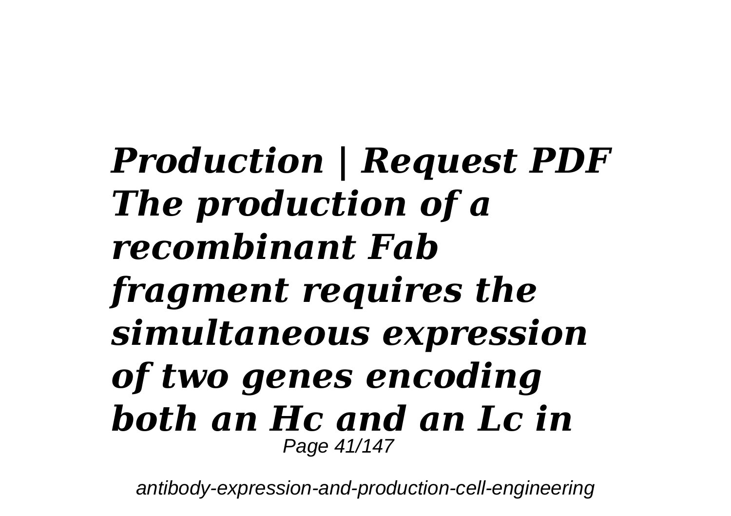***Production | Request PDF The production of a recombinant Fab fragment requires the simultaneous expression of two genes encoding both an Hc and an Lc in***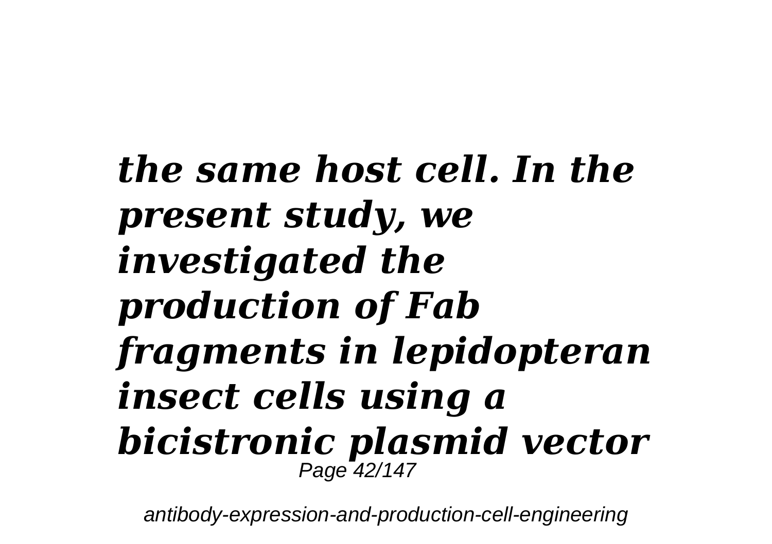***the same host cell. In the present study, we investigated the production of Fab fragments in lepidopteran insect cells using a bicistronic plasmid vector***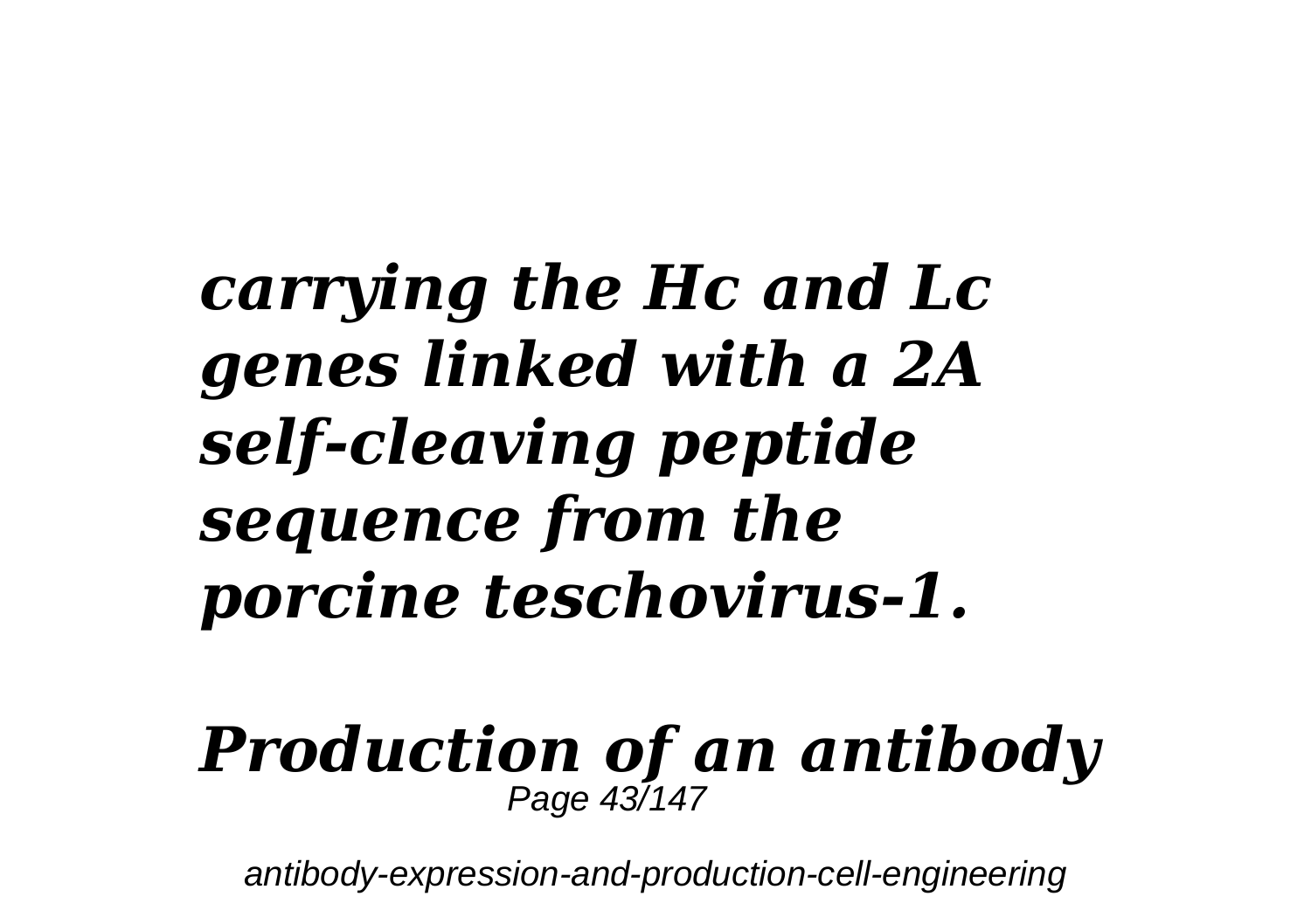***carrying the Hc and Lc genes linked with a 2A self-cleaving peptide sequence from the porcine teschovirus-1.***

***Production of an antibody***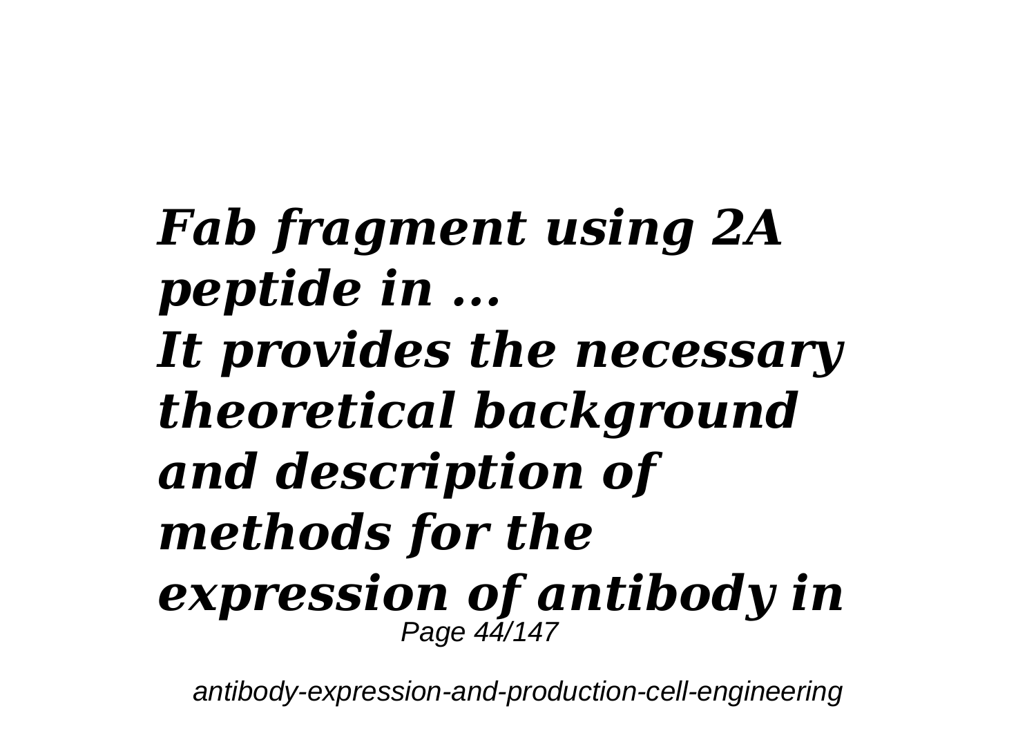***Fab fragment using 2A peptide in ...***
***It provides the necessary theoretical background and description of methods for the expression of antibody in***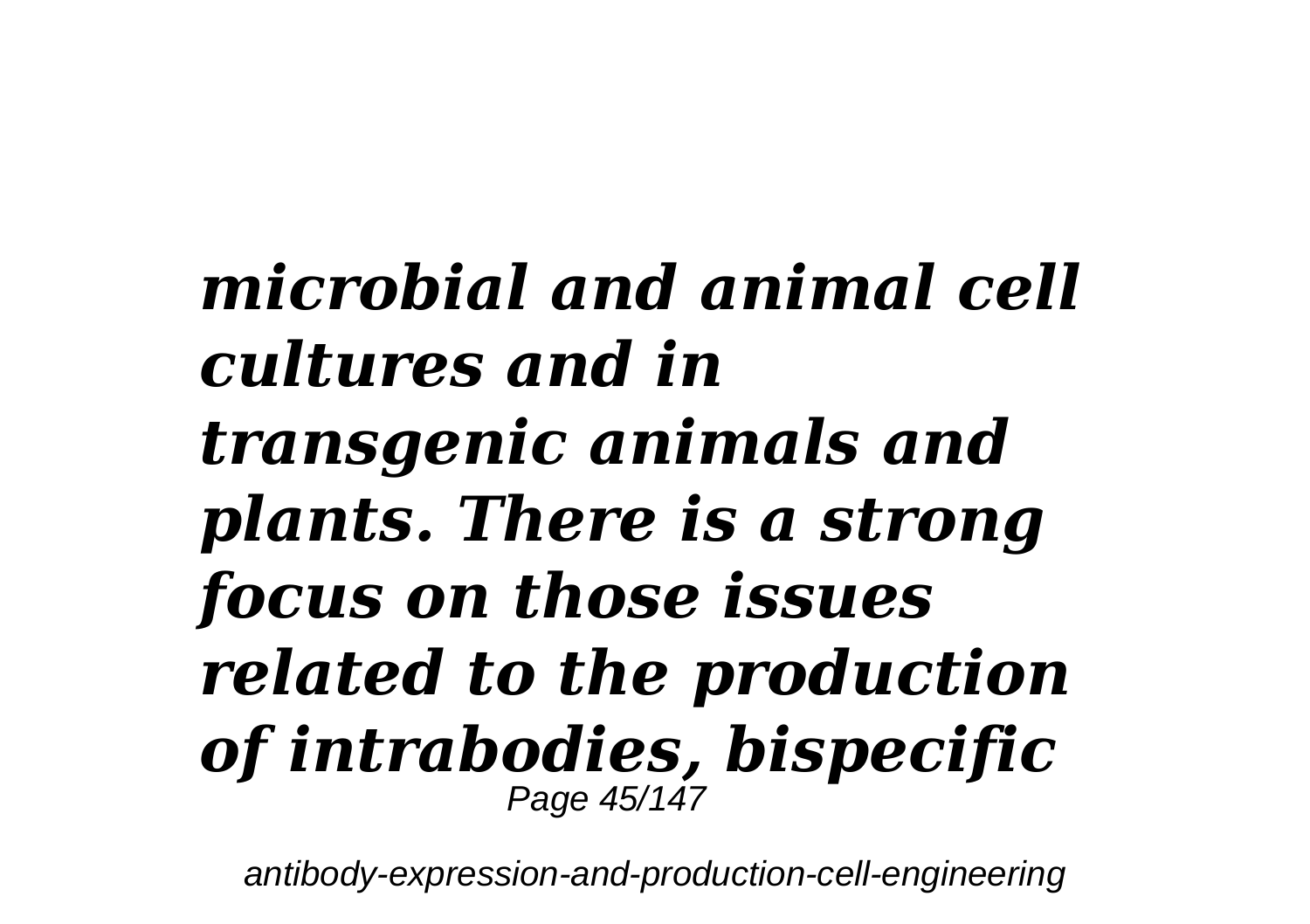*microbial and animal cell cultures and in transgenic animals and plants. There is a strong focus on those issues related to the production of intrabodies, bispecific*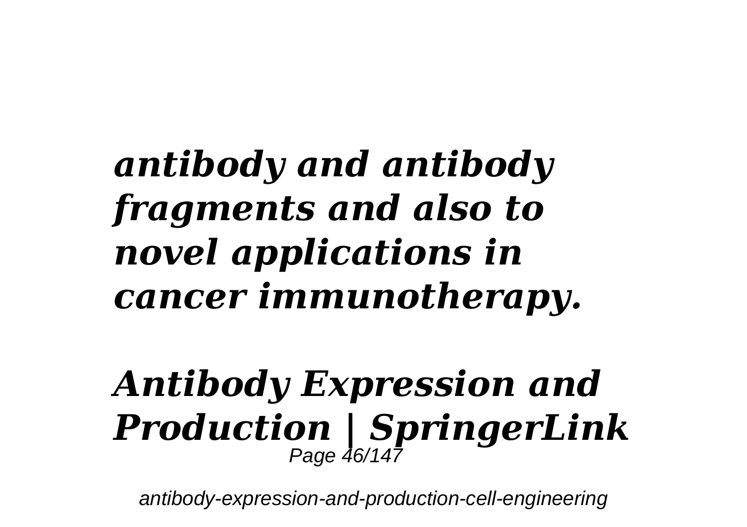***antibody and antibody fragments and also to novel applications in cancer immunotherapy.***

## ***Antibody Expression and Production | SpringerLink***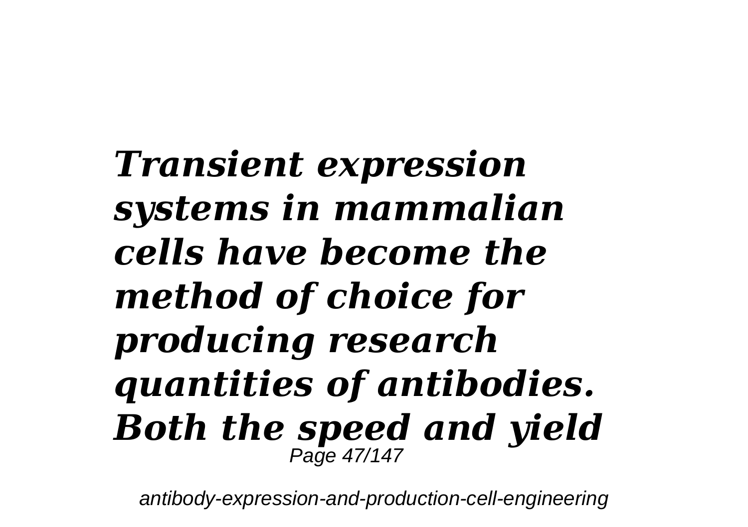***Transient expression systems in mammalian cells have become the method of choice for producing research quantities of antibodies. Both the speed and yield***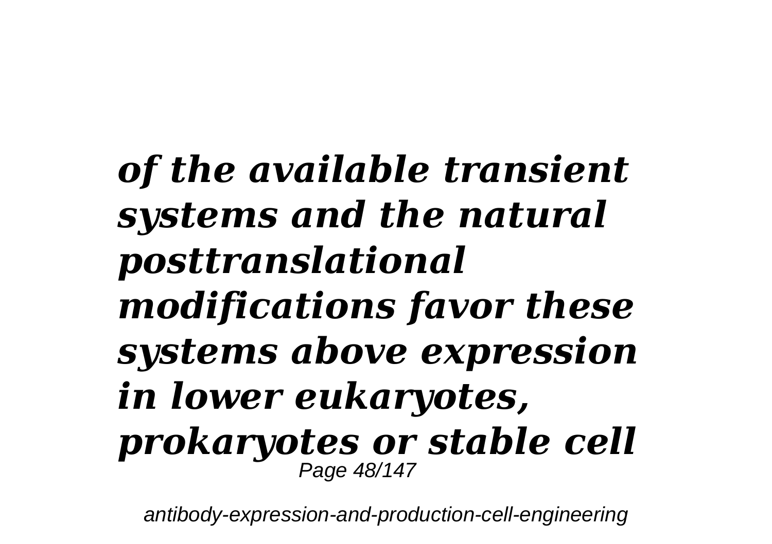*of the available transient systems and the natural posttranslational modifications favor these systems above expression in lower eukaryotes, prokaryotes or stable cell*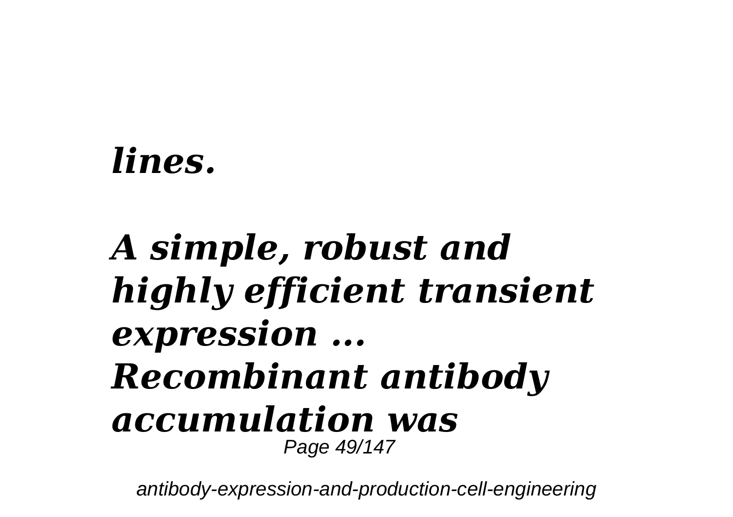***lines.***

***A simple, robust and highly efficient transient expression ...***
***Recombinant antibody accumulation was***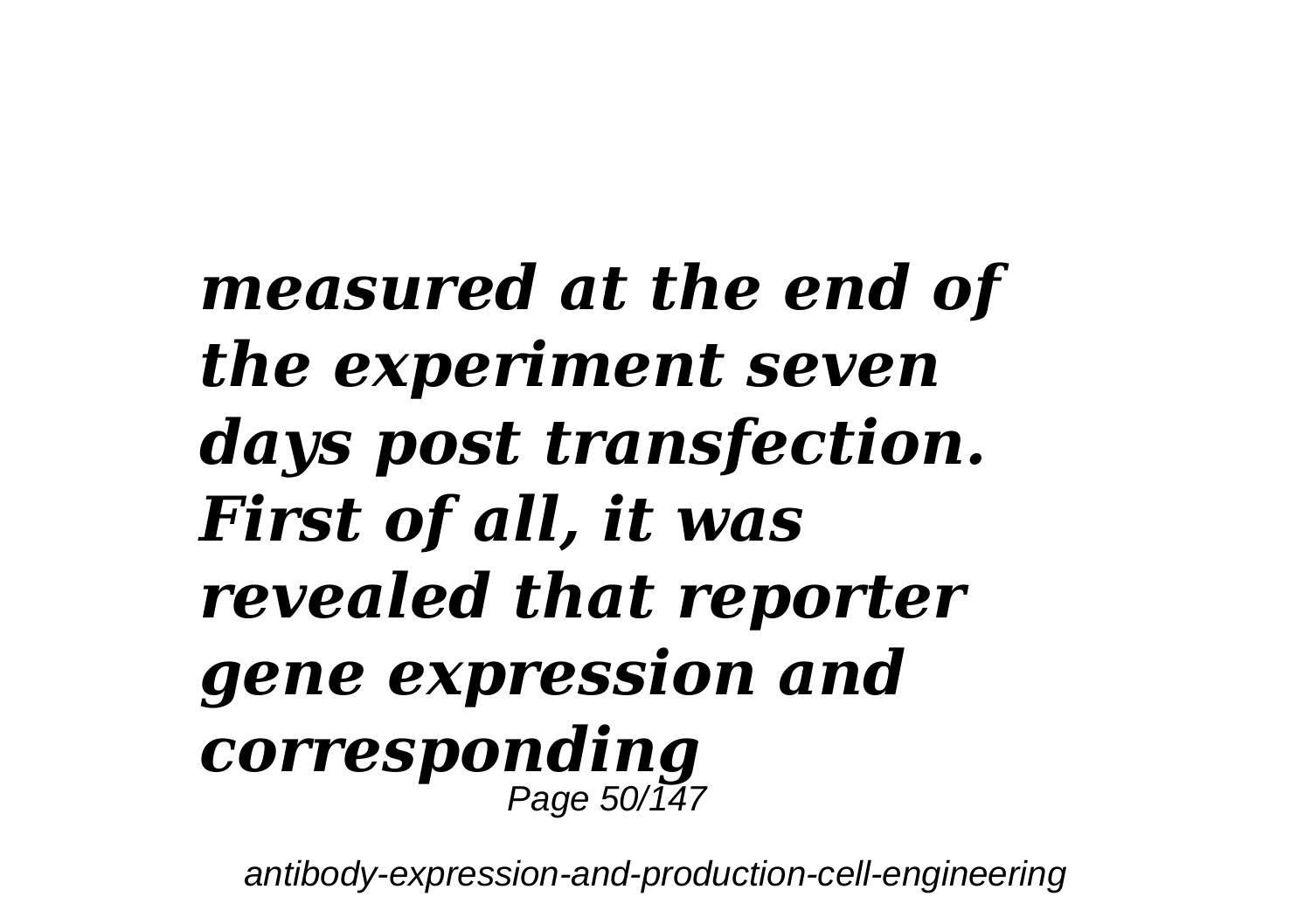***measured at the end of the experiment seven days post transfection. First of all, it was revealed that reporter gene expression and corresponding***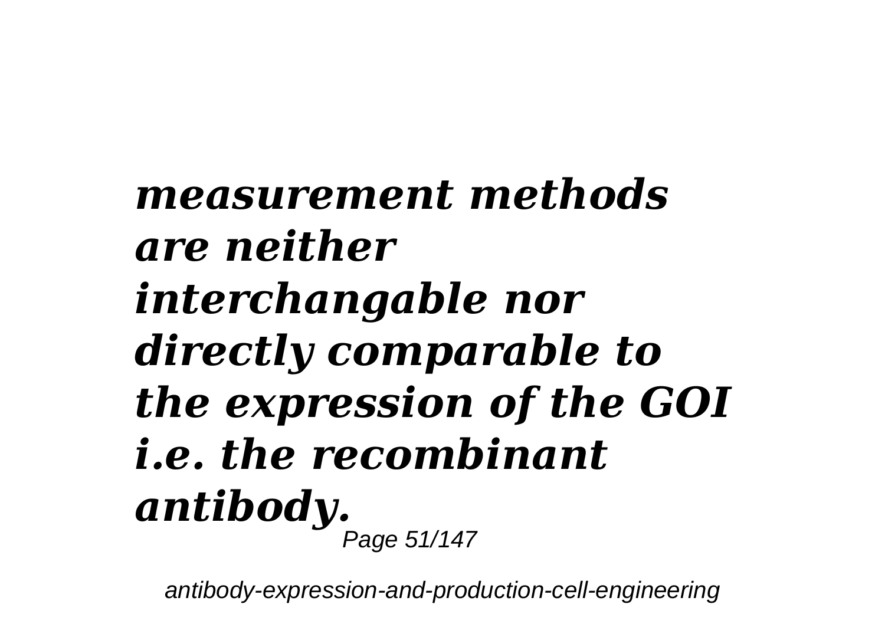***measurement methods are neither interchangable nor directly comparable to the expression of the GOI i.e. the recombinant antibody.***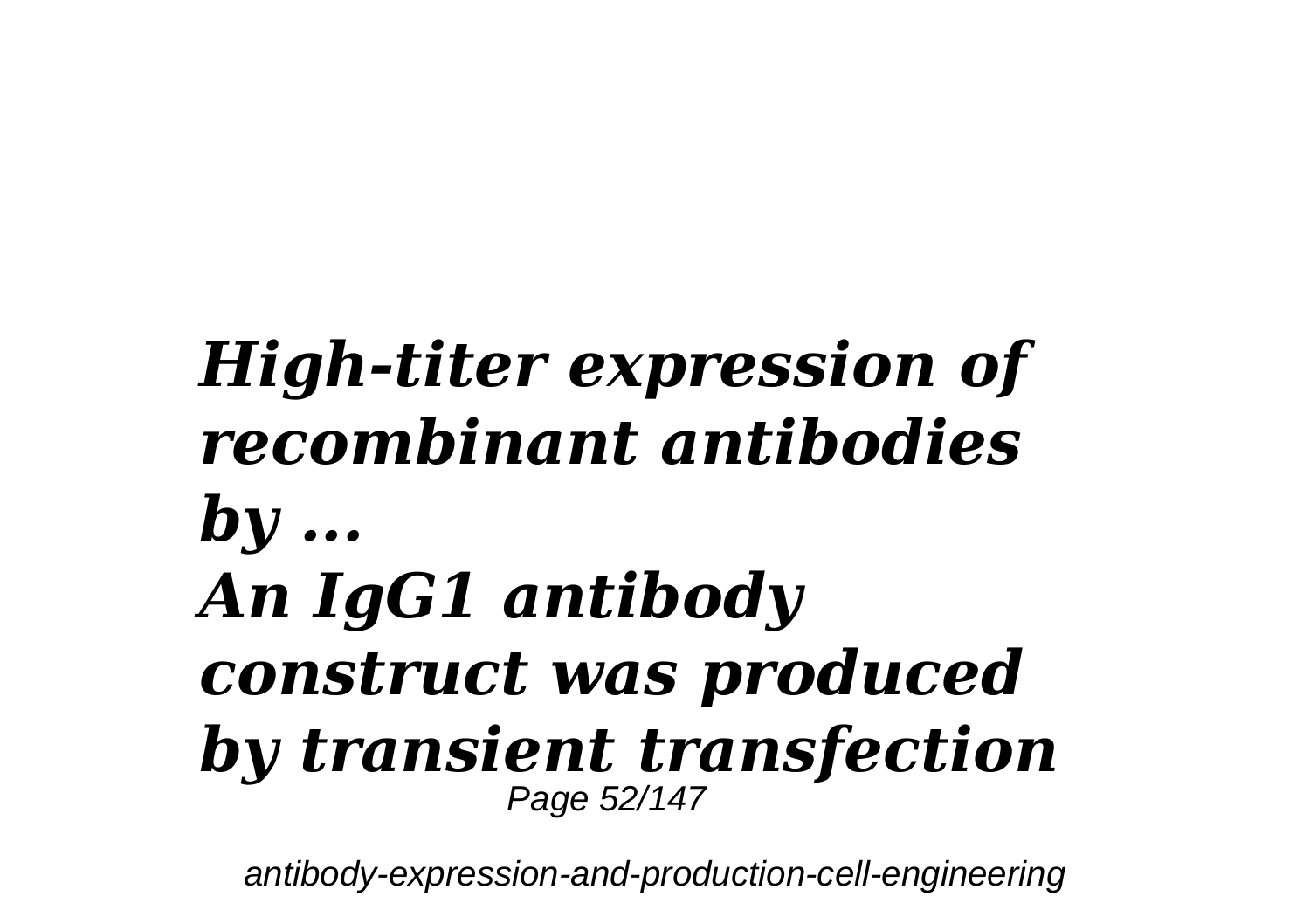***High-titer expression of recombinant antibodies by ...***
***An IgG1 antibody construct was produced by transient transfection***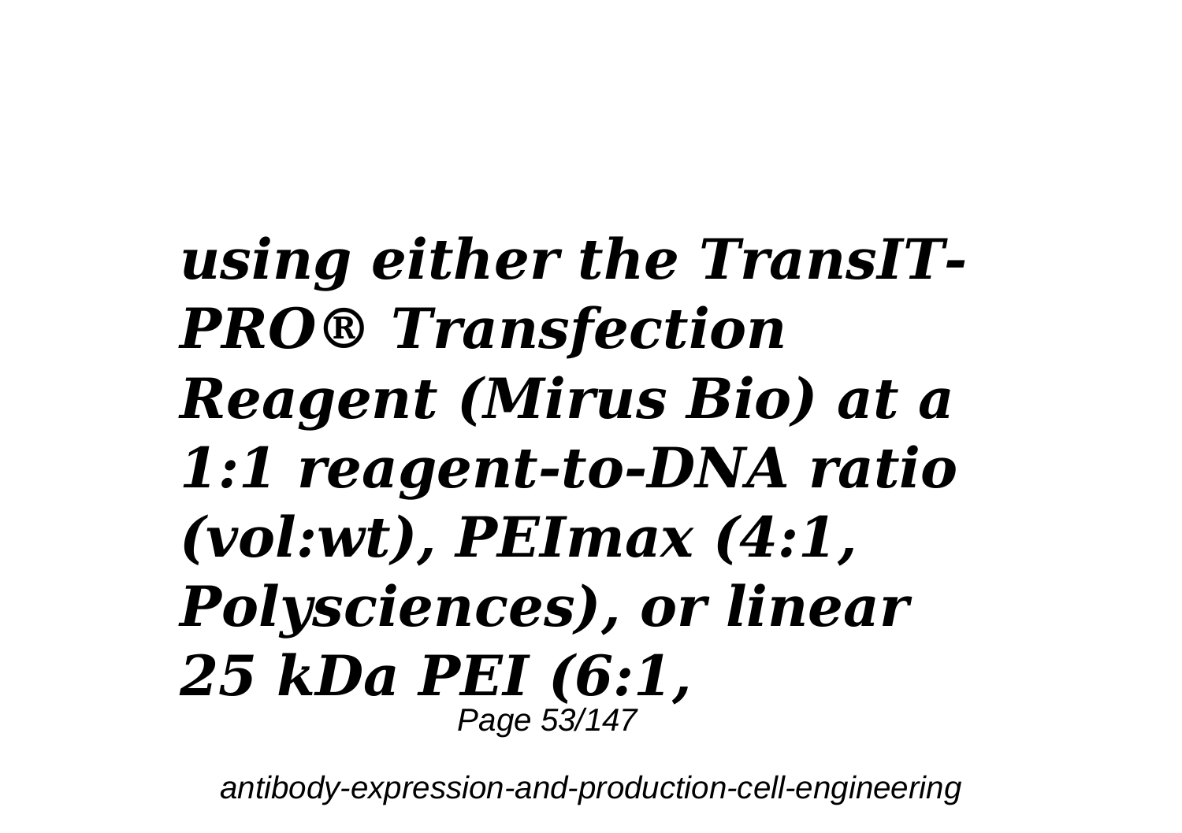***using either the TransIT-PRO® Transfection Reagent (Mirus Bio) at a 1:1 reagent-to-DNA ratio (vol:wt), PEImax (4:1, Polysciences), or linear 25 kDa PEI (6:1,***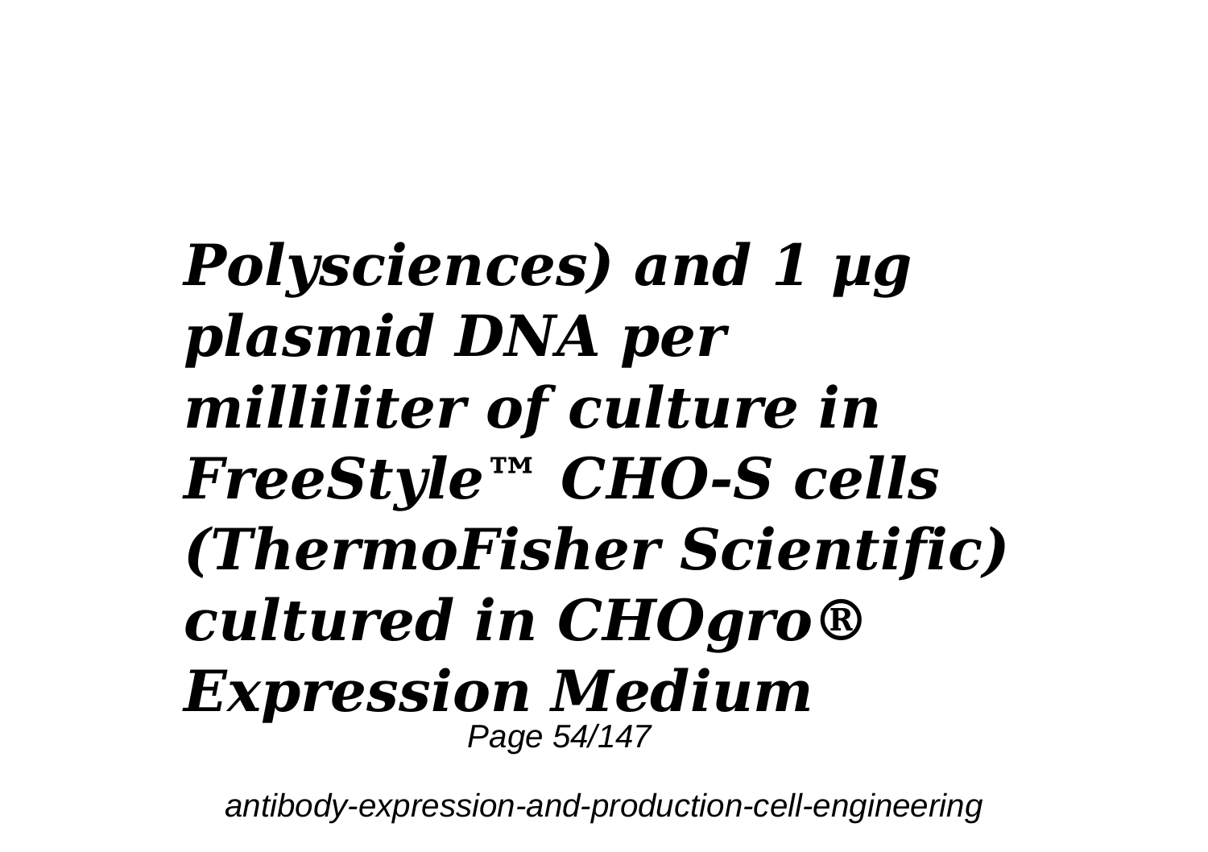***Polysciences) and 1 µg plasmid DNA per milliliter of culture in FreeStyle™ CHO-S cells (ThermoFisher Scientific) cultured in CHOgro® Expression Medium***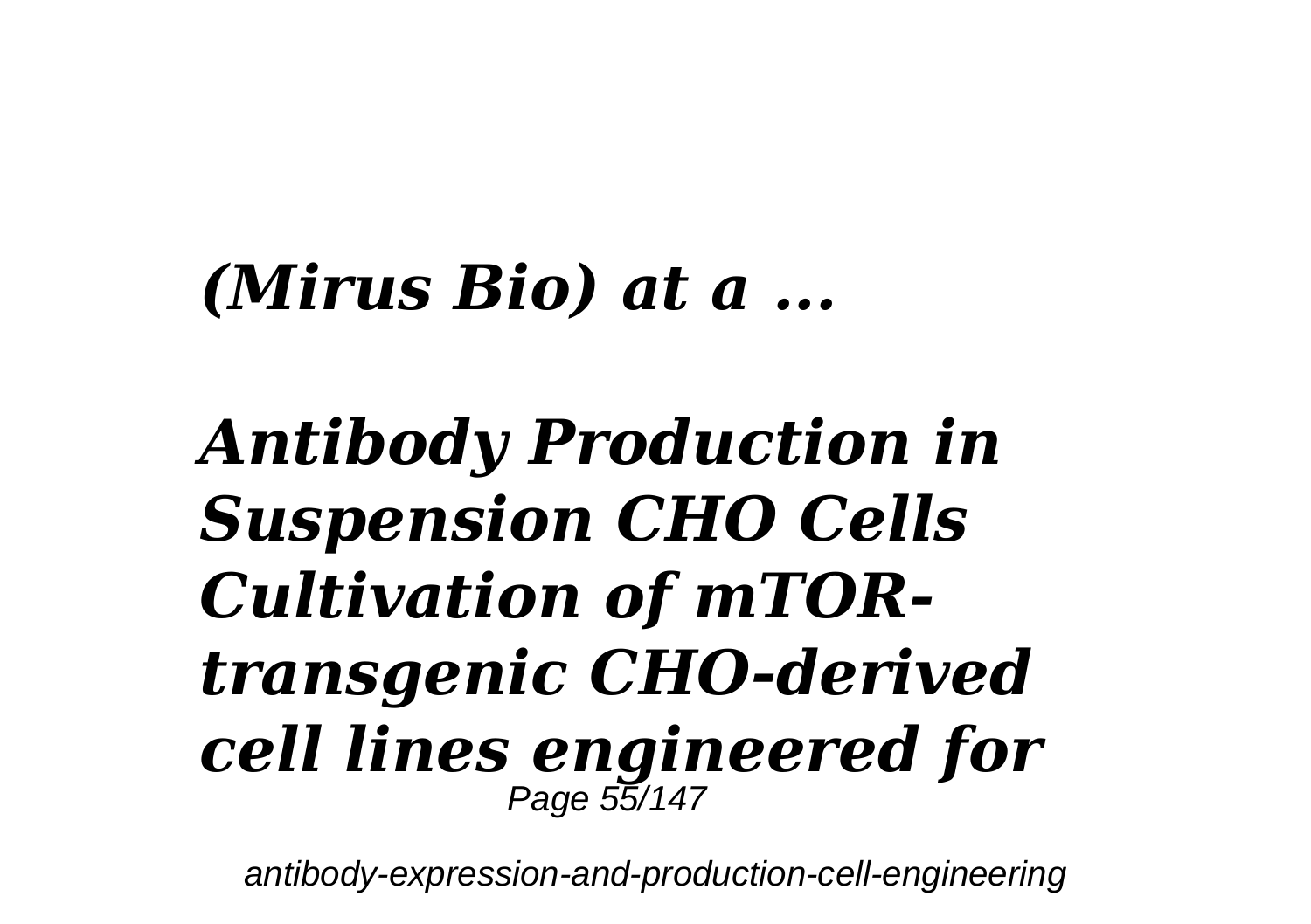***(Mirus Bio) at a ...***

***Antibody Production in Suspension CHO Cells Cultivation of mTOR-transgenic CHO-derived cell lines engineered for***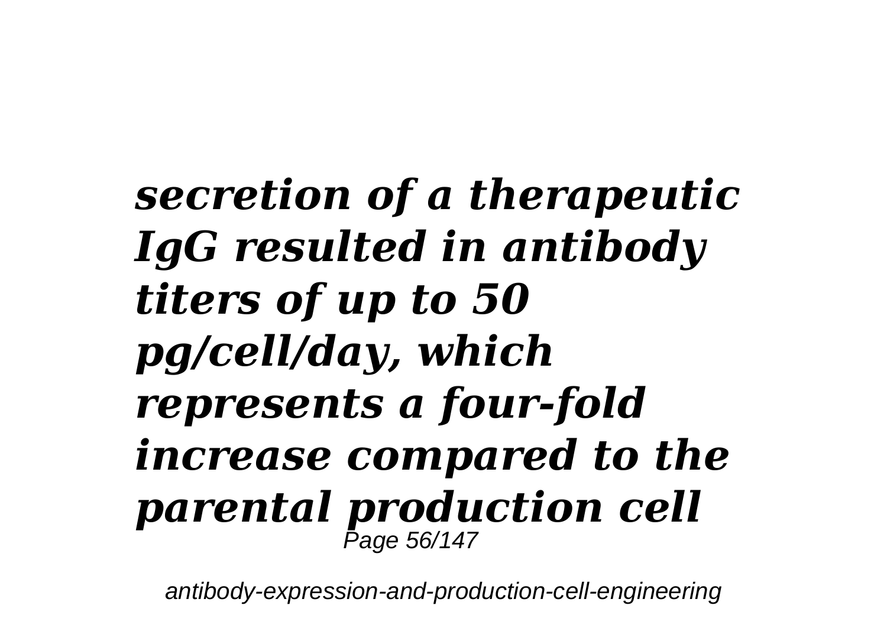***secretion of a therapeutic IgG resulted in antibody titers of up to 50 pg/cell/day, which represents a four-fold increase compared to the parental production cell***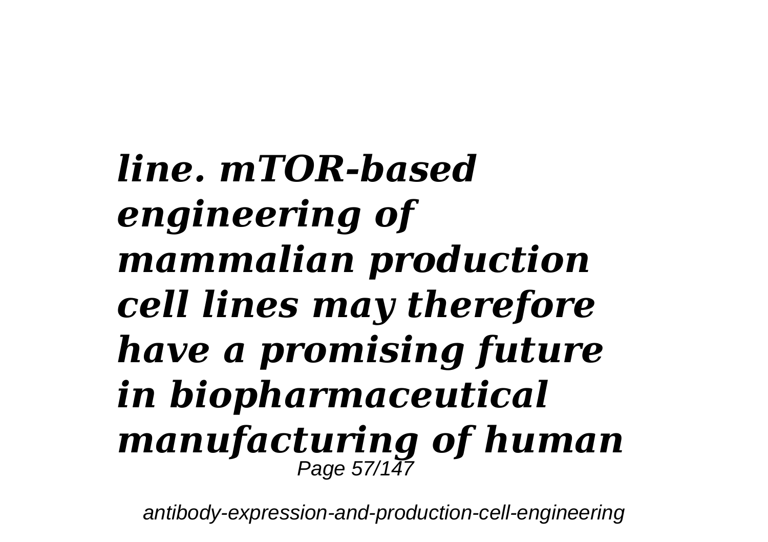***line. mTOR-based engineering of mammalian production cell lines may therefore have a promising future in biopharmaceutical manufacturing of human***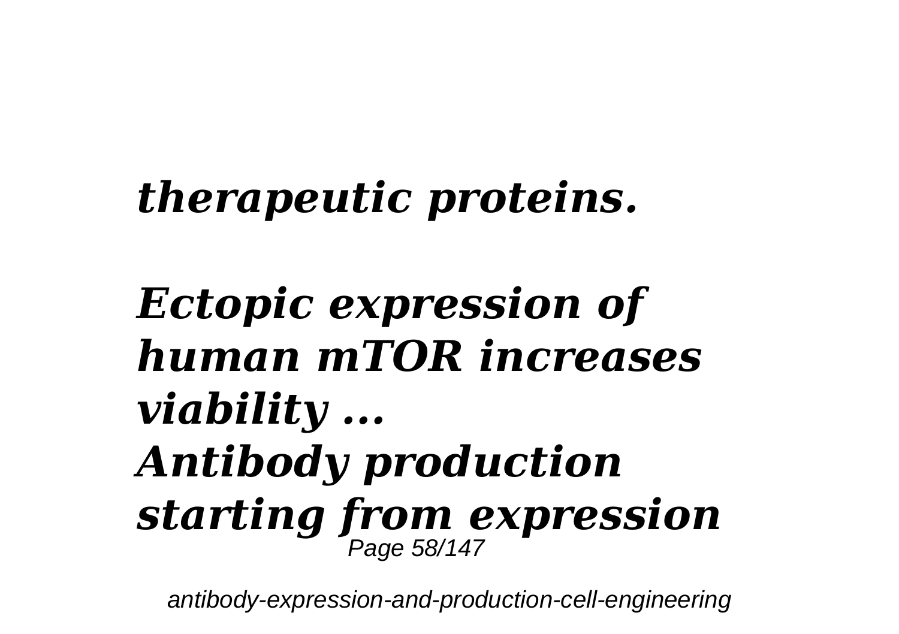***therapeutic proteins.***

***Ectopic expression of human mTOR increases viability ...***

***Antibody production starting from expression***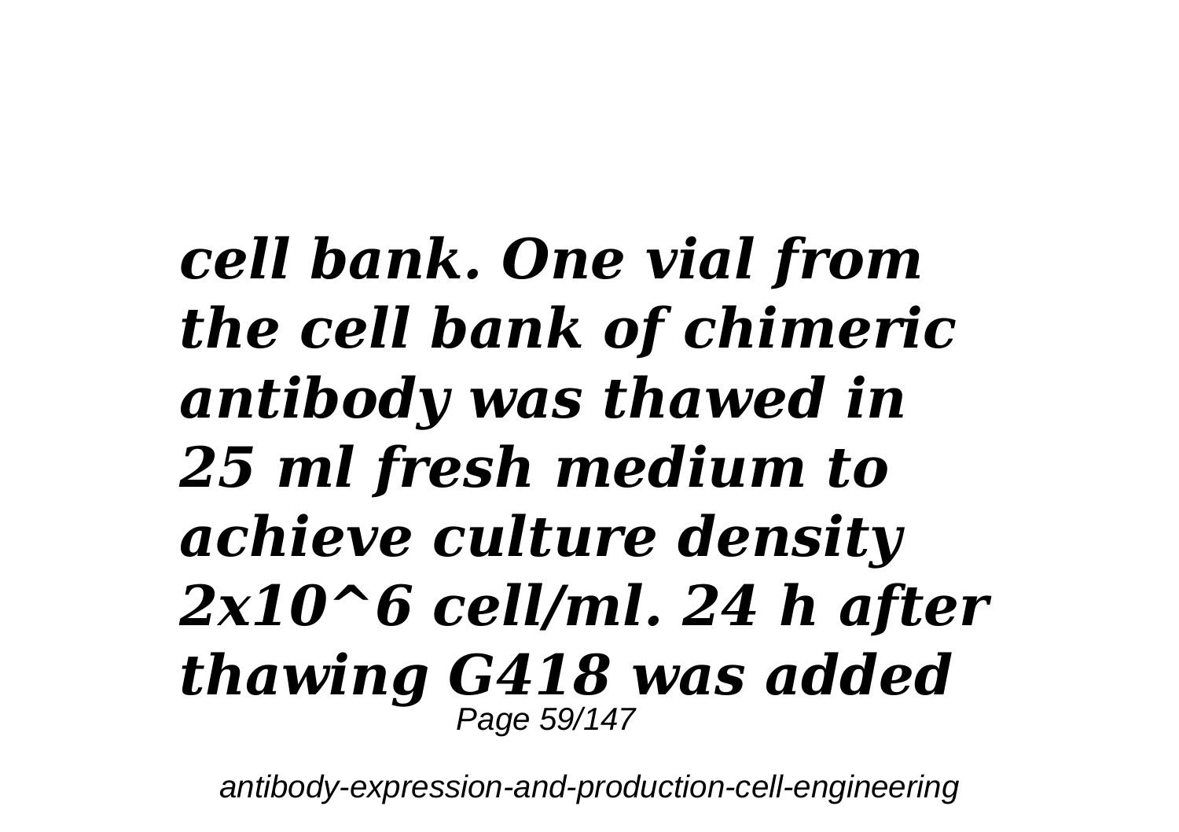***cell bank. One vial from the cell bank of chimeric antibody was thawed in 25 ml fresh medium to achieve culture density $2x10^6$ cell/ml. 24 h after thawing G418 was added***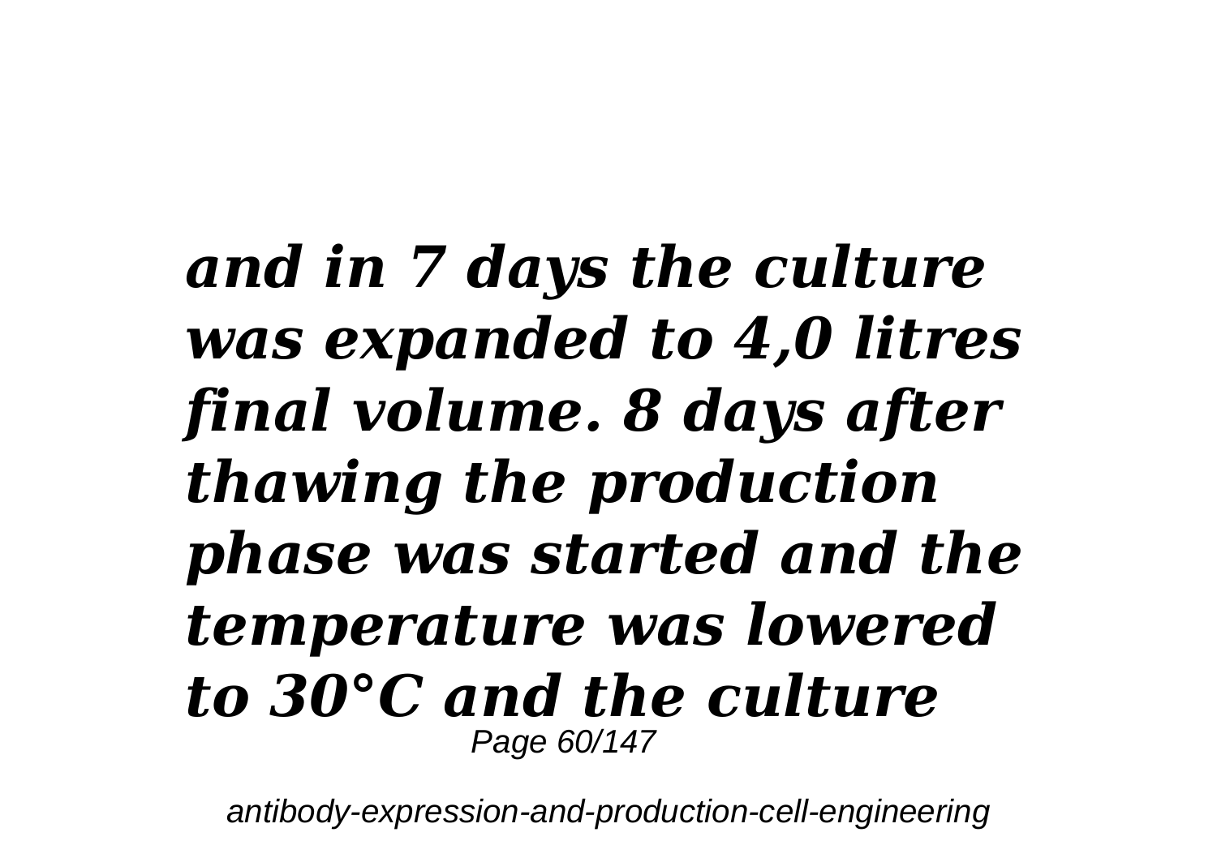***and in 7 days the culture was expanded to 4,0 litres final volume. 8 days after thawing the production phase was started and the temperature was lowered to 30°C and the culture***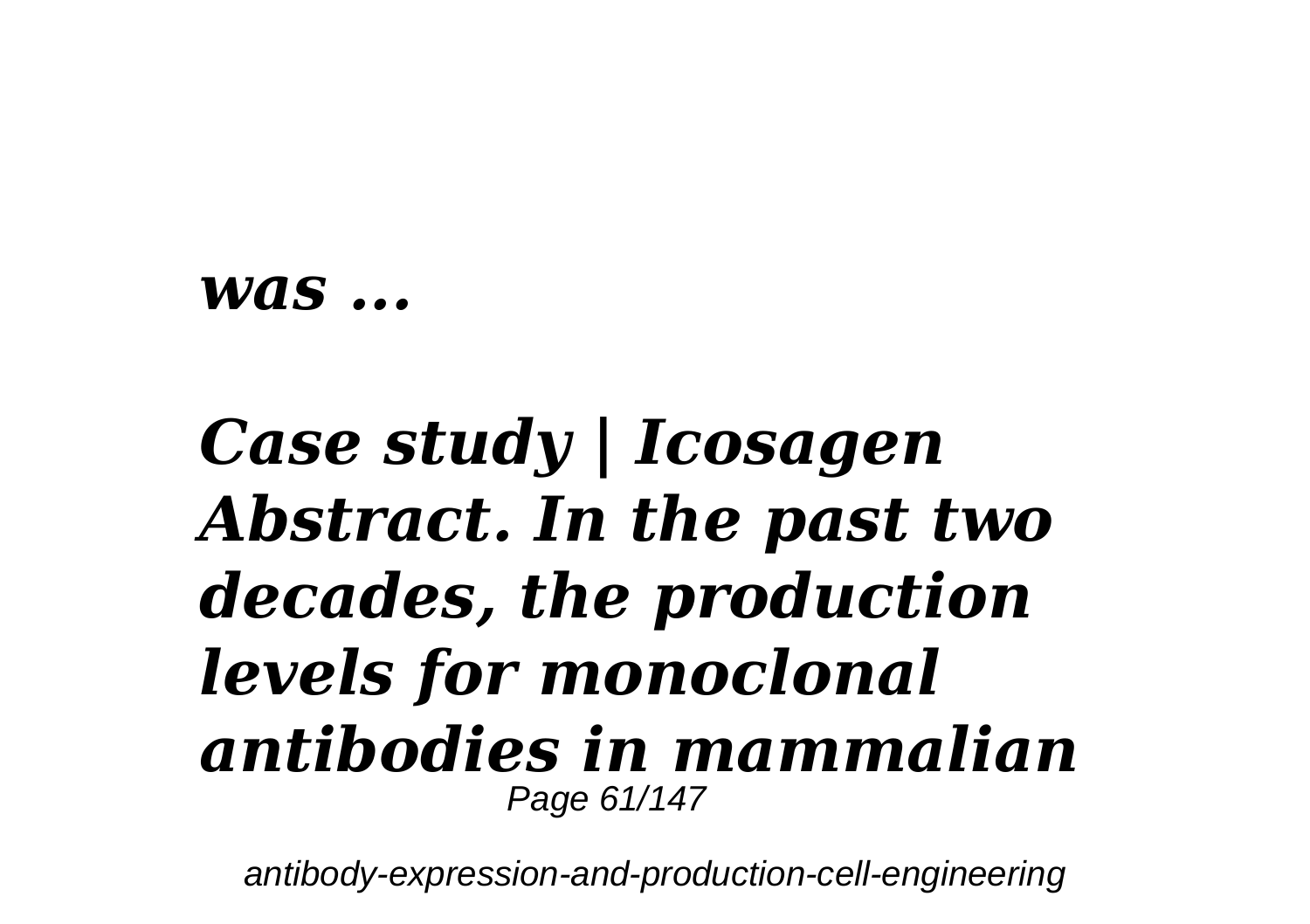***was ...***

## *Case study | Icosagen Abstract. In the past two decades, the production levels for monoclonal antibodies in mammalian*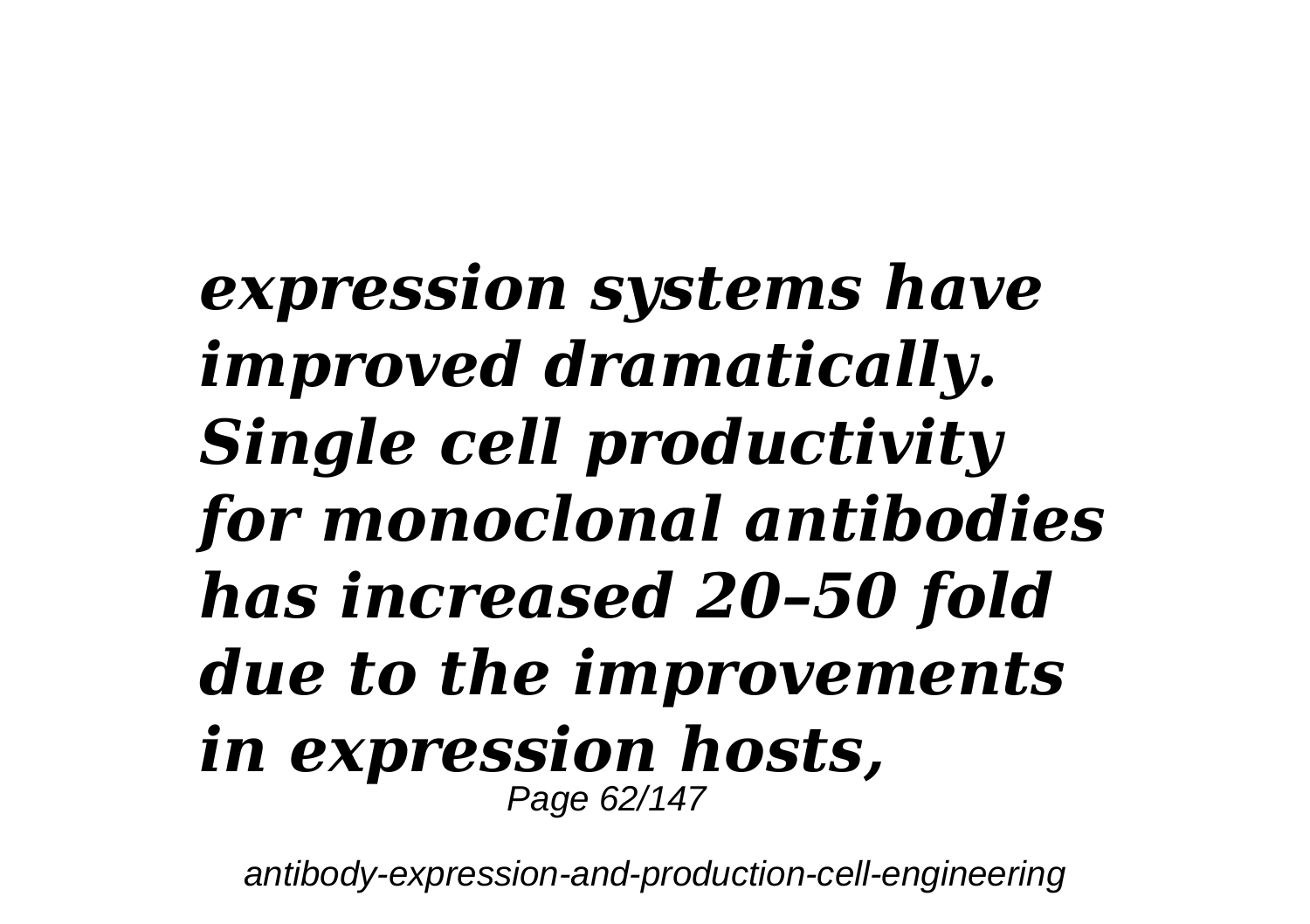***expression systems have improved dramatically. Single cell productivity for monoclonal antibodies has increased 20–50 fold due to the improvements in expression hosts,***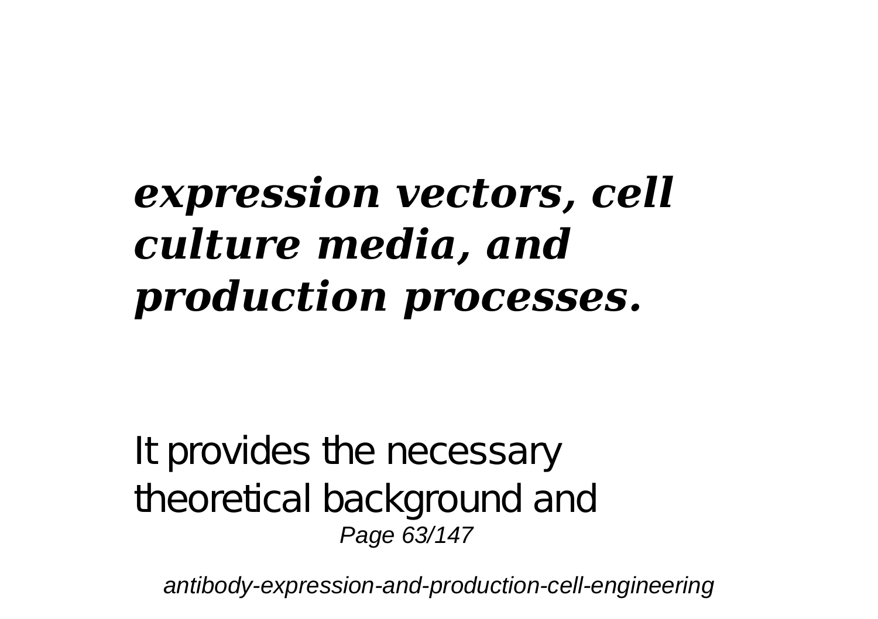***expression vectors, cell culture media, and production processes.***

It provides the necessary theoretical background and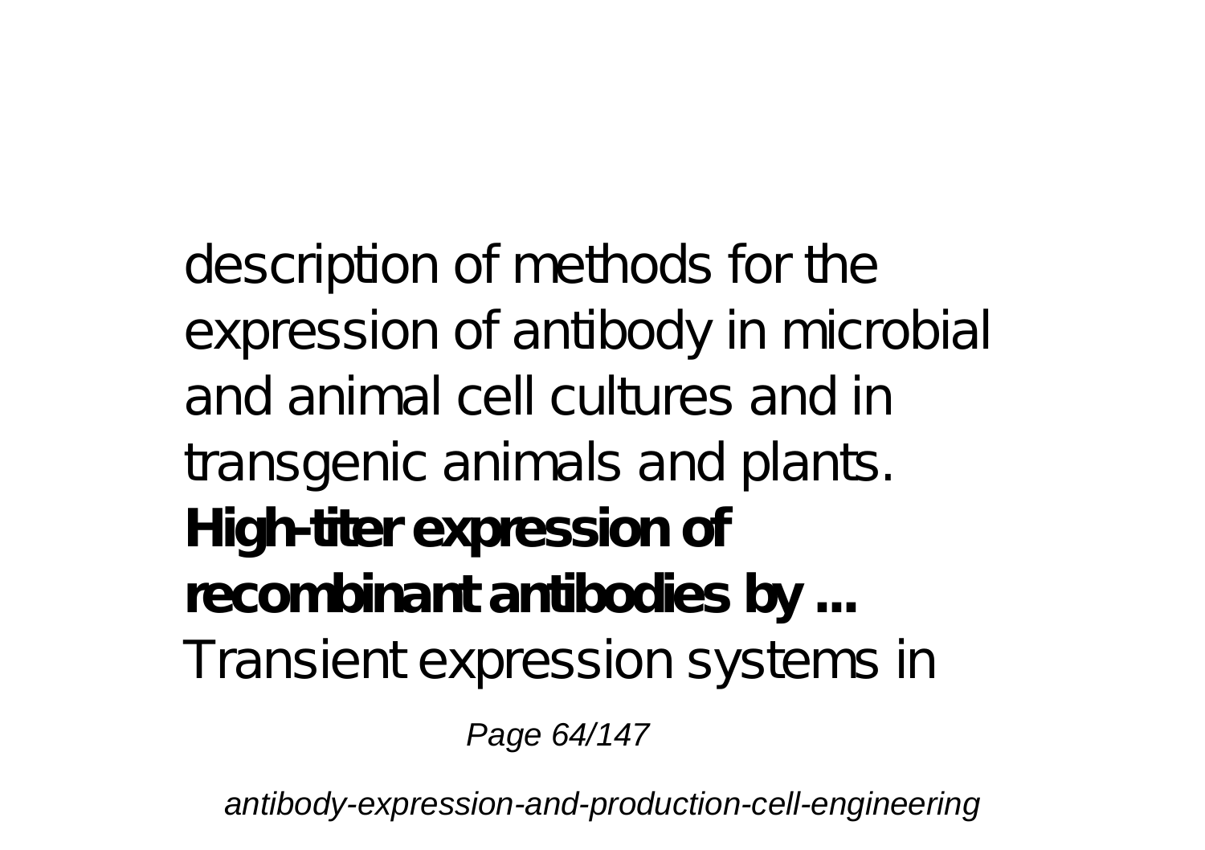description of methods for the expression of antibody in microbial and animal cell cultures and in transgenic animals and plants.

**High-titer expression of recombinant antibodies by ...**

Transient expression systems in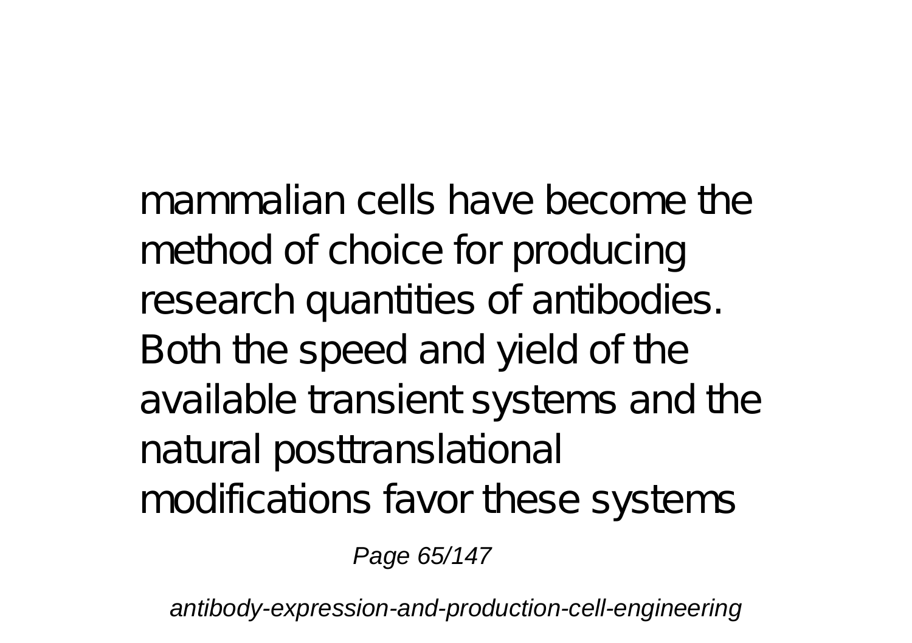mammalian cells have become the method of choice for producing research quantities of antibodies. Both the speed and yield of the available transient systems and the natural posttranslational modifications favor these systems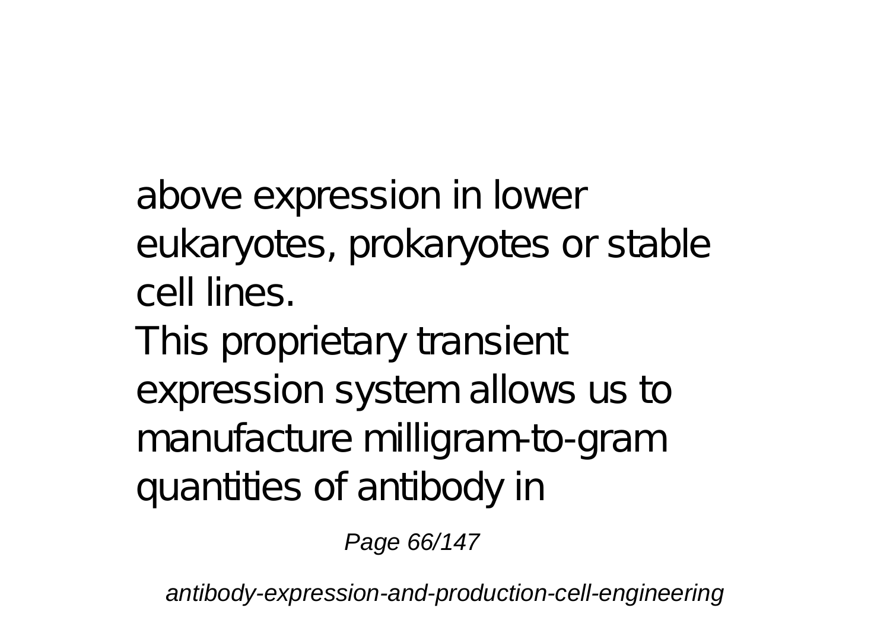above expression in lower eukaryotes, prokaryotes or stable cell lines.

This proprietary transient expression system allows us to manufacture milligram-to-gram quantities of antibody in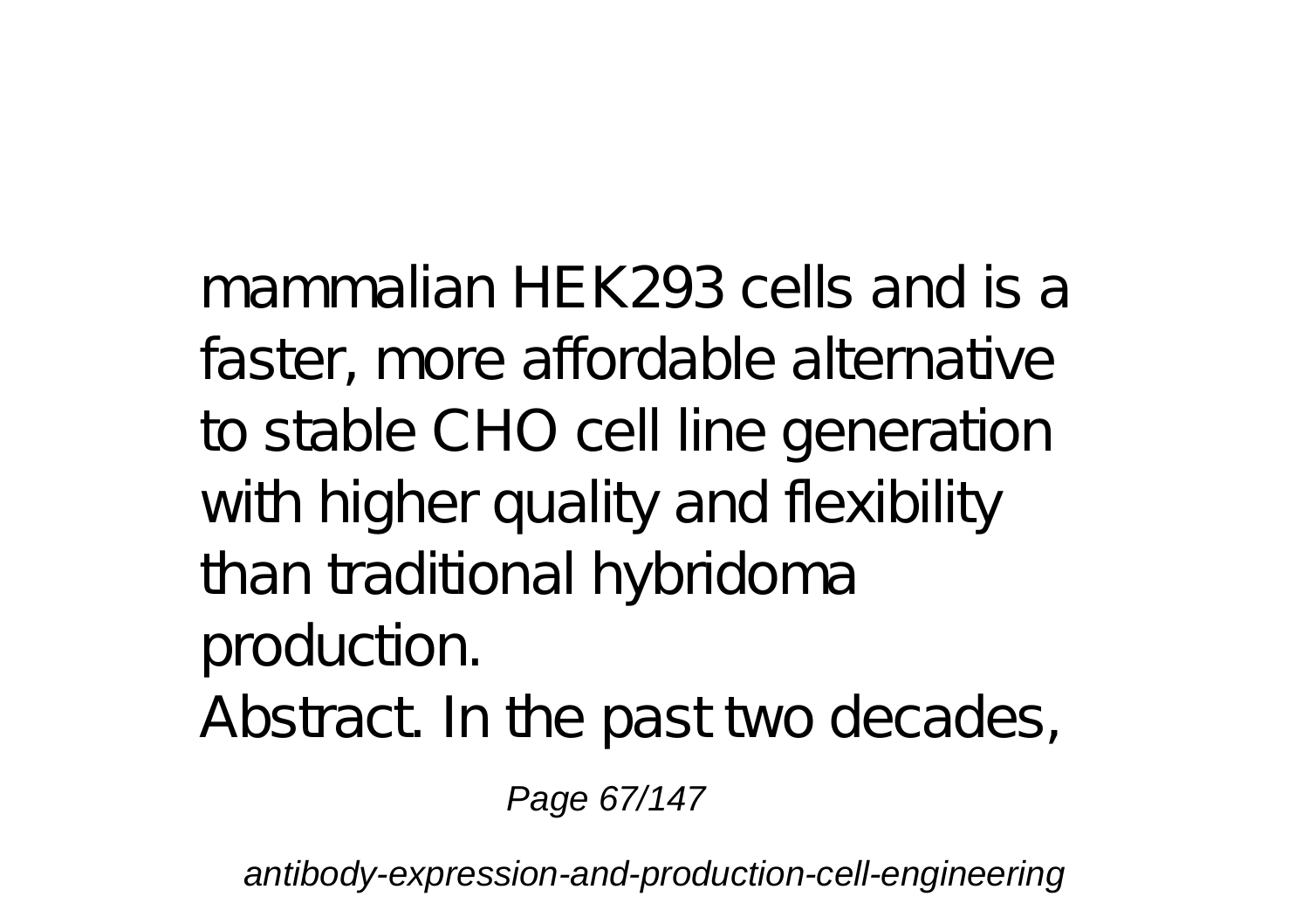mammalian HEK293 cells and is a faster, more affordable alternative to stable CHO cell line generation with higher quality and flexibility than traditional hybridoma production.

Abstract. In the past two decades,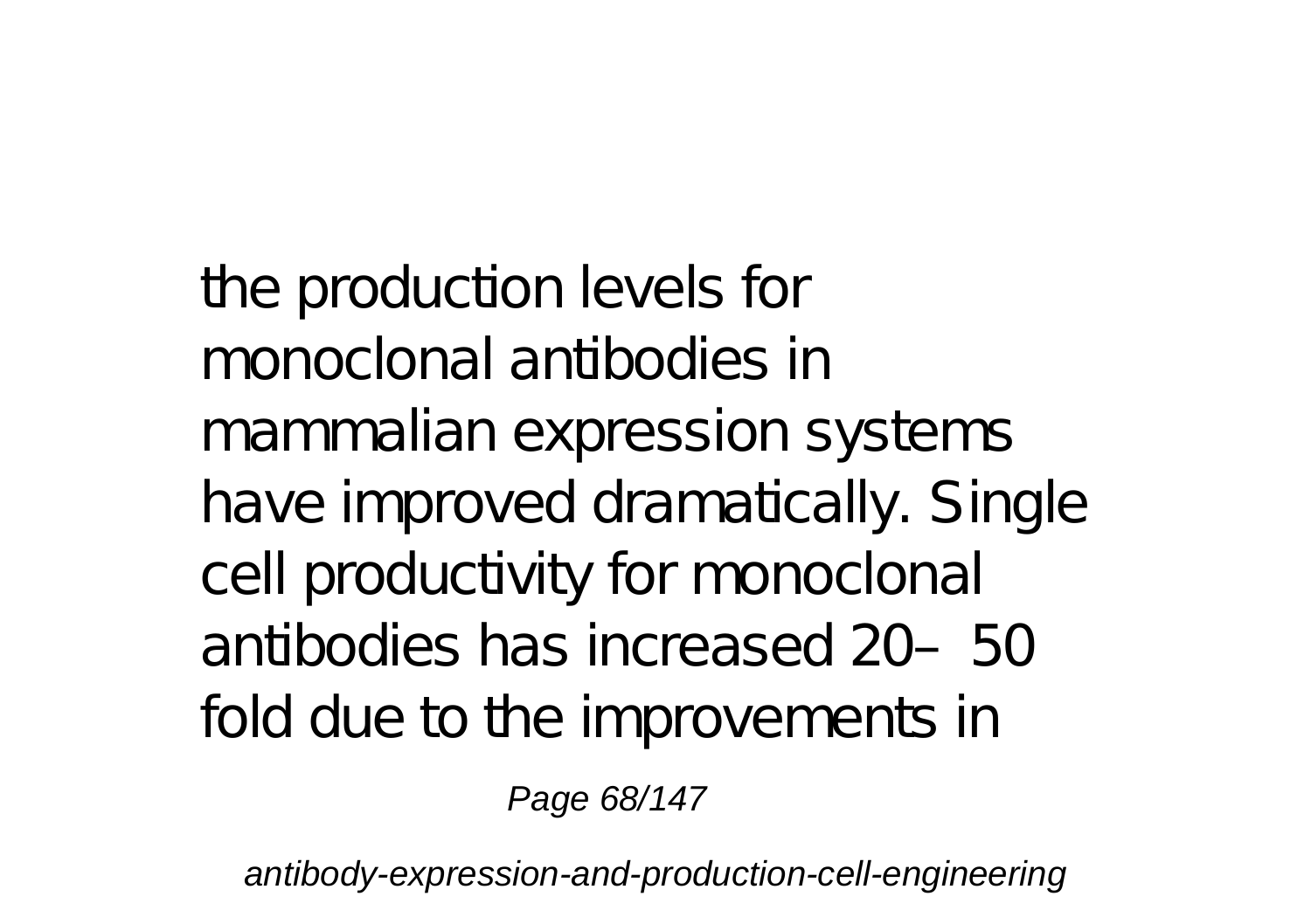the production levels for monoclonal antibodies in mammalian expression systems have improved dramatically. Single cell productivity for monoclonal antibodies has increased 20–50 fold due to the improvements in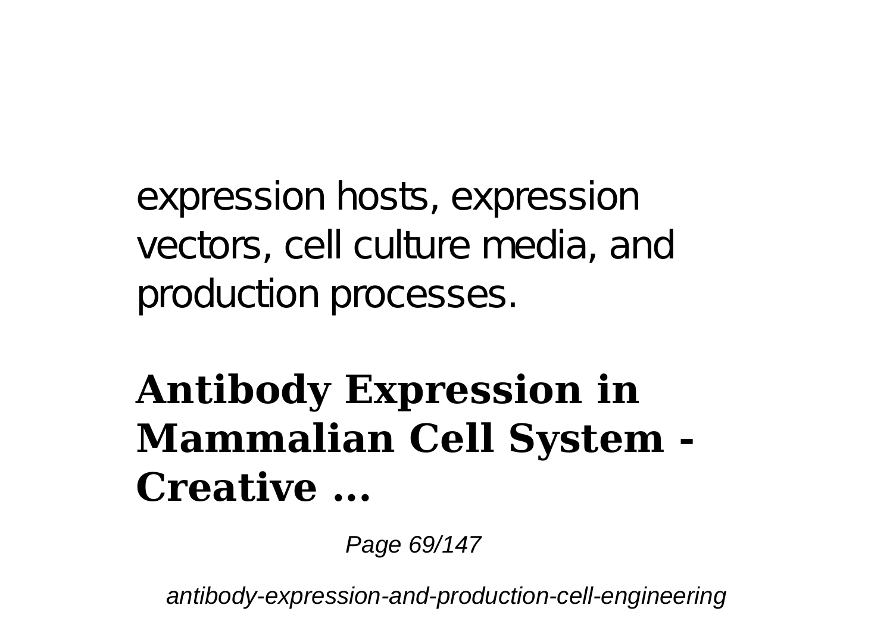expression hosts, expression vectors, cell culture media, and production processes.

## Antibody Expression in Mammalian Cell System - Creative ...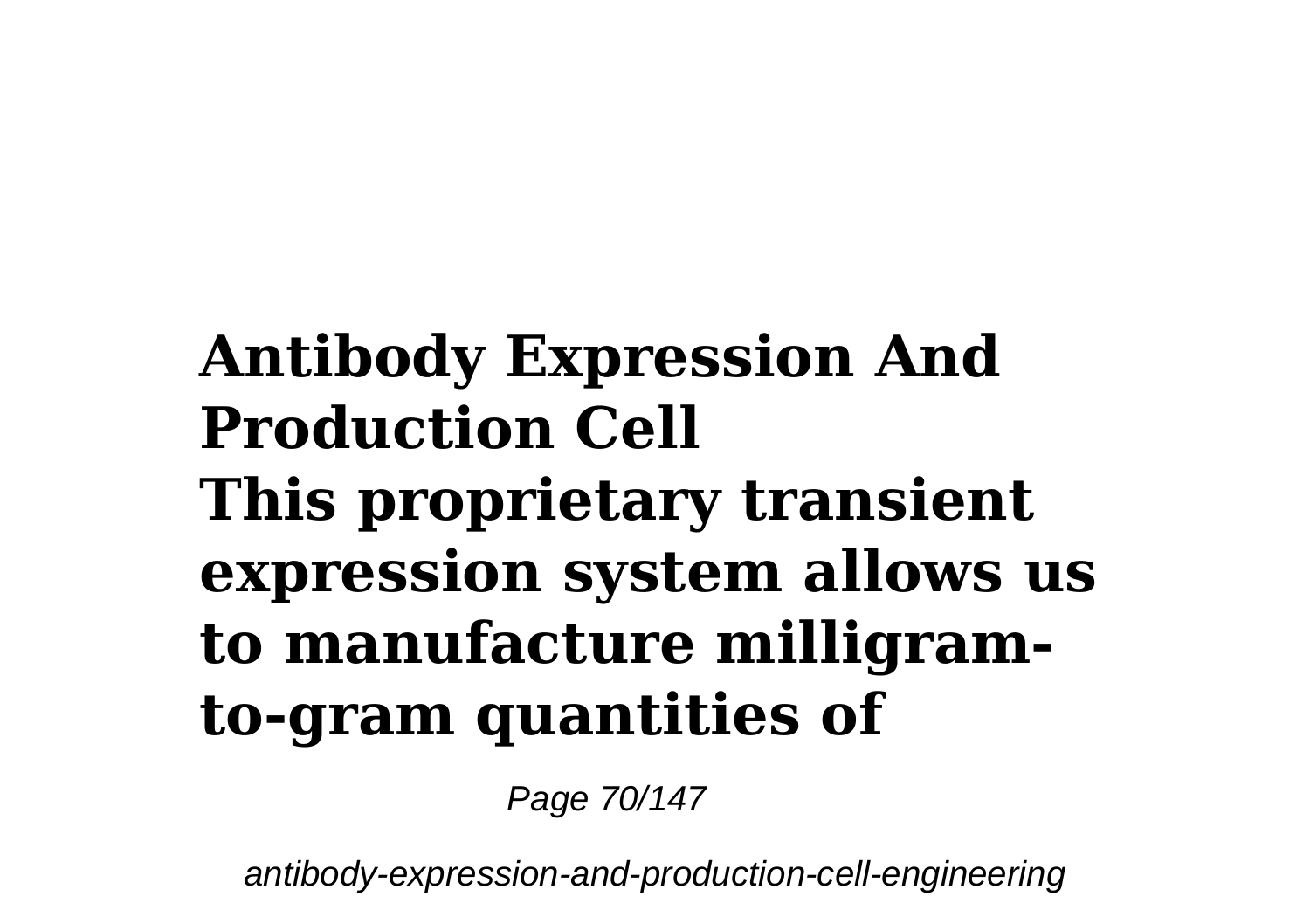**Antibody Expression And Production Cell**

**This proprietary transient expression system allows us to manufacture milligram-to-gram quantities of**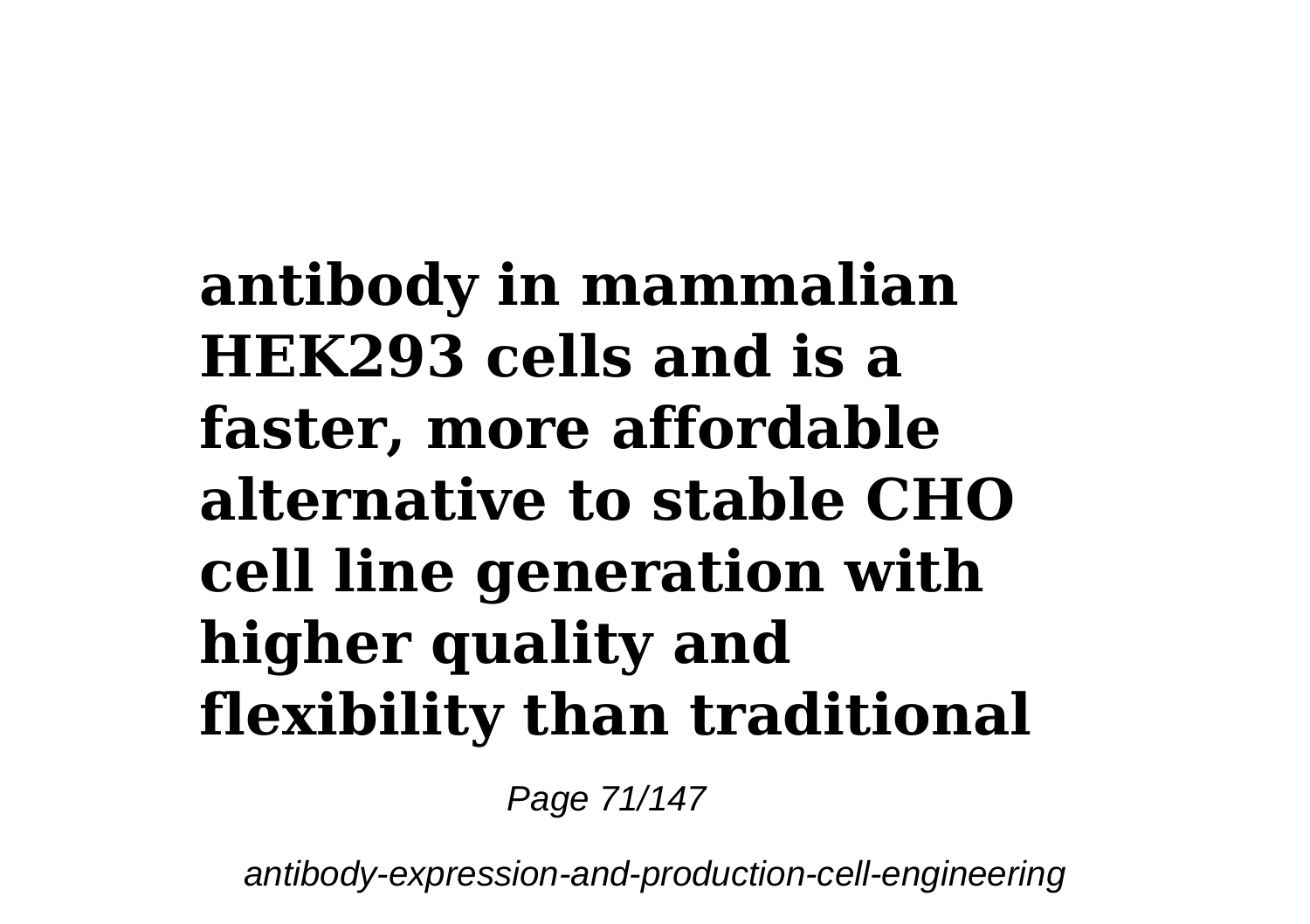**antibody in mammalian HEK293 cells and is a faster, more affordable alternative to stable CHO cell line generation with higher quality and flexibility than traditional**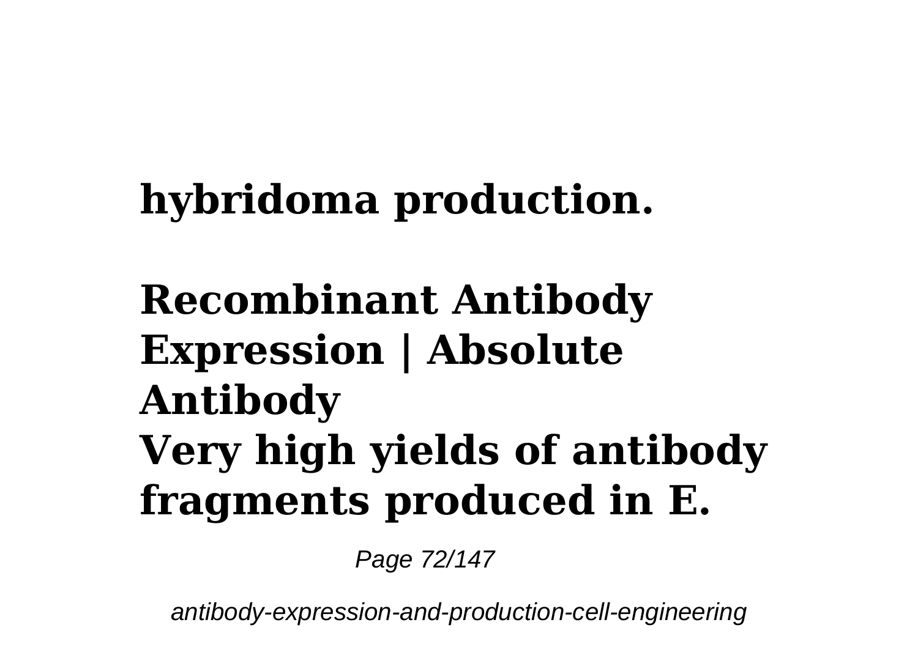**hybridoma production.**

**Recombinant Antibody Expression | Absolute Antibody**

**Very high yields of antibody fragments produced in E.**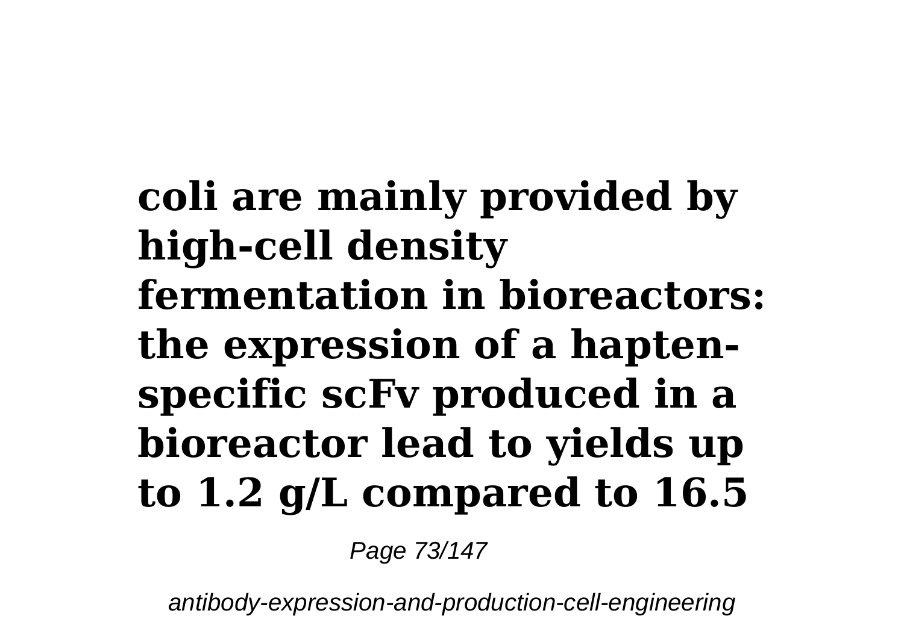**coli are mainly provided by high-cell density fermentation in bioreactors: the expression of a hapten-specific scFv produced in a bioreactor lead to yields up to 1.2 g/L compared to 16.5**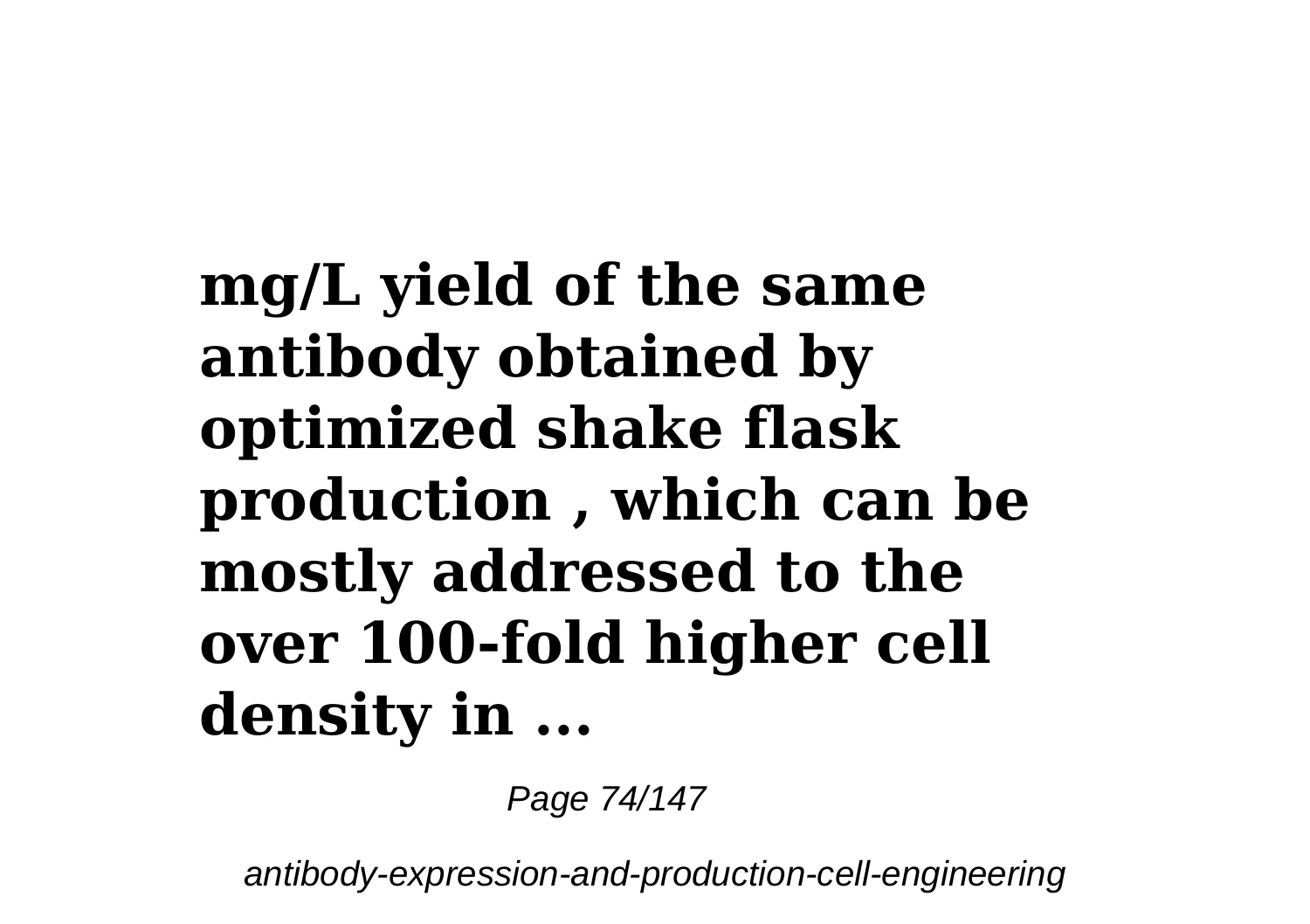**mg/L yield of the same antibody obtained by optimized shake flask production , which can be mostly addressed to the over 100-fold higher cell density in ...**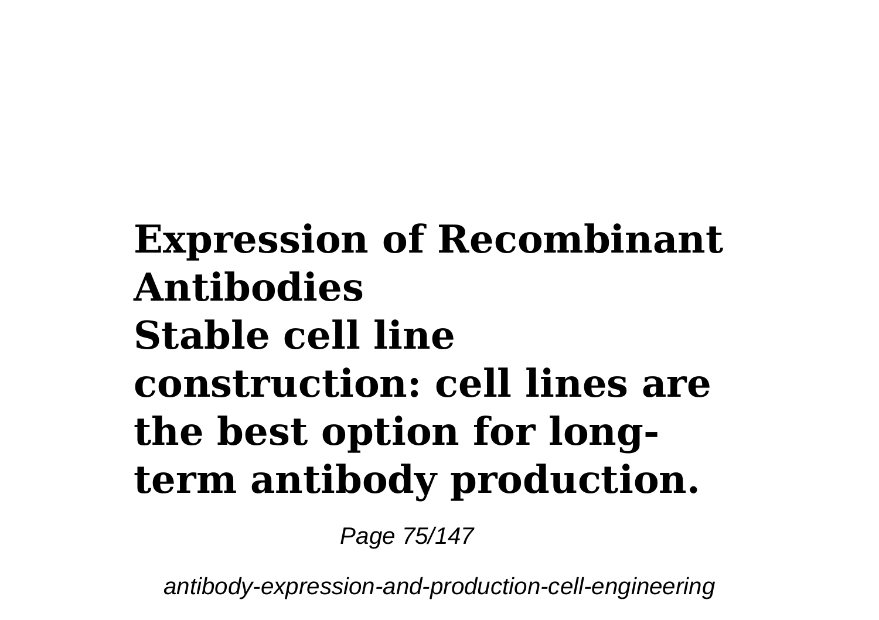**Expression of Recombinant Antibodies**
**Stable cell line construction: cell lines are the best option for long-term antibody production.**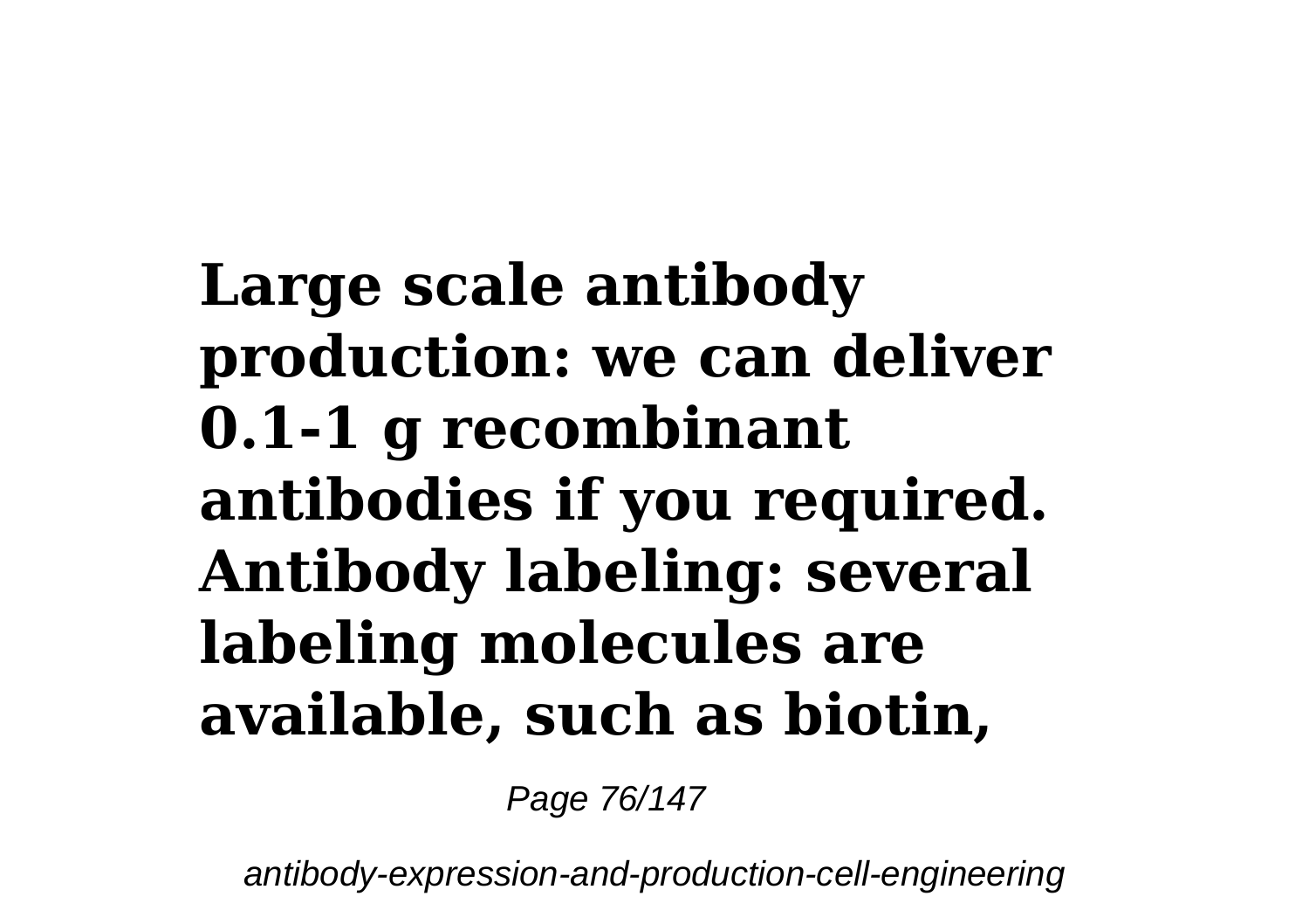**Large scale antibody production: we can deliver 0.1-1 g recombinant antibodies if you required. Antibody labeling: several labeling molecules are available, such as biotin,**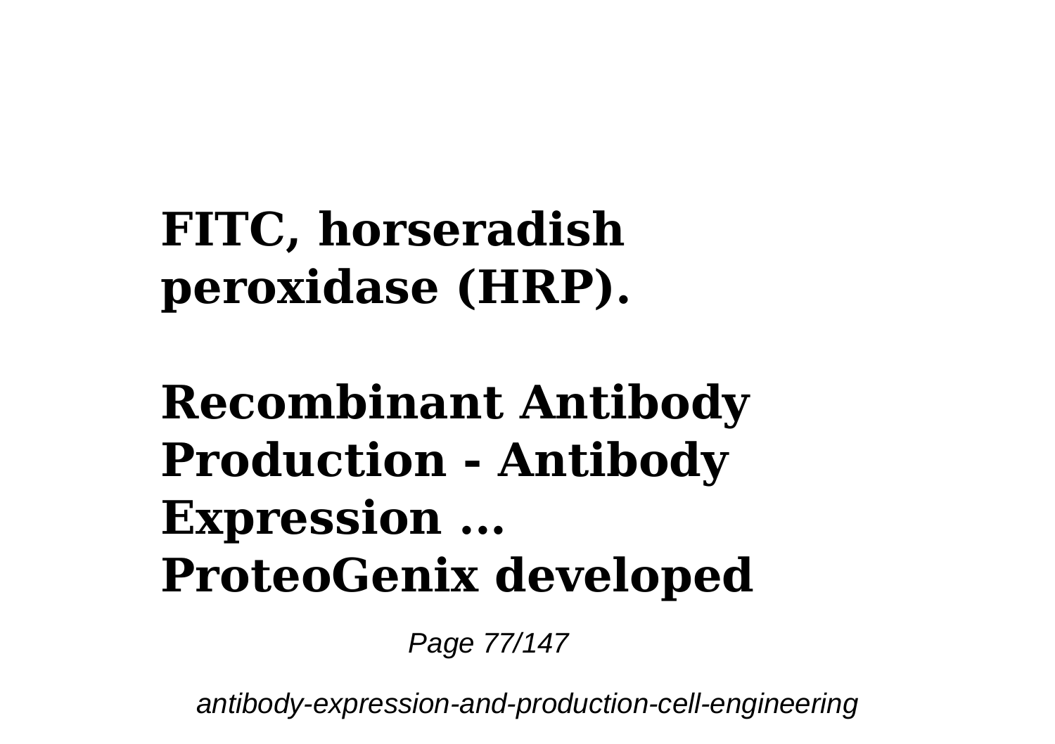**FITC, horseradish peroxidase (HRP).**

**Recombinant Antibody Production - Antibody Expression ... ProteoGenix developed**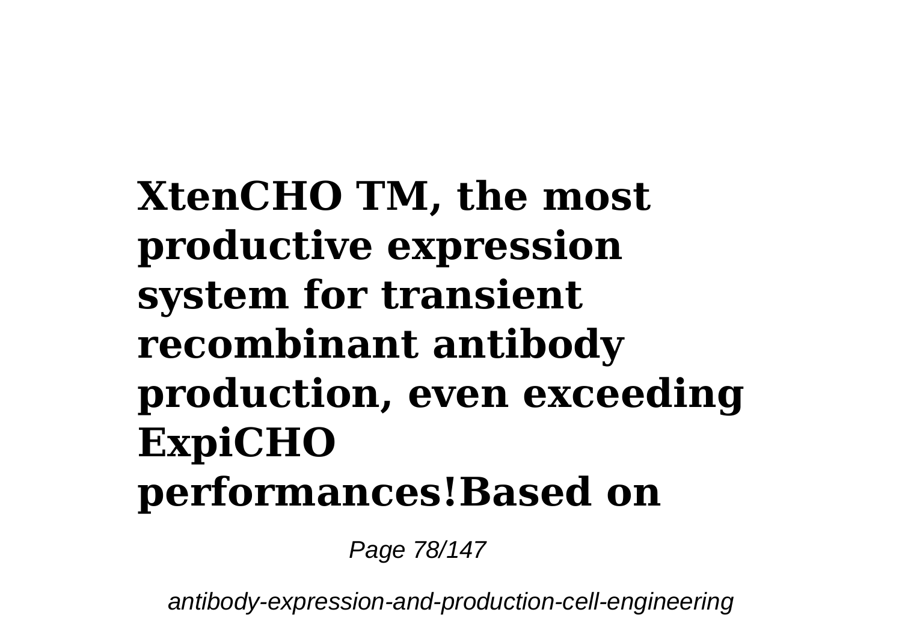**XtenCHO TM, the most productive expression system for transient recombinant antibody production, even exceeding ExpiCHO performances!Based on**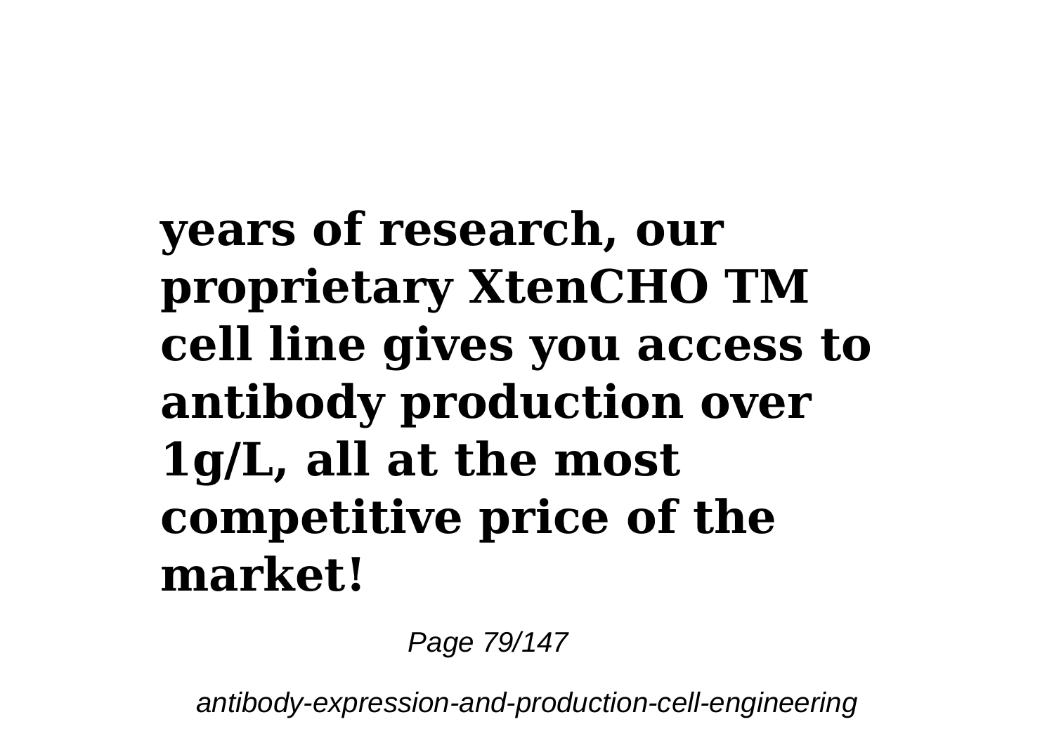**years of research, our proprietary XtenCHO TM cell line gives you access to antibody production over 1g/L, all at the most competitive price of the market!**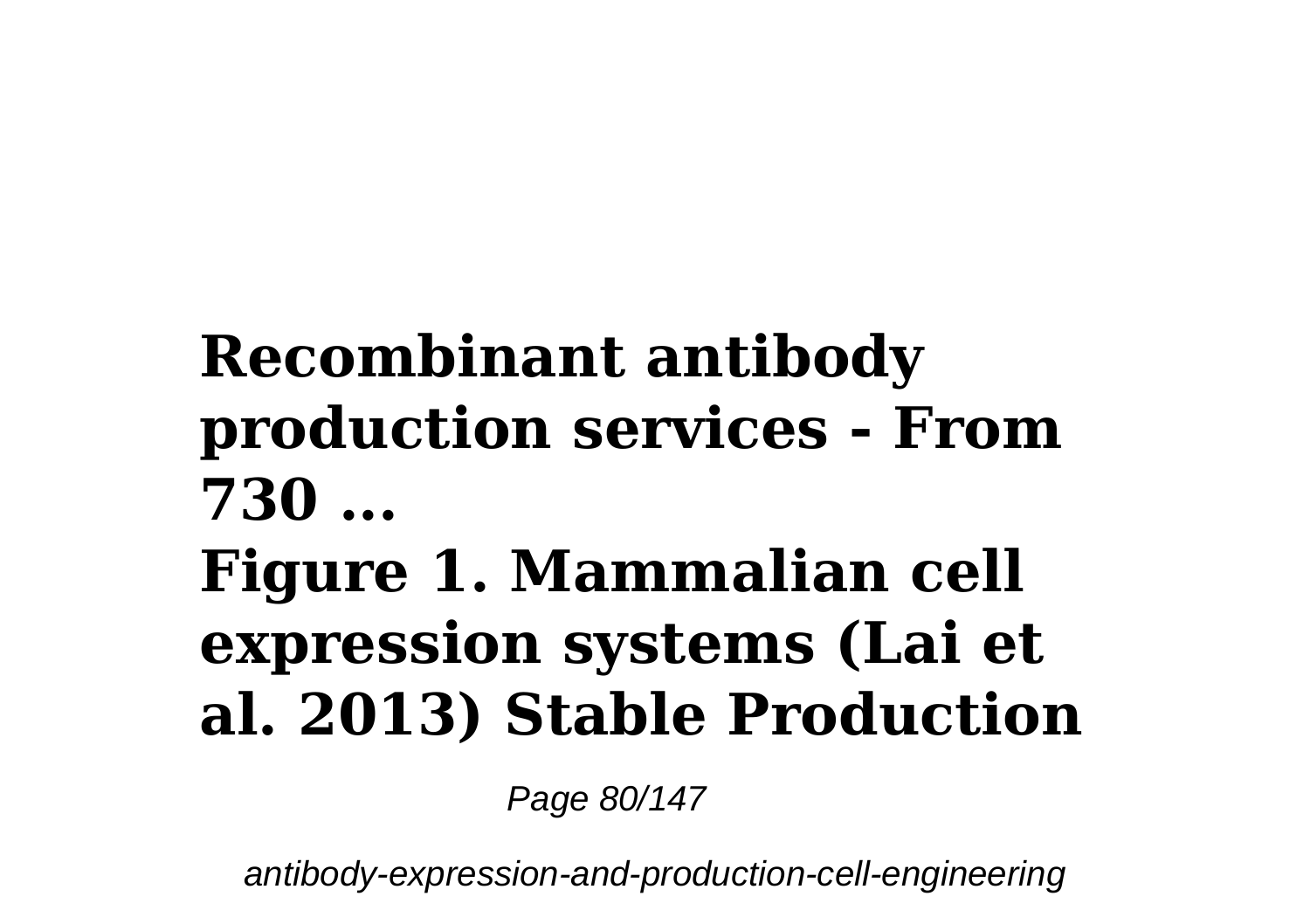**Recombinant antibody production services - From 730 ...**

**Figure 1. Mammalian cell expression systems (Lai et al. 2013) Stable Production**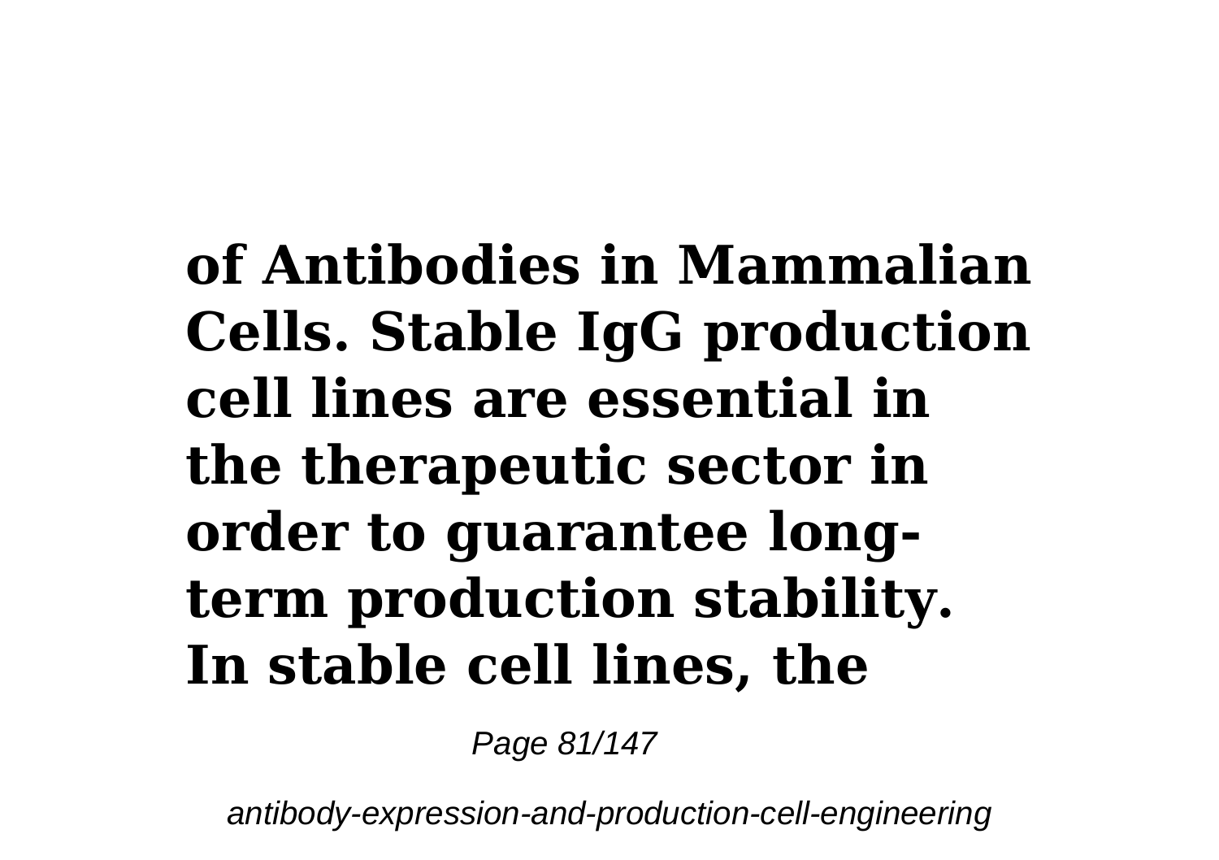**of Antibodies in Mammalian Cells. Stable IgG production cell lines are essential in the therapeutic sector in order to guarantee long-term production stability. In stable cell lines, the**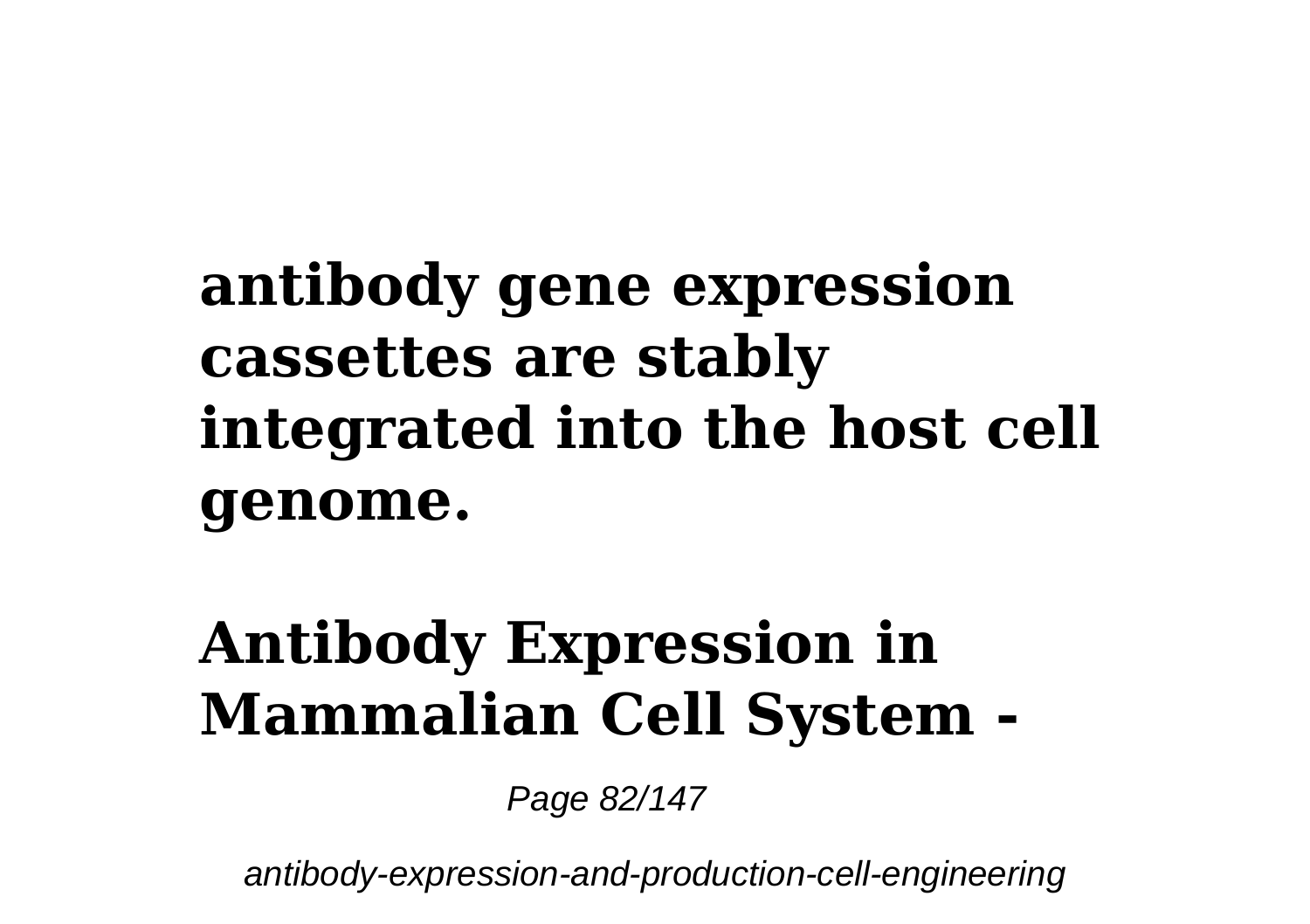**antibody gene expression cassettes are stably integrated into the host cell genome.**

## Antibody Expression in Mammalian Cell System -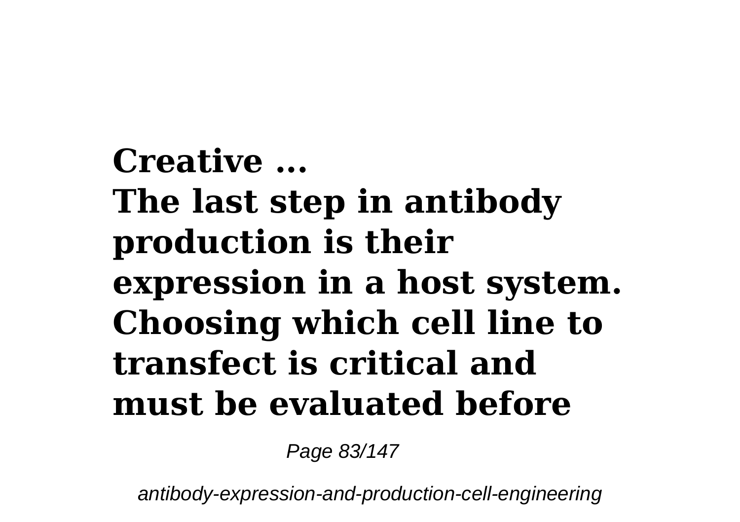**Creative ...**
**The last step in antibody production is their expression in a host system. Choosing which cell line to transfect is critical and must be evaluated before**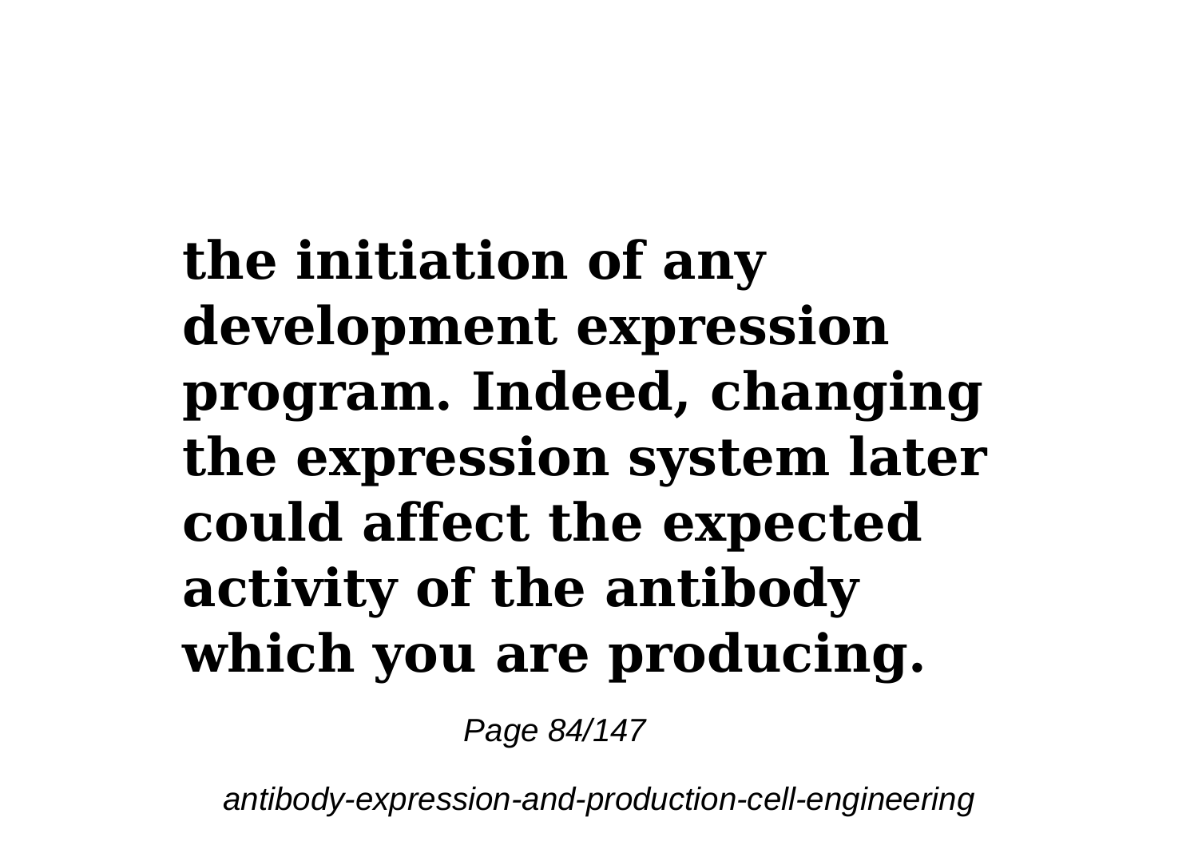**the initiation of any development expression program. Indeed, changing the expression system later could affect the expected activity of the antibody which you are producing.**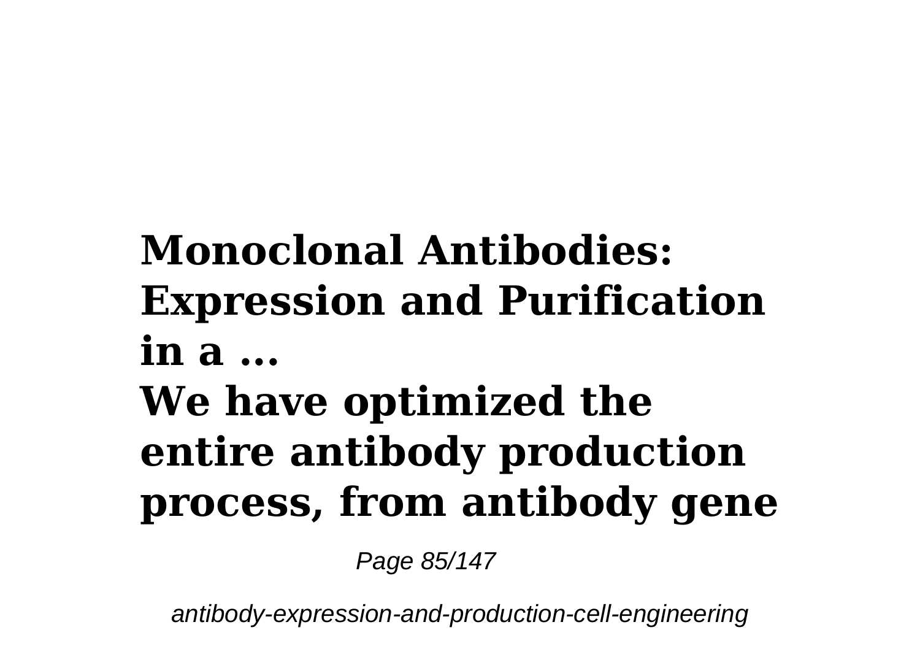**Monoclonal Antibodies: Expression and Purification in a ...**

**We have optimized the entire antibody production process, from antibody gene**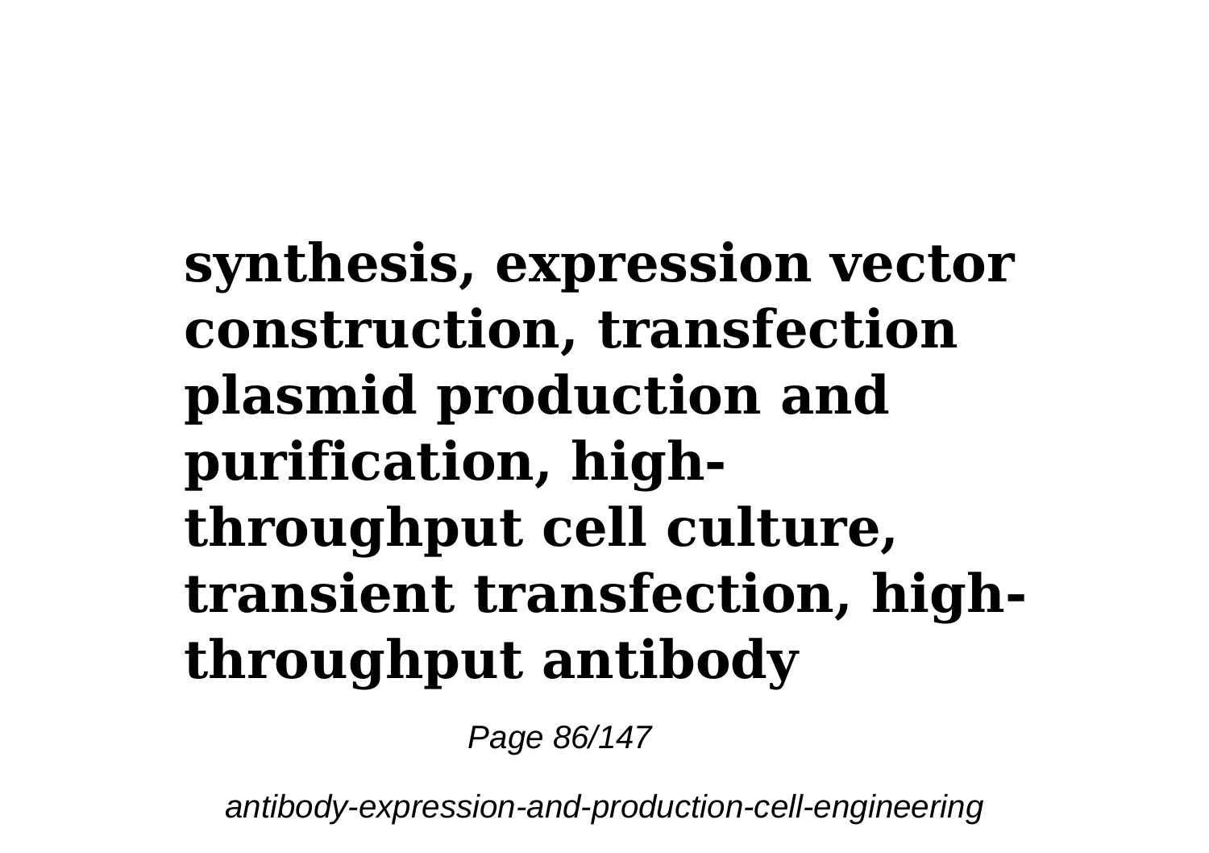**synthesis, expression vector construction, transfection plasmid production and purification, high-throughput cell culture, transient transfection, high-throughput antibody**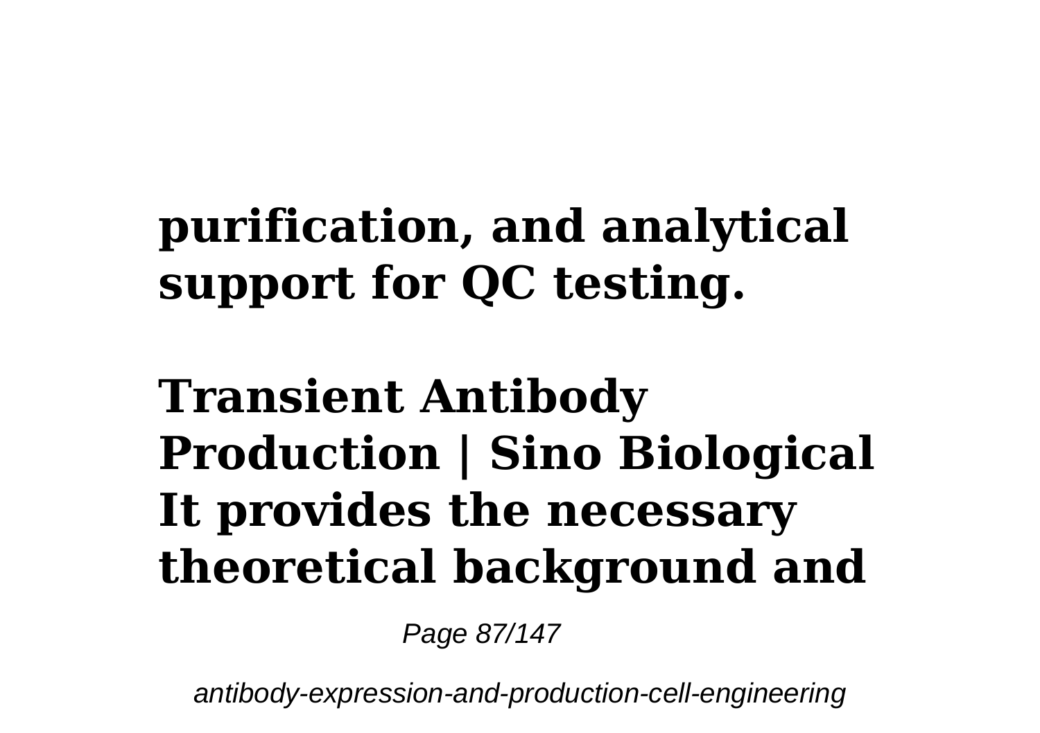**purification, and analytical support for QC testing.**

**Transient Antibody Production | Sino Biological It provides the necessary theoretical background and**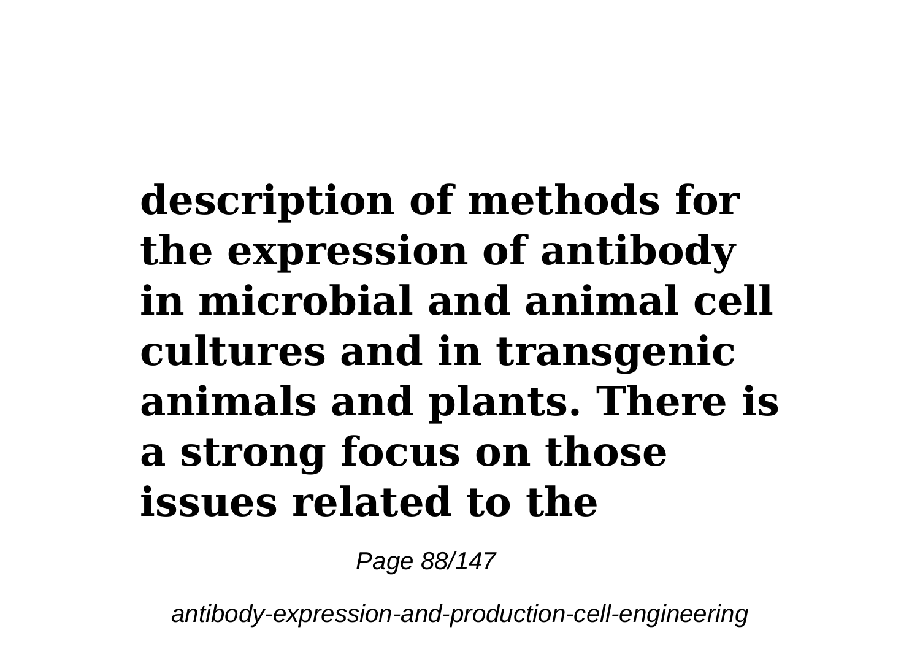**description of methods for the expression of antibody in microbial and animal cell cultures and in transgenic animals and plants. There is a strong focus on those issues related to the**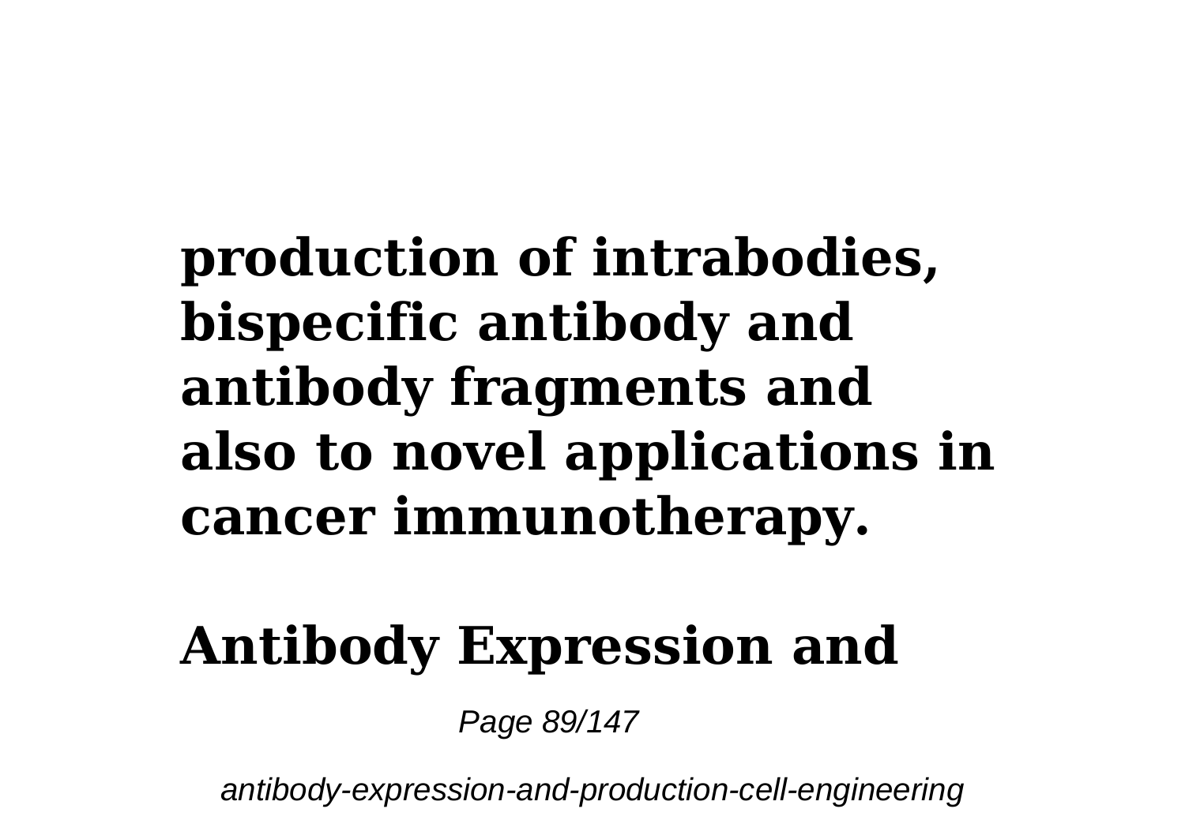**production of intrabodies, bispecific antibody and antibody fragments and also to novel applications in cancer immunotherapy.**

**Antibody Expression and**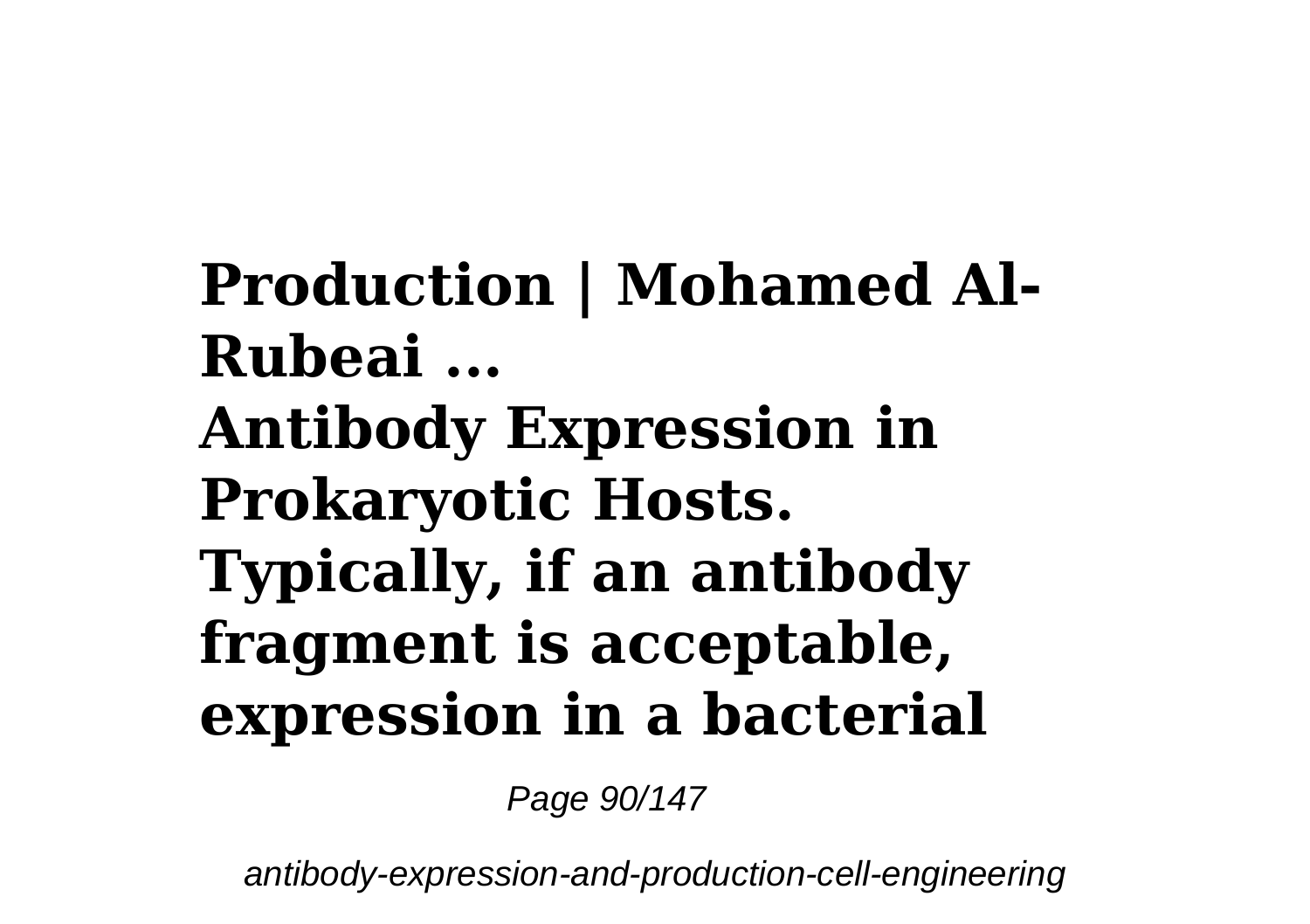**Production | Mohamed Al-Rubeai ...**

**Antibody Expression in Prokaryotic Hosts. Typically, if an antibody fragment is acceptable, expression in a bacterial**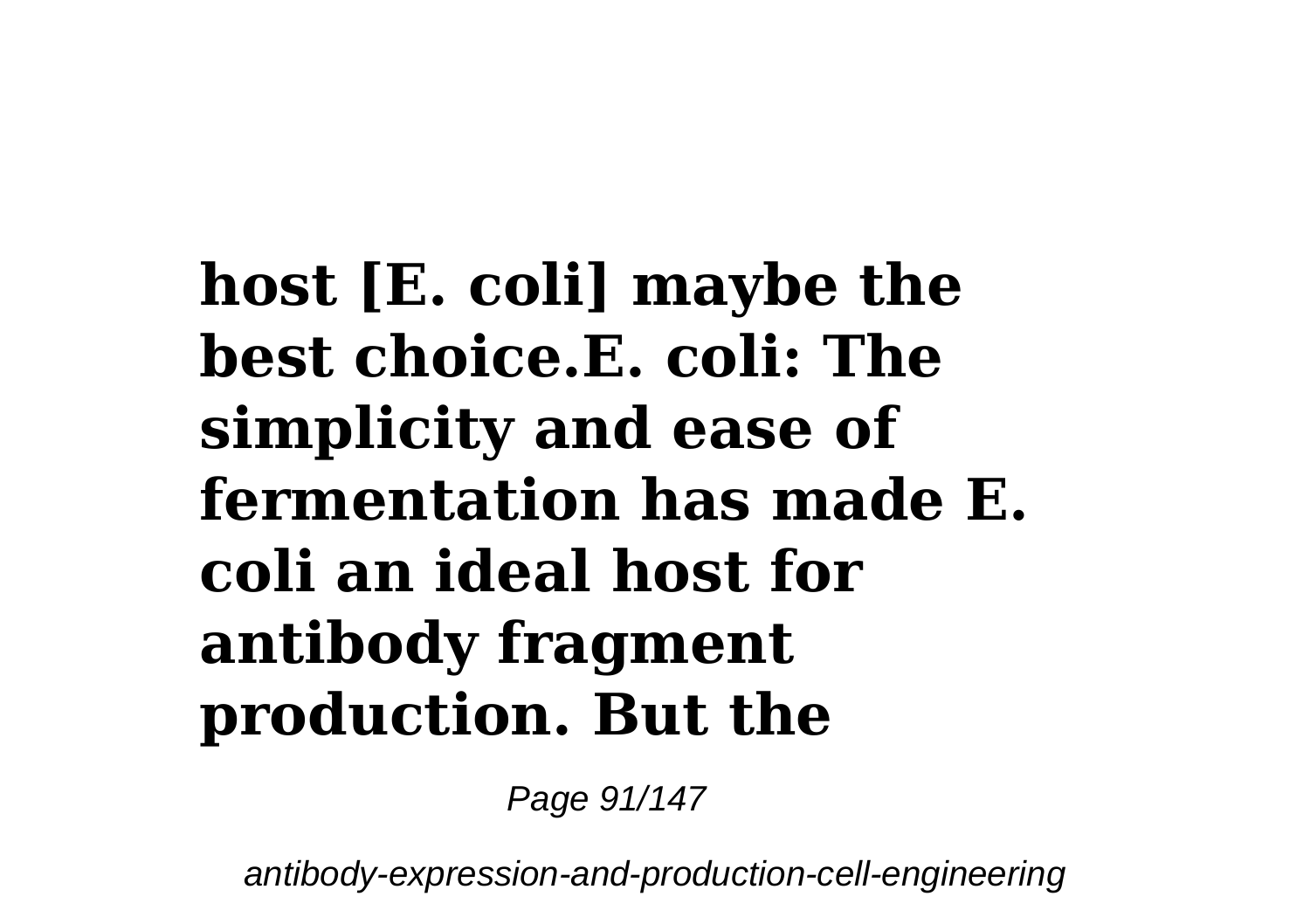**host [E. coli] maybe the best choice.E. coli: The simplicity and ease of fermentation has made E. coli an ideal host for antibody fragment production. But the**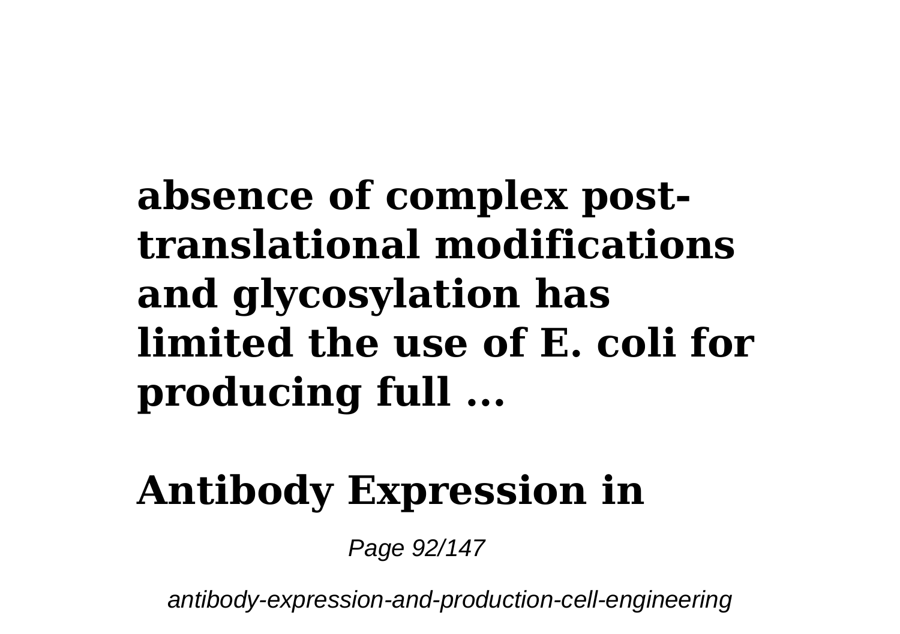**absence of complex post-translational modifications and glycosylation has limited the use of E. coli for producing full ...**

## Antibody Expression in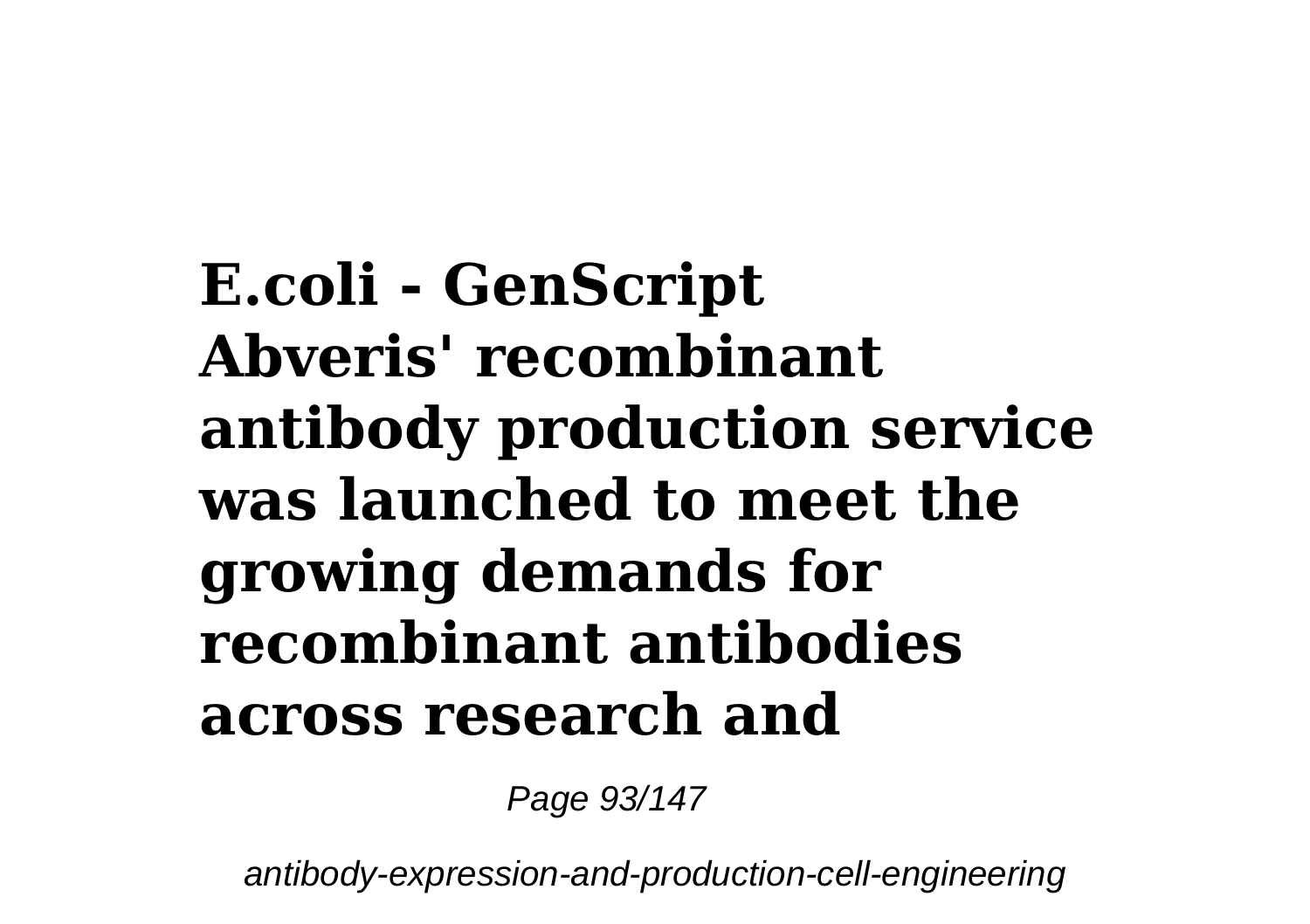**E.coli - GenScript**
**Abveris' recombinant antibody production service was launched to meet the growing demands for recombinant antibodies across research and**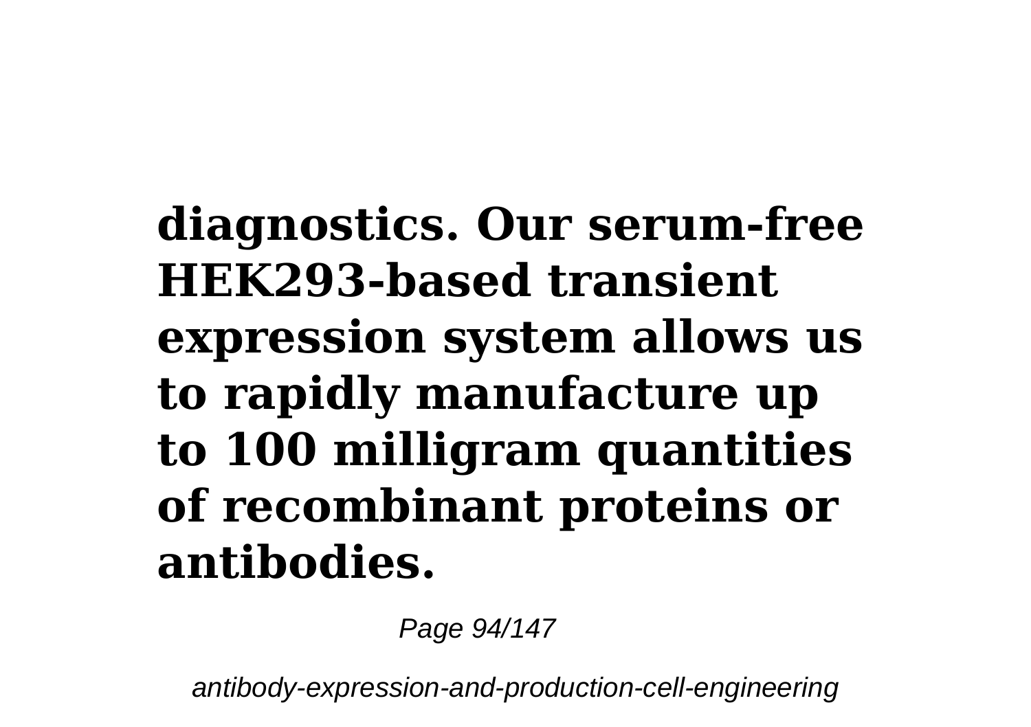**diagnostics. Our serum-free HEK293-based transient expression system allows us to rapidly manufacture up to 100 milligram quantities of recombinant proteins or antibodies.**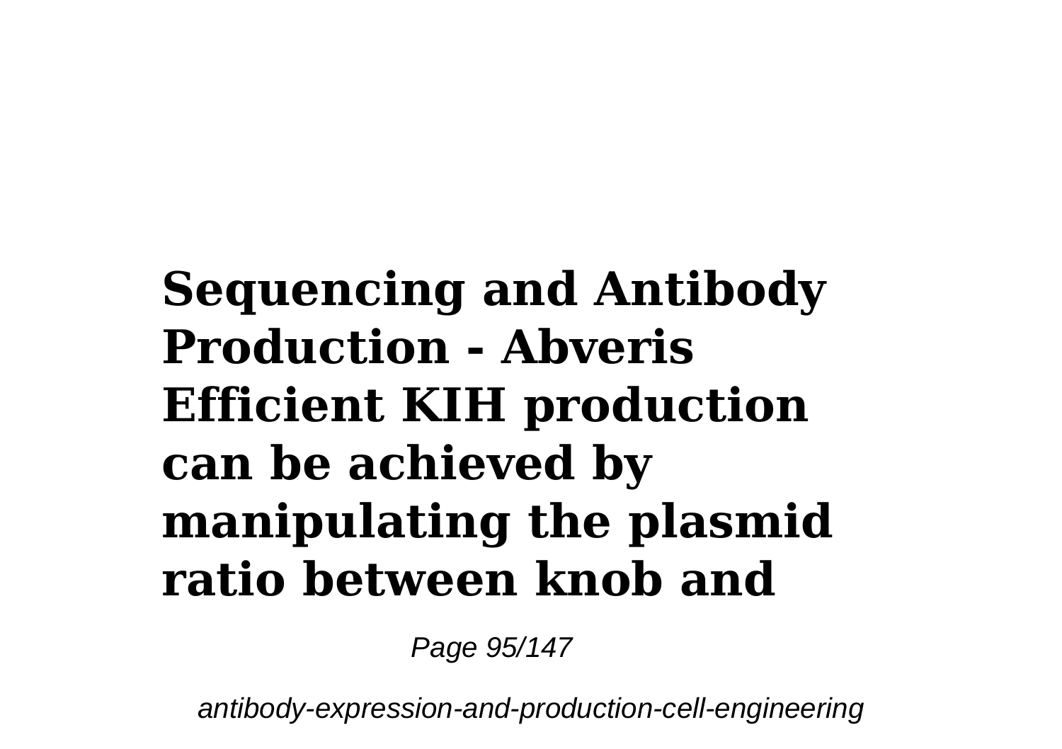**Sequencing and Antibody Production - Abveris Efficient KIH production can be achieved by manipulating the plasmid ratio between knob and**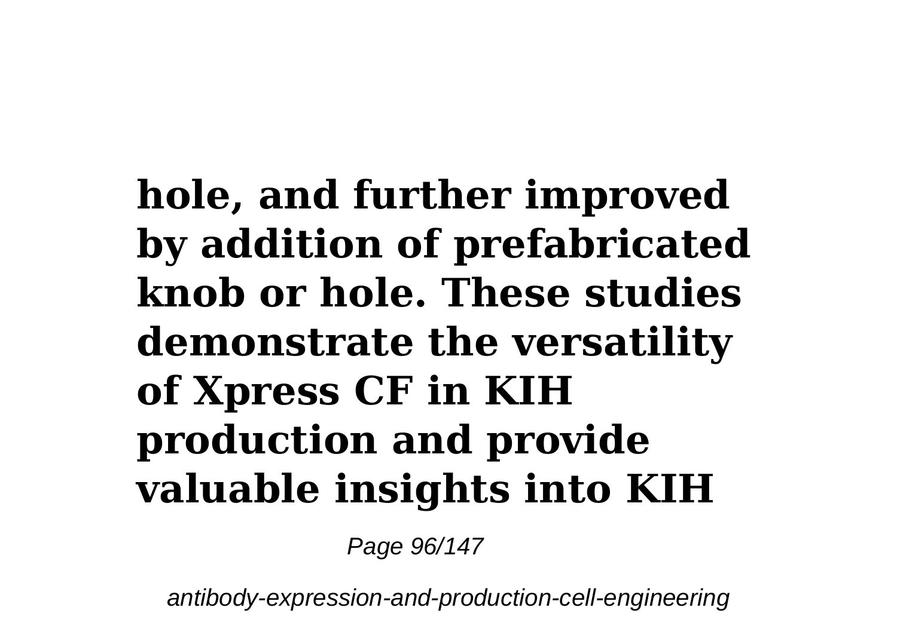**hole, and further improved by addition of prefabricated knob or hole. These studies demonstrate the versatility of Xpress CF in KIH production and provide valuable insights into KIH**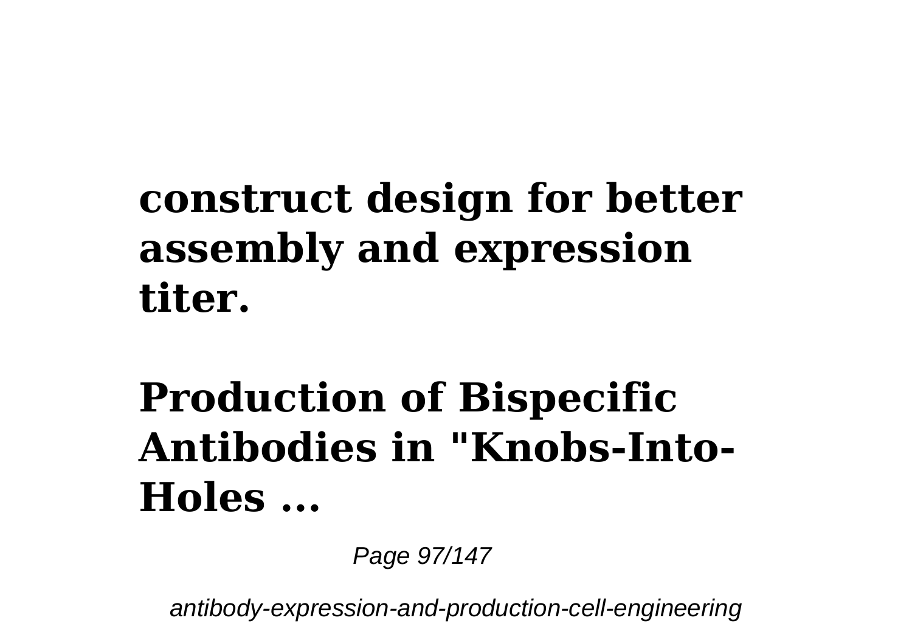**construct design for better assembly and expression titer.**

**Production of Bispecific Antibodies in "Knobs-Into-Holes ...**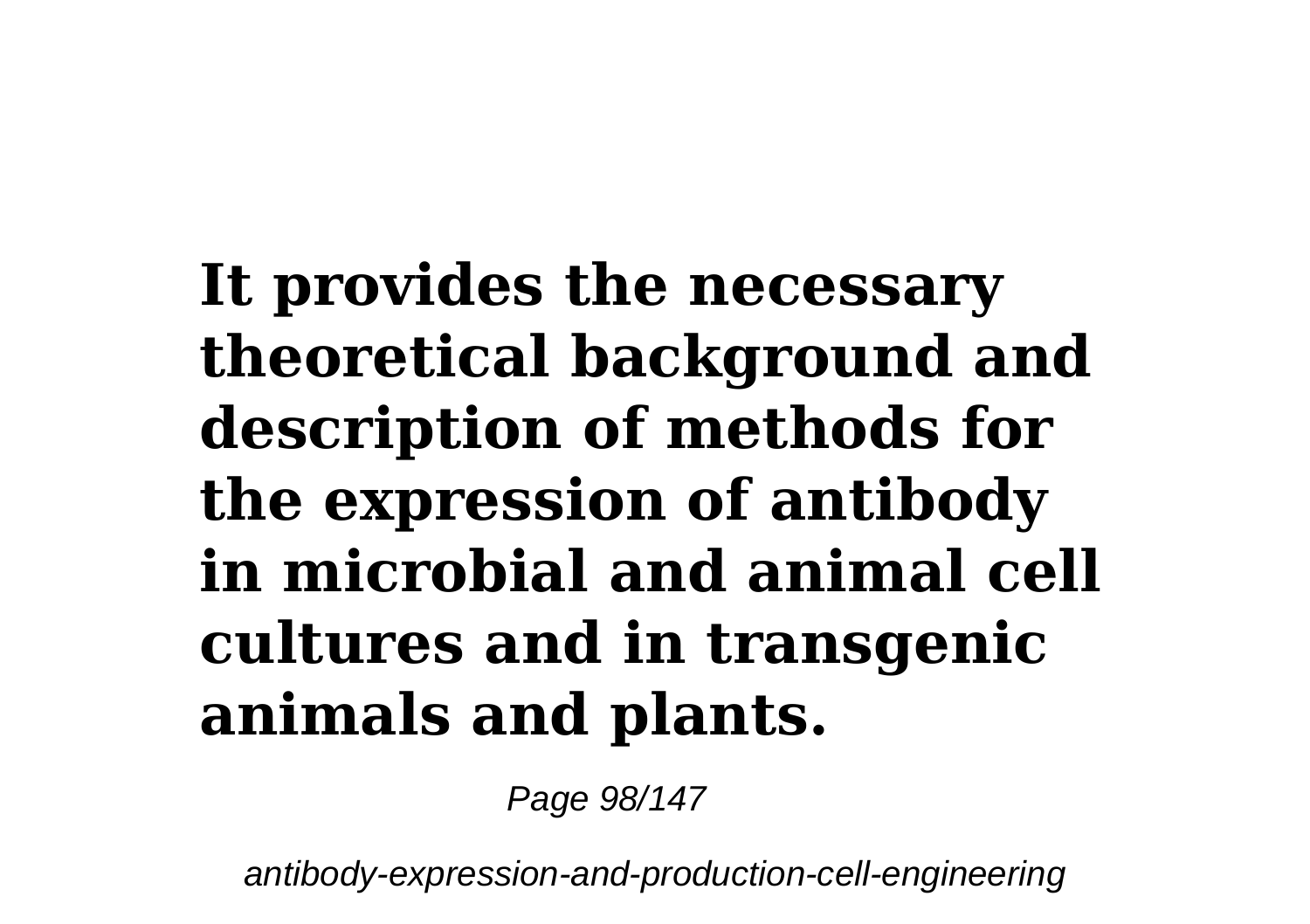**It provides the necessary theoretical background and description of methods for the expression of antibody in microbial and animal cell cultures and in transgenic animals and plants.**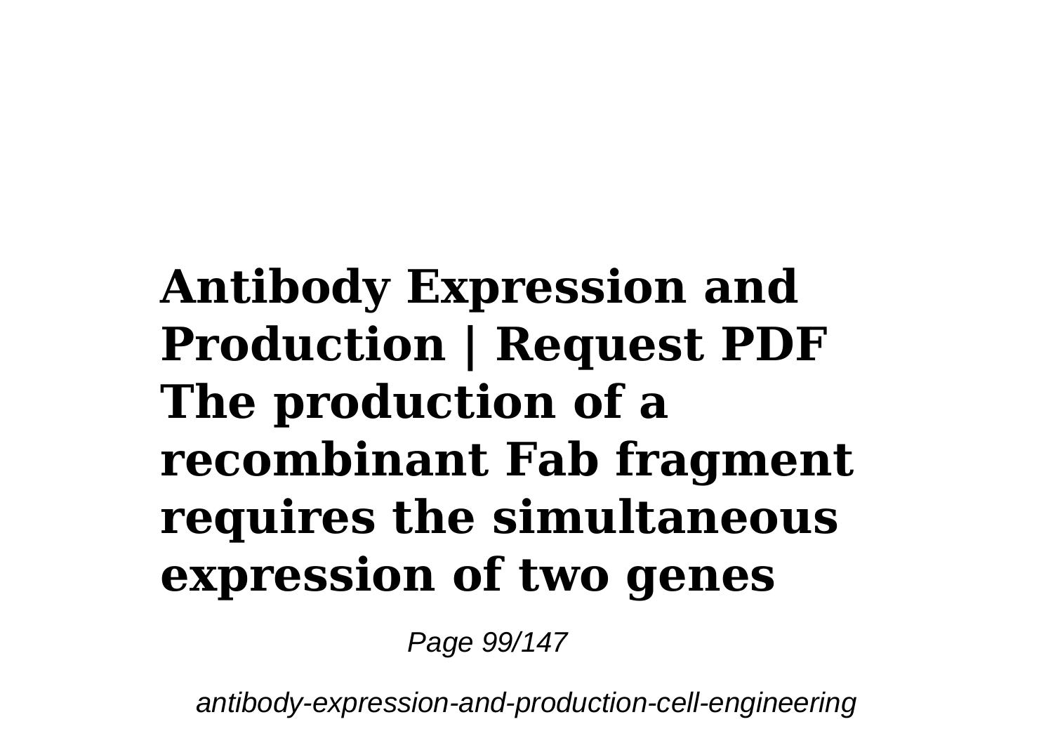**Antibody Expression and Production | Request PDF The production of a recombinant Fab fragment requires the simultaneous expression of two genes**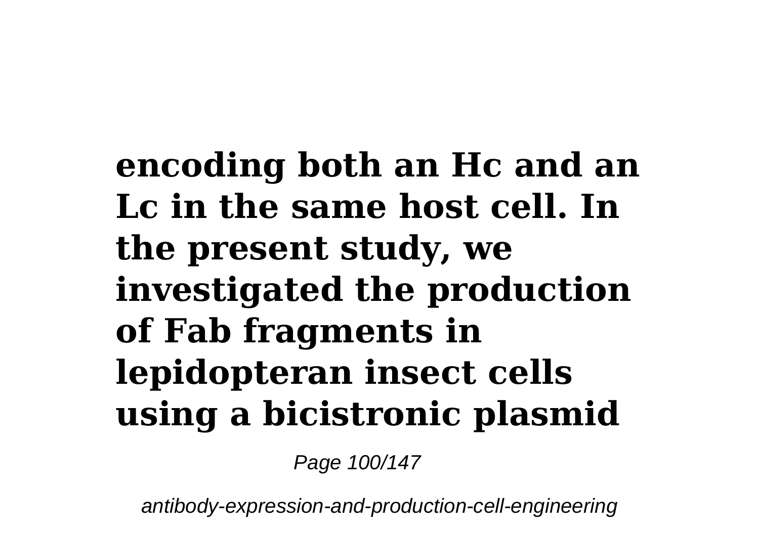**encoding both an Hc and an Lc in the same host cell. In the present study, we investigated the production of Fab fragments in lepidopteran insect cells using a bicistronic plasmid**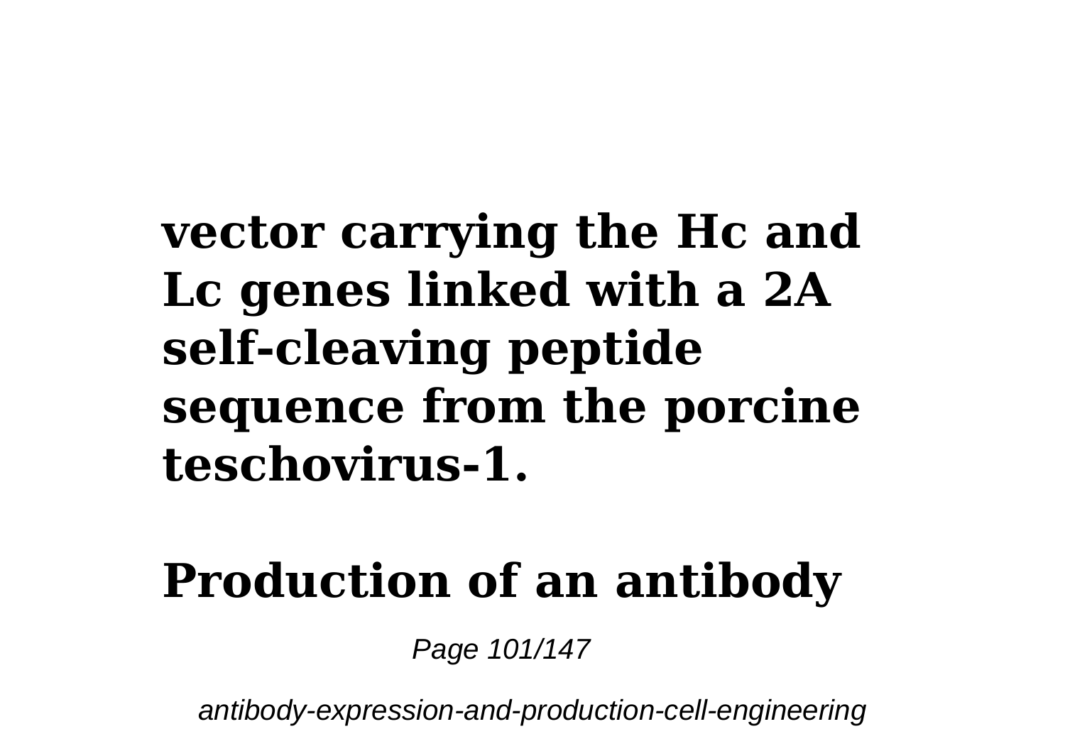**vector carrying the Hc and Lc genes linked with a 2A self-cleaving peptide sequence from the porcine teschovirus-1.**

**Production of an antibody**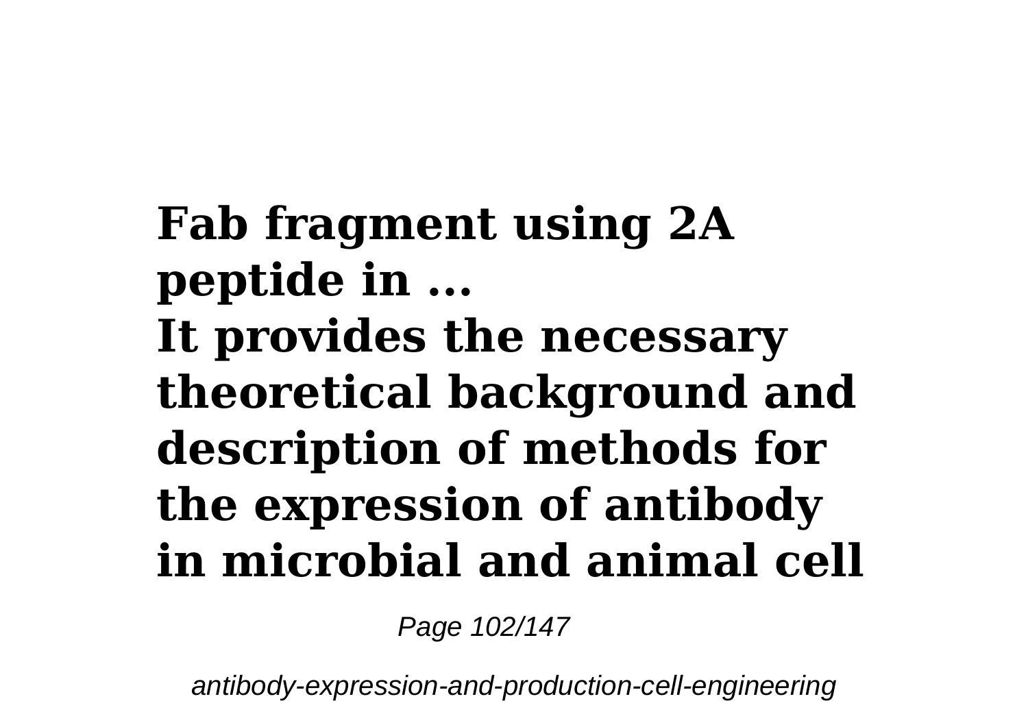**Fab fragment using 2A peptide in ...**

**It provides the necessary theoretical background and description of methods for the expression of antibody in microbial and animal cell**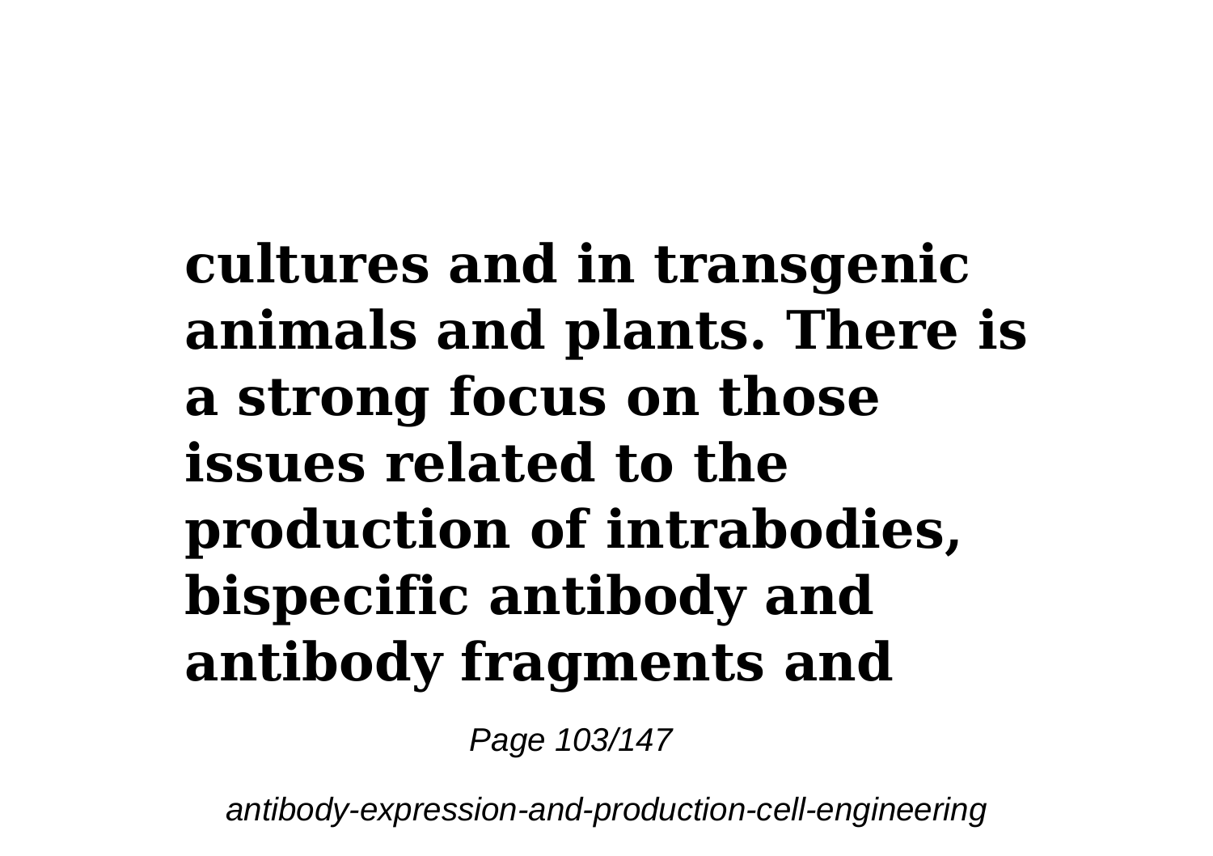**cultures and in transgenic animals and plants. There is a strong focus on those issues related to the production of intrabodies, bispecific antibody and antibody fragments and**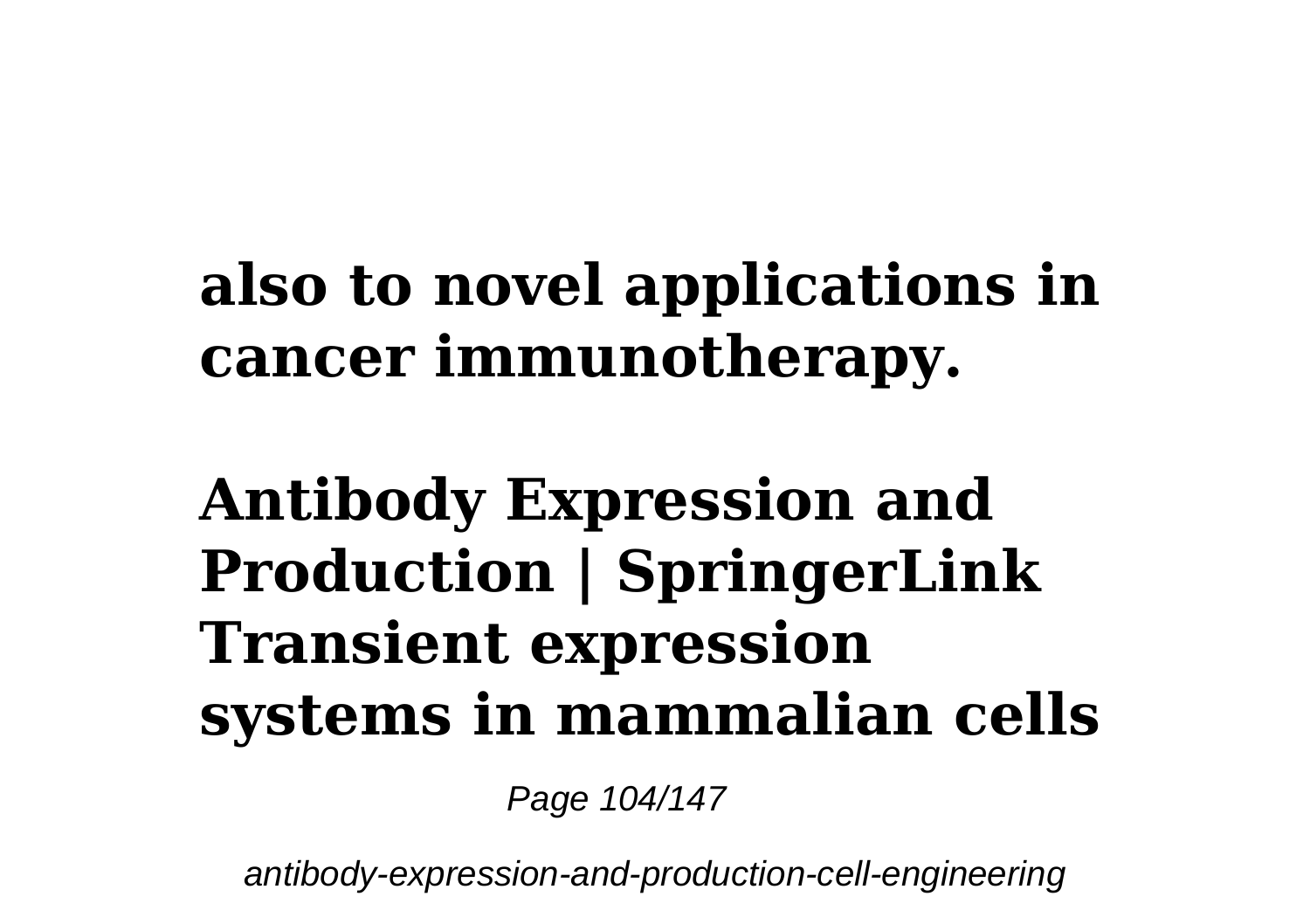**also to novel applications in cancer immunotherapy.**

**Antibody Expression and Production | SpringerLink Transient expression systems in mammalian cells**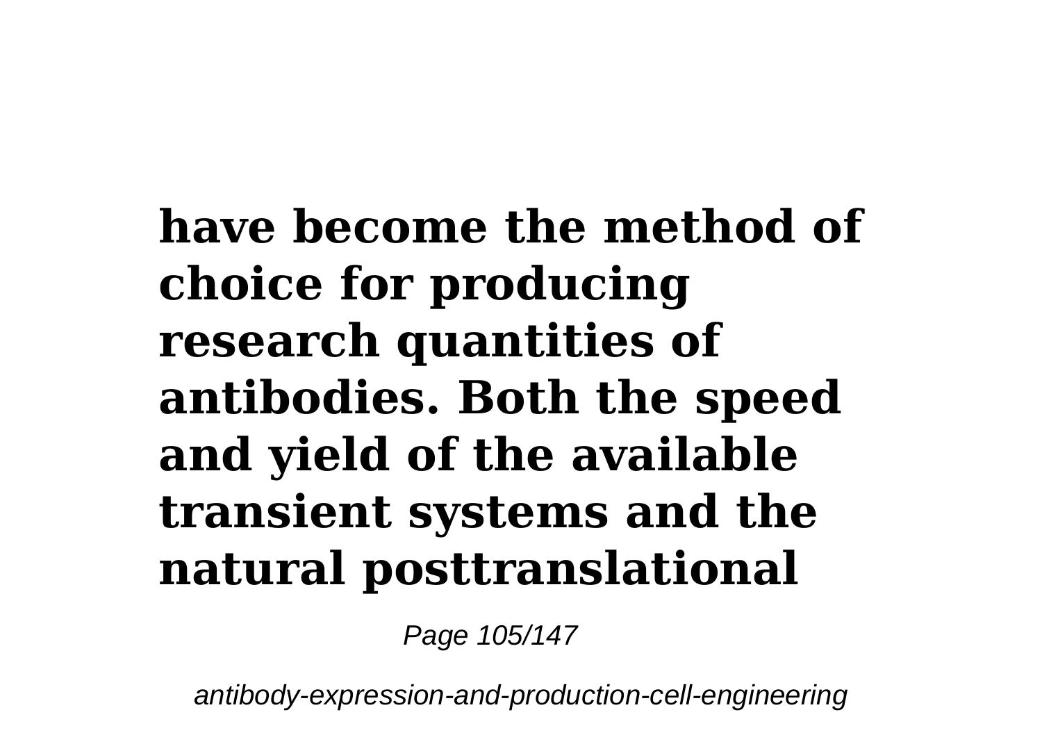**have become the method of choice for producing research quantities of antibodies. Both the speed and yield of the available transient systems and the natural posttranslational**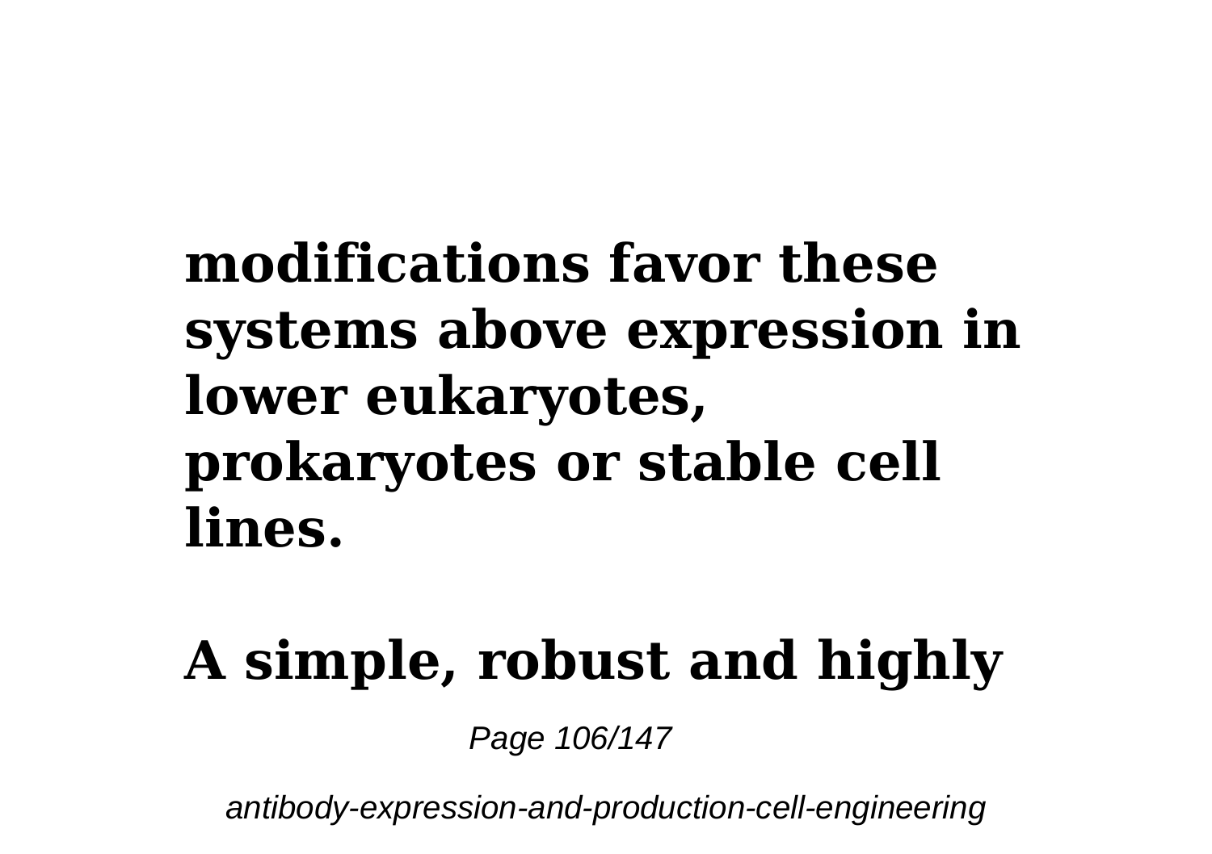**modifications favor these systems above expression in lower eukaryotes, prokaryotes or stable cell lines.**

**A simple, robust and highly**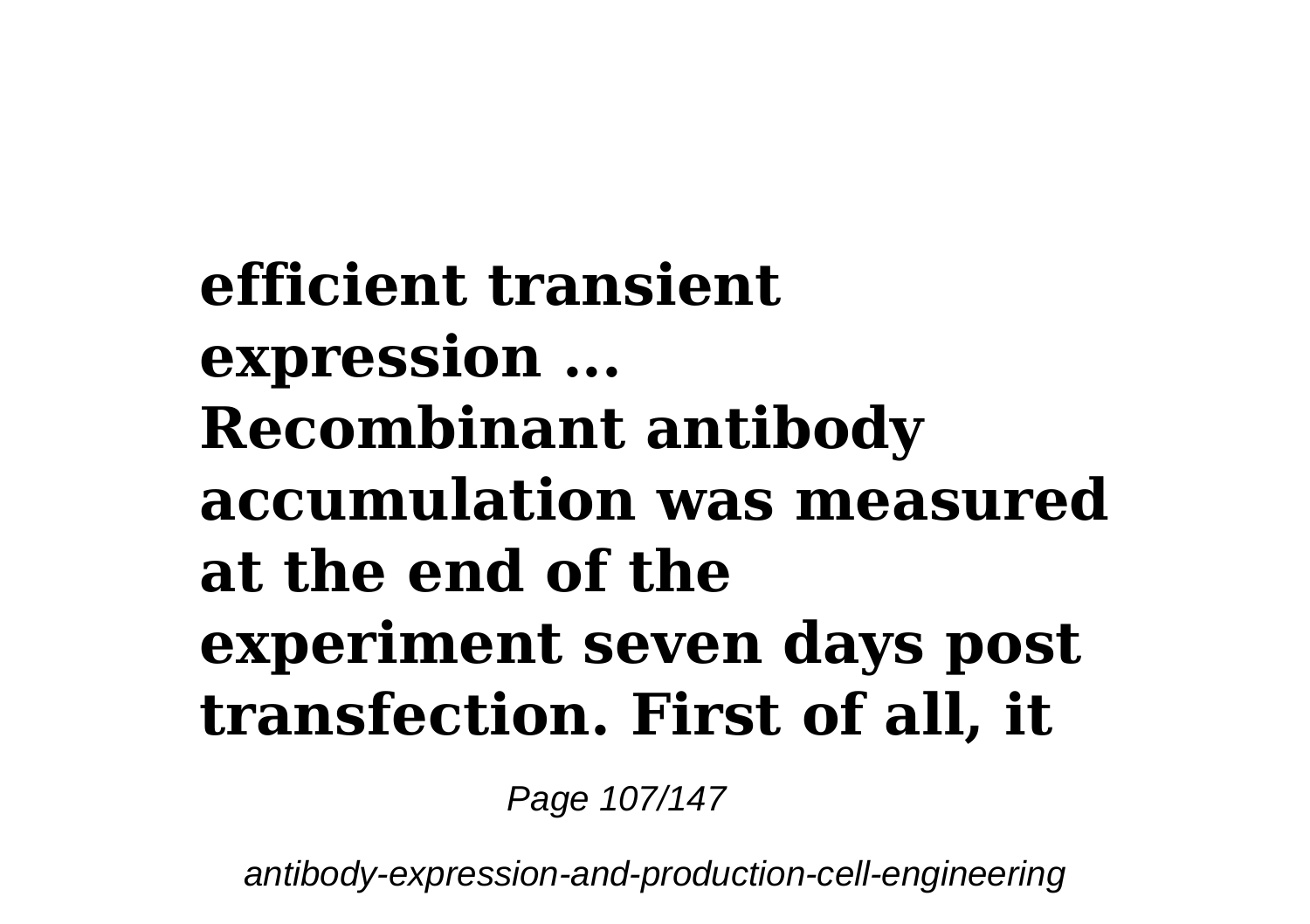**efficient transient expression ... Recombinant antibody accumulation was measured at the end of the experiment seven days post transfection. First of all, it**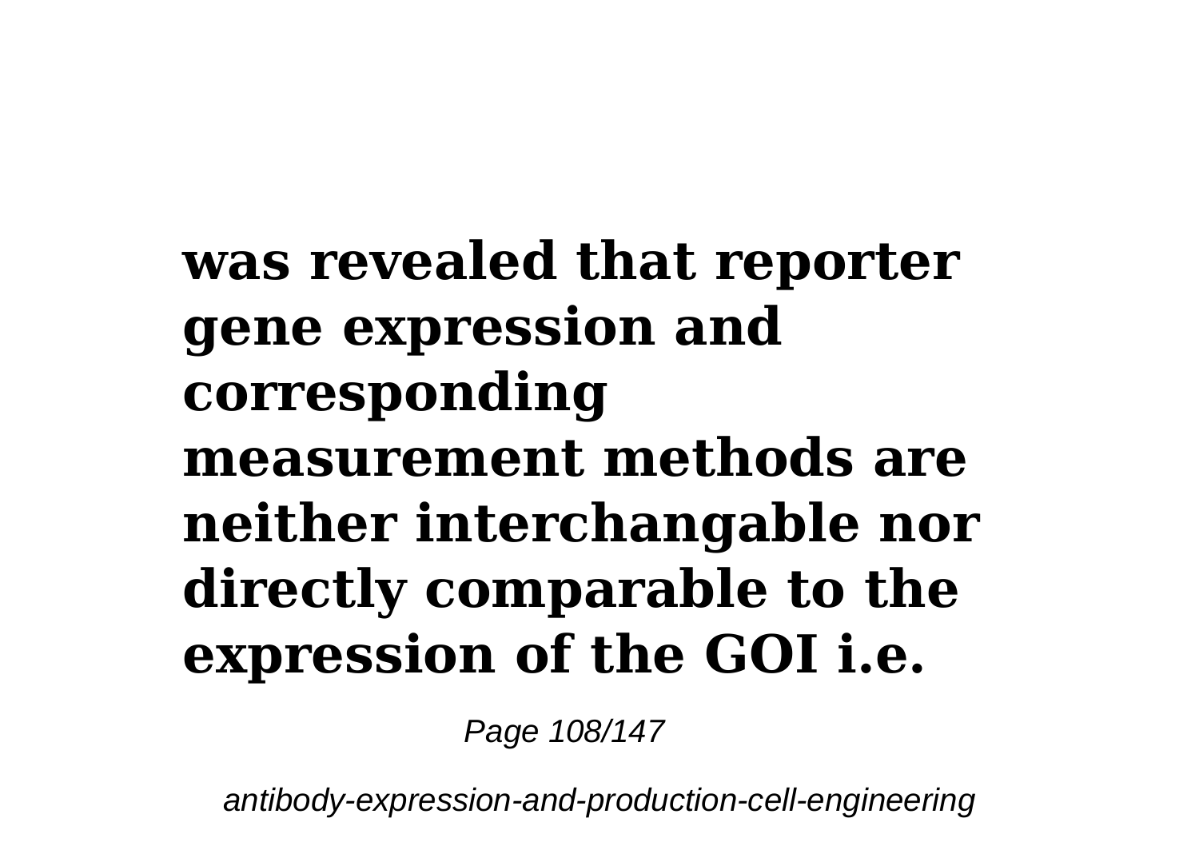**was revealed that reporter gene expression and corresponding measurement methods are neither interchangable nor directly comparable to the expression of the GOI i.e.**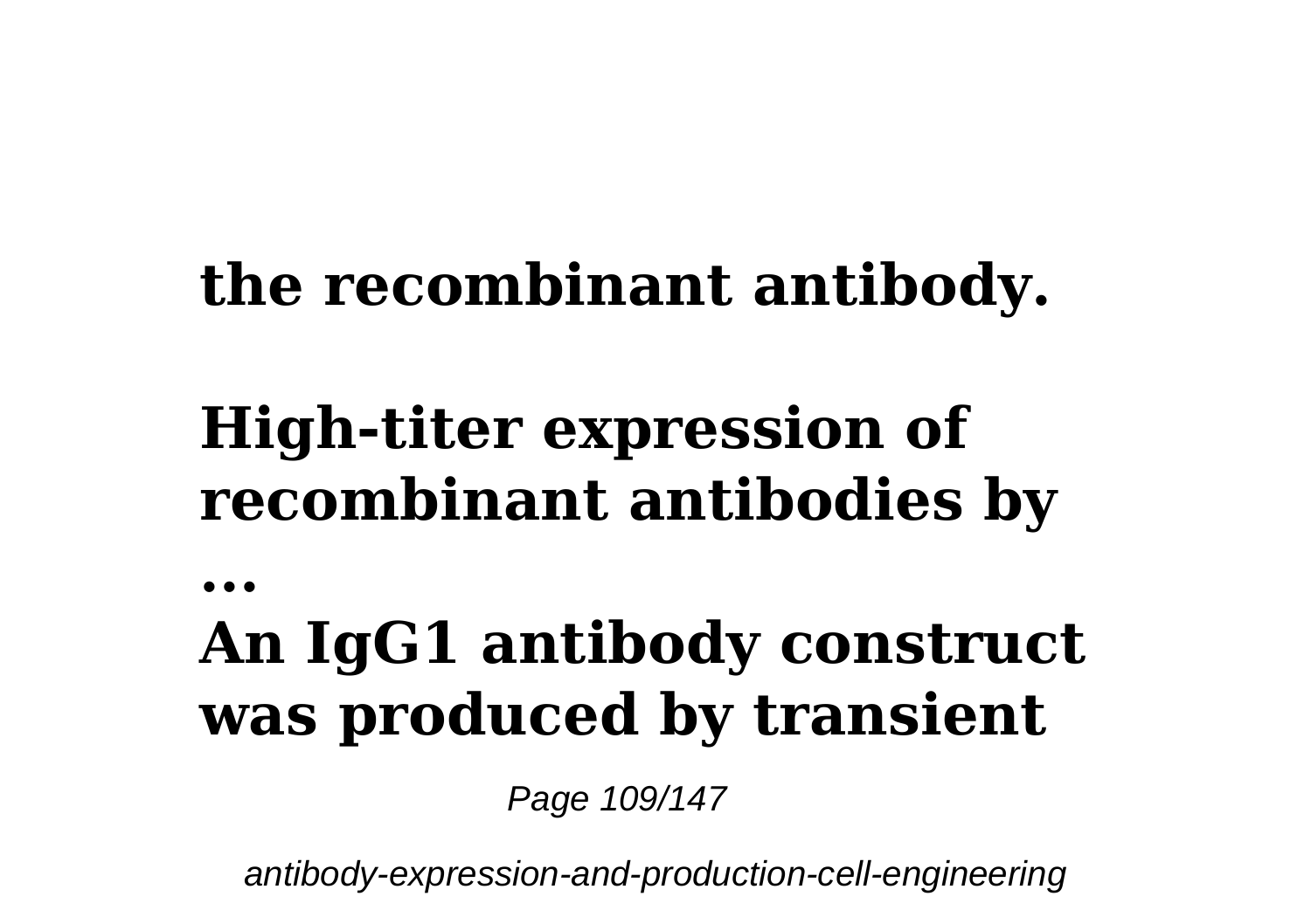**the recombinant antibody.**

**High-titer expression of recombinant antibodies by ...**

**An IgG1 antibody construct was produced by transient**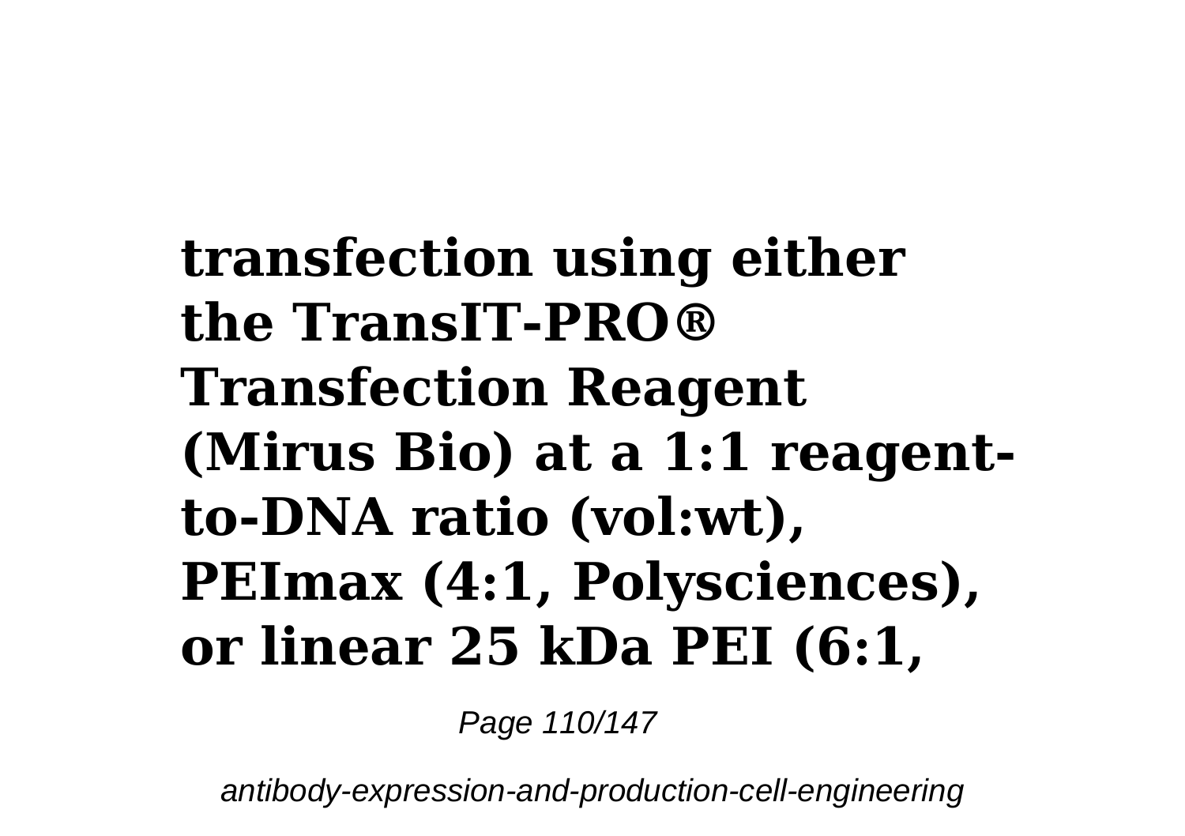**transfection using either the TransIT-PRO® Transfection Reagent (Mirus Bio) at a 1:1 reagent-to-DNA ratio (vol:wt), PEImax (4:1, Polysciences), or linear 25 kDa PEI (6:1,**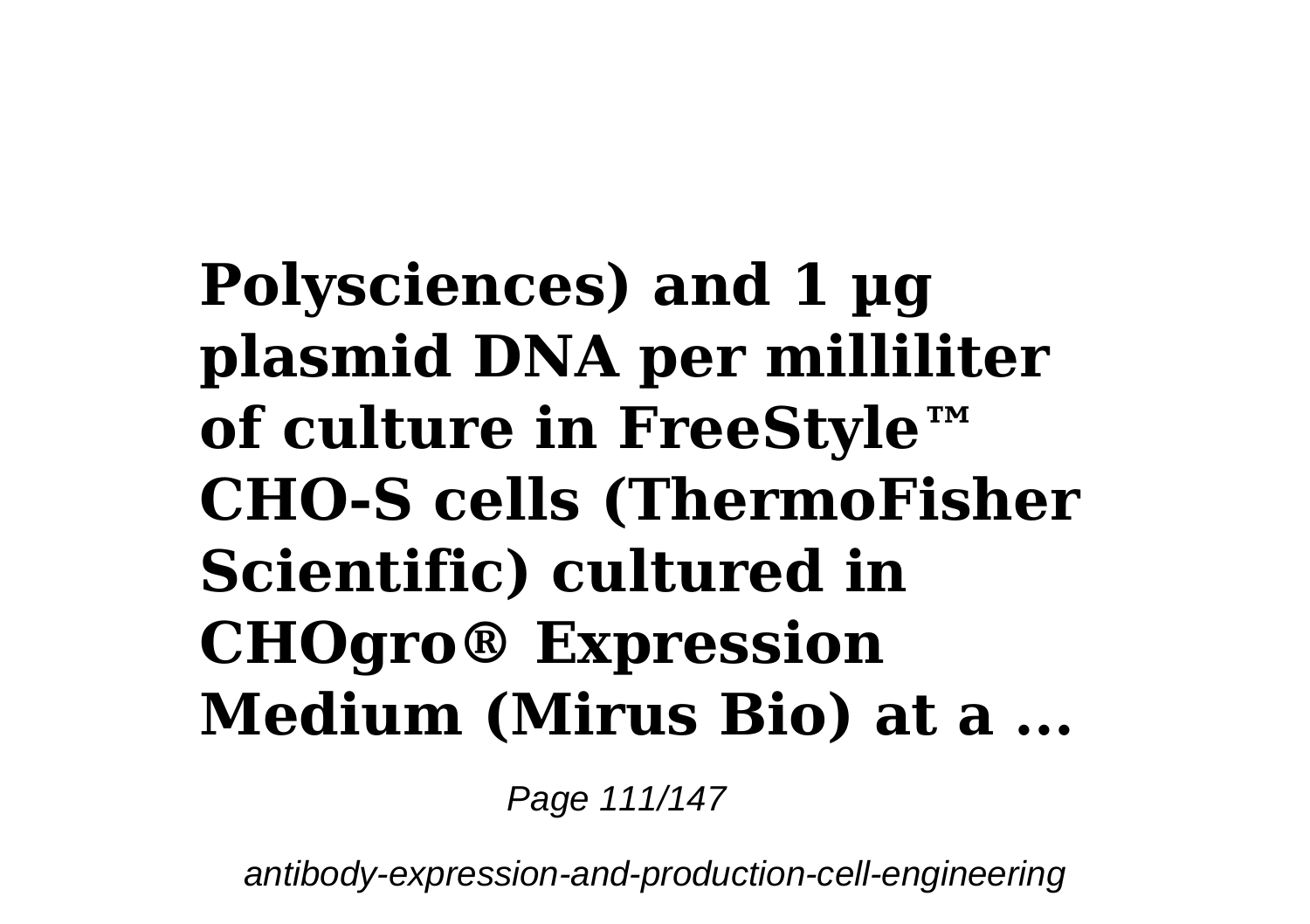**Polysciences) and 1 µg plasmid DNA per milliliter of culture in FreeStyle™ CHO-S cells (ThermoFisher Scientific) cultured in CHOgro® Expression Medium (Mirus Bio) at a ...**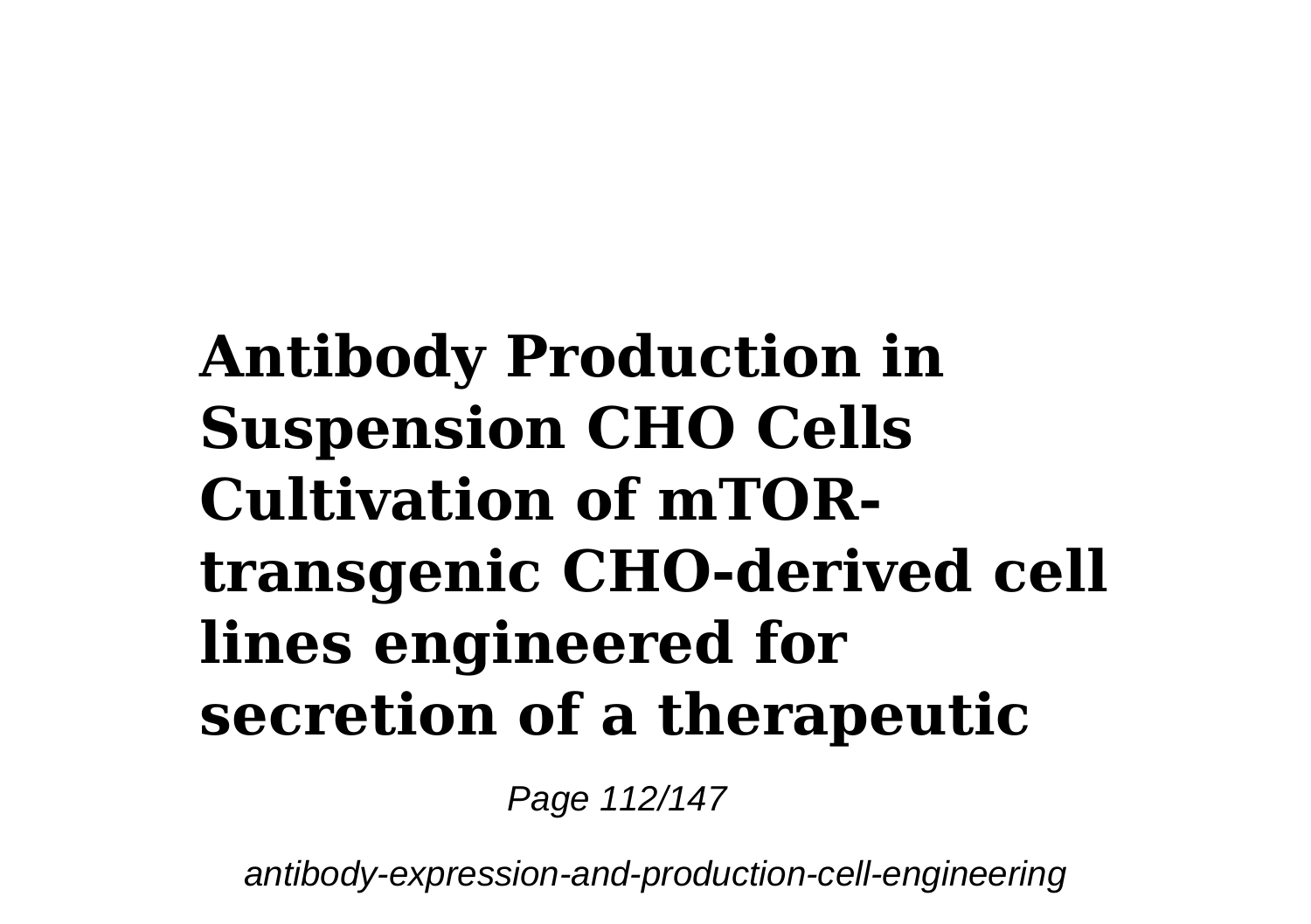**Antibody Production in Suspension CHO Cells Cultivation of mTOR-transgenic CHO-derived cell lines engineered for secretion of a therapeutic**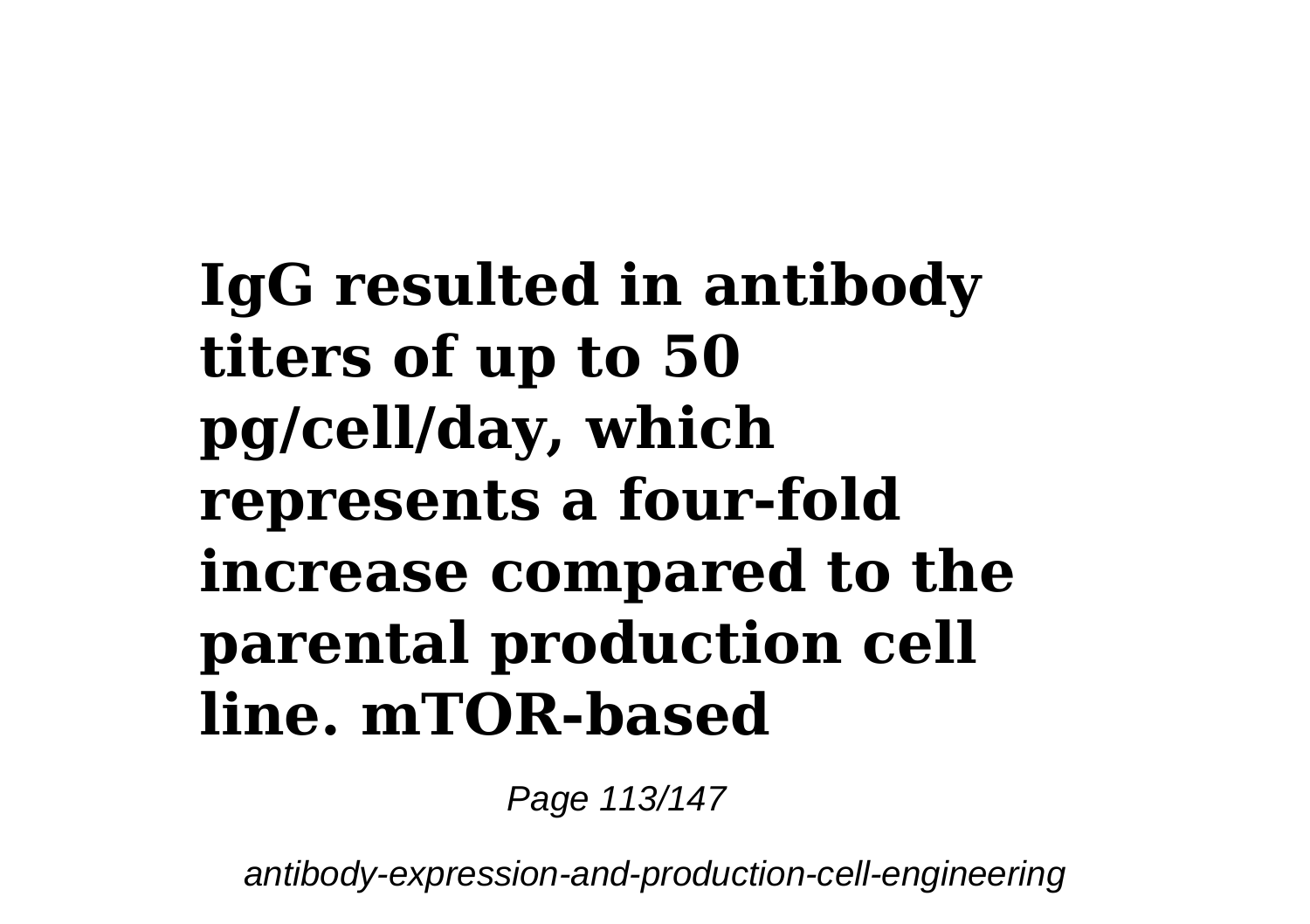**IgG resulted in antibody titers of up to 50 pg/cell/day, which represents a four-fold increase compared to the parental production cell line. mTOR-based**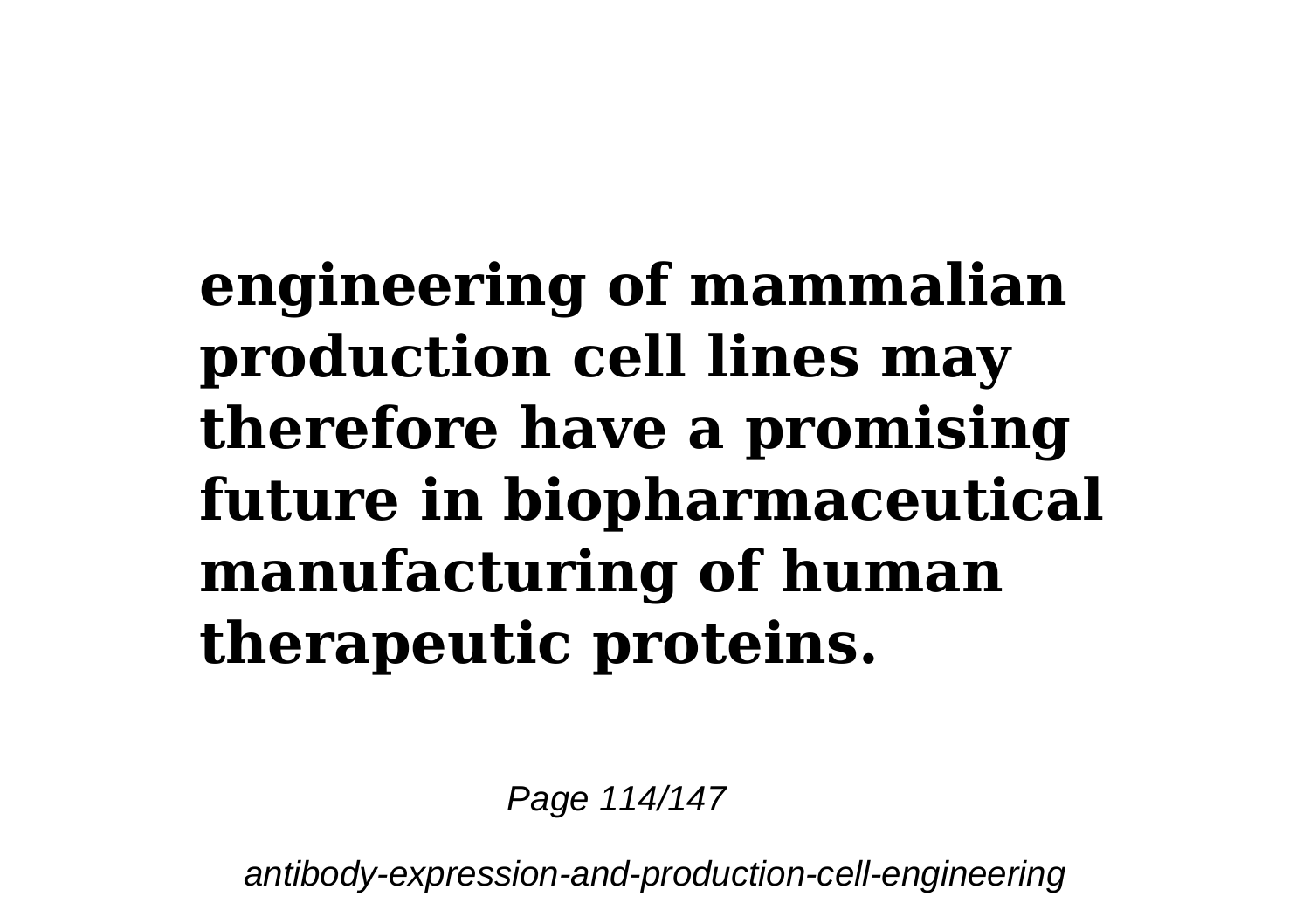**engineering of mammalian production cell lines may therefore have a promising future in biopharmaceutical manufacturing of human therapeutic proteins.**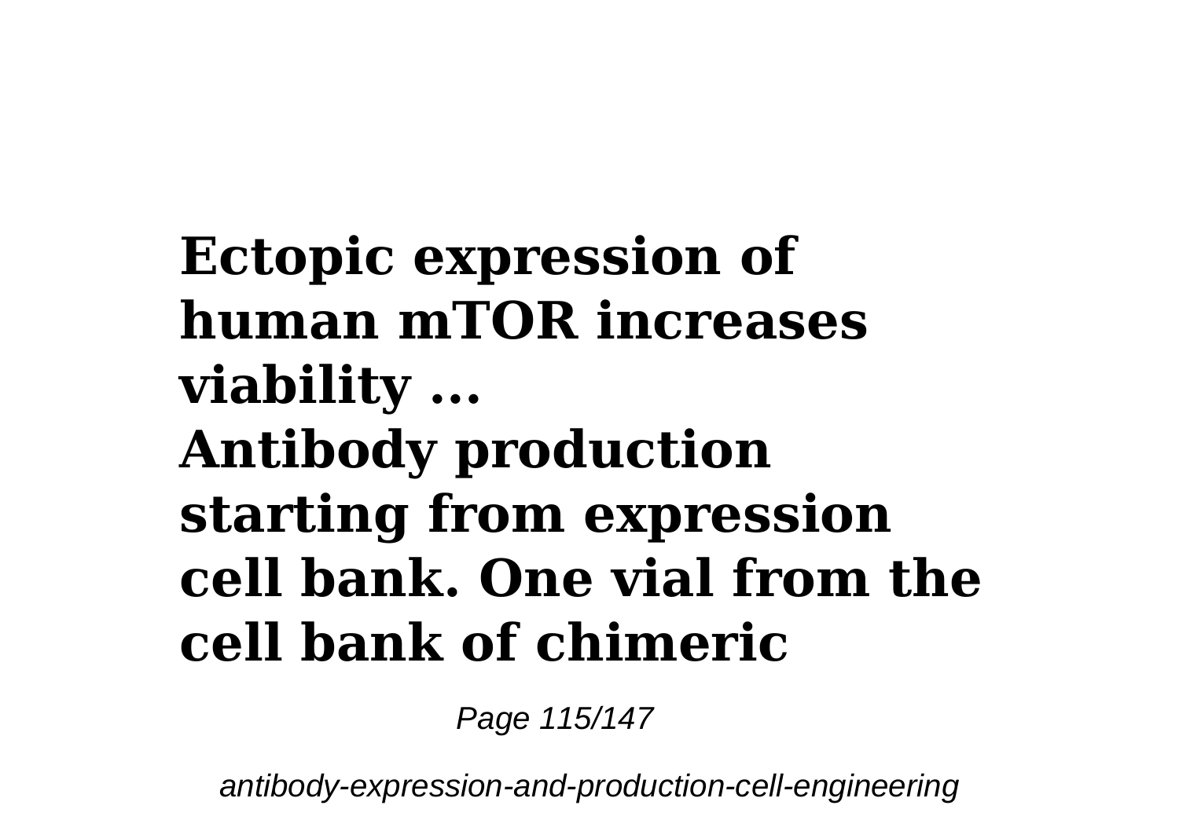**Ectopic expression of human mTOR increases viability ...**
**Antibody production starting from expression cell bank. One vial from the cell bank of chimeric**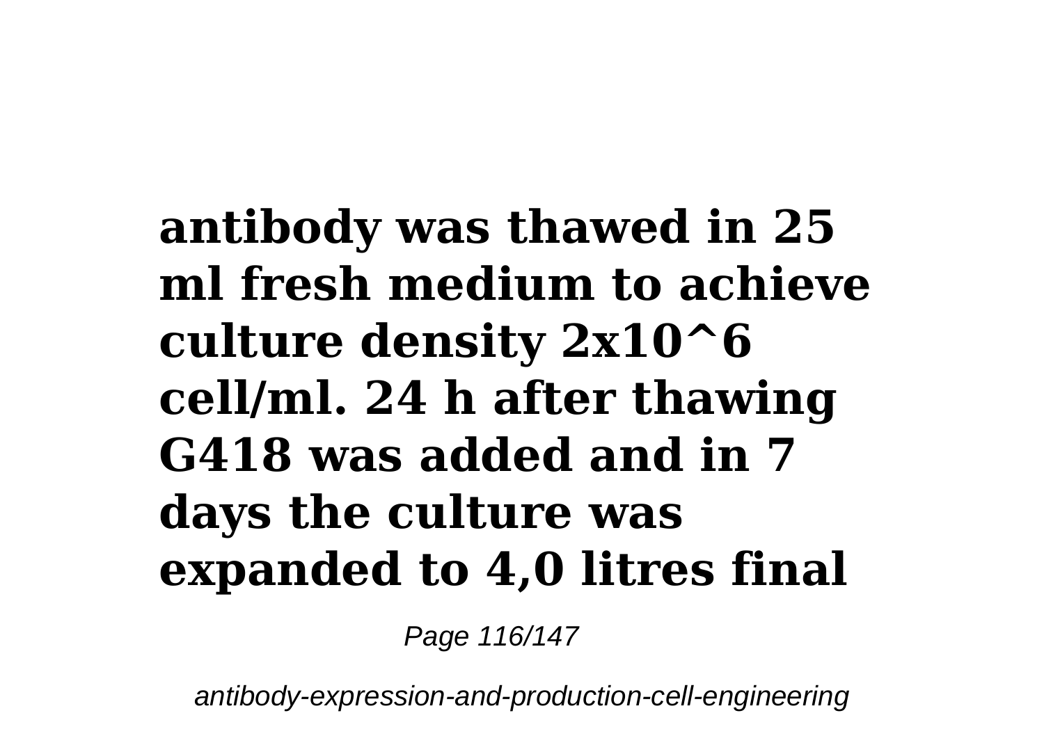**antibody was thawed in 25 ml fresh medium to achieve culture density $2x10^6$ cell/ml. 24 h after thawing G418 was added and in 7 days the culture was expanded to 4,0 litres final**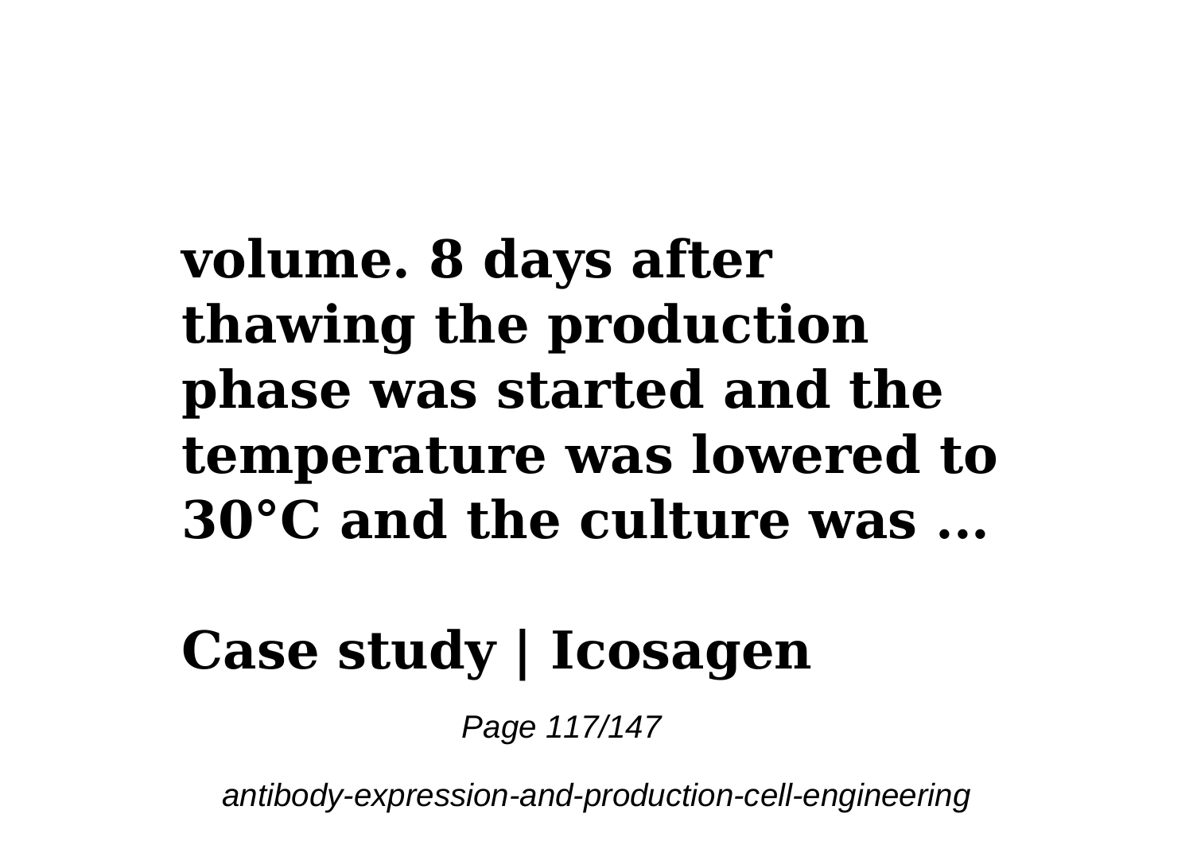**volume. 8 days after thawing the production phase was started and the temperature was lowered to 30°C and the culture was ...**

## Case study | Icosagen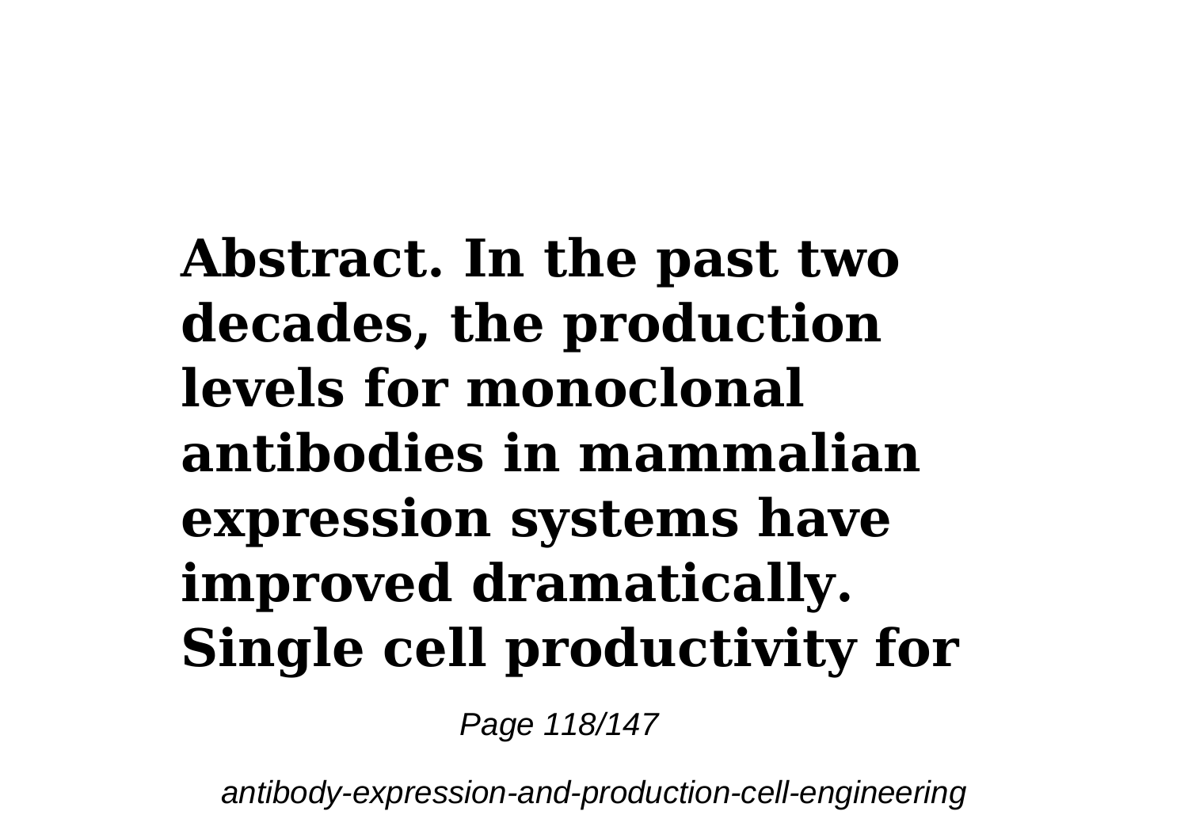**Abstract. In the past two decades, the production levels for monoclonal antibodies in mammalian expression systems have improved dramatically. Single cell productivity for**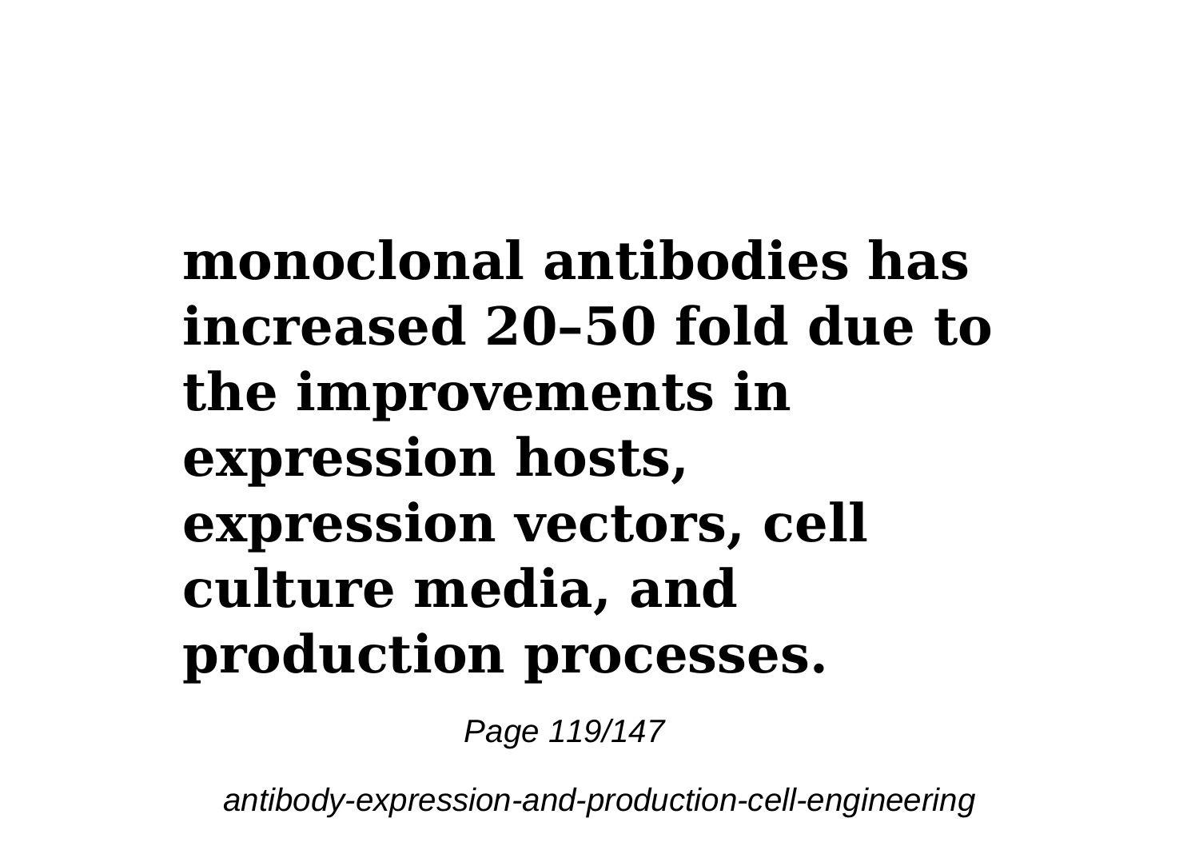**monoclonal antibodies has increased 20–50 fold due to the improvements in expression hosts, expression vectors, cell culture media, and production processes.**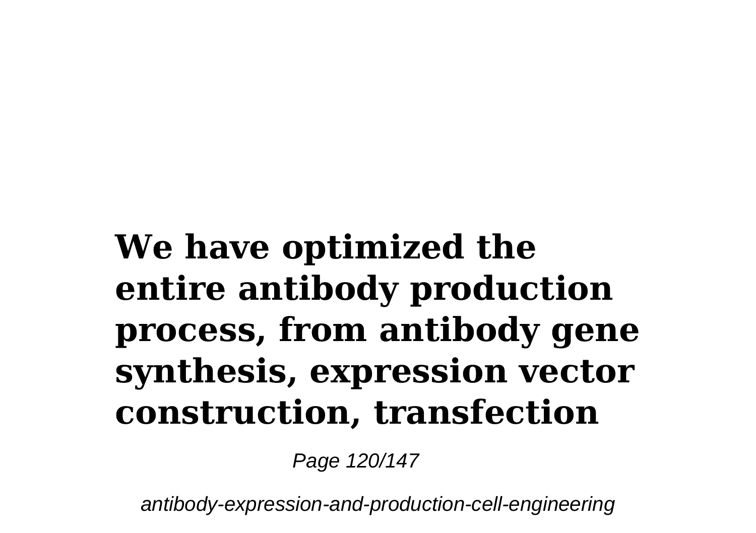**We have optimized the entire antibody production process, from antibody gene synthesis, expression vector construction, transfection**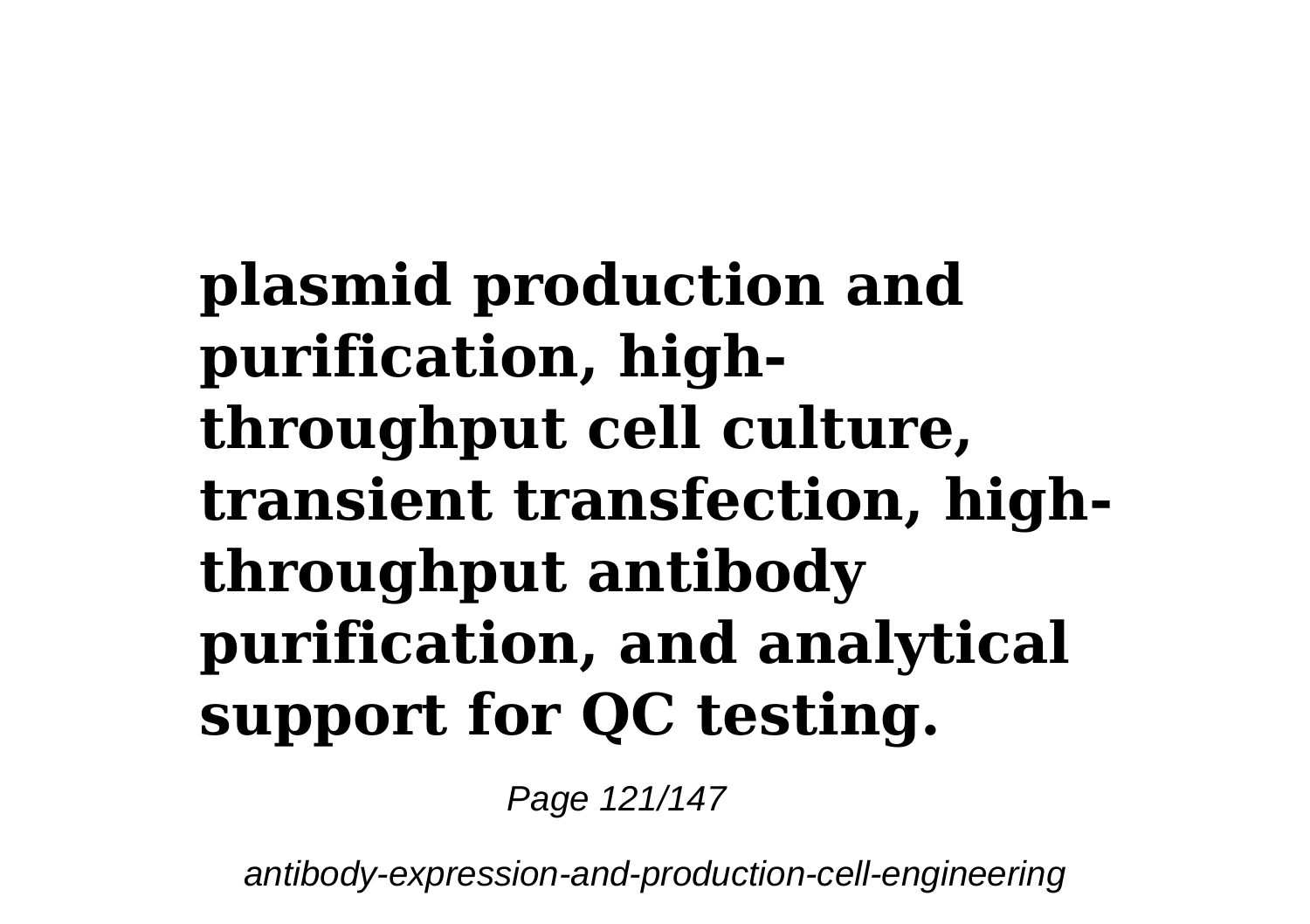**plasmid production and purification, high-throughput cell culture, transient transfection, high-throughput antibody purification, and analytical support for QC testing.**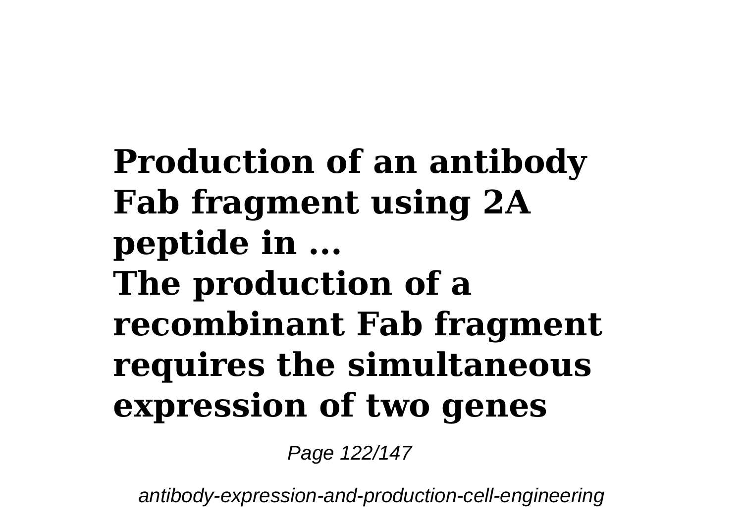**Production of an antibody Fab fragment using 2A peptide in ...**

**The production of a recombinant Fab fragment requires the simultaneous expression of two genes**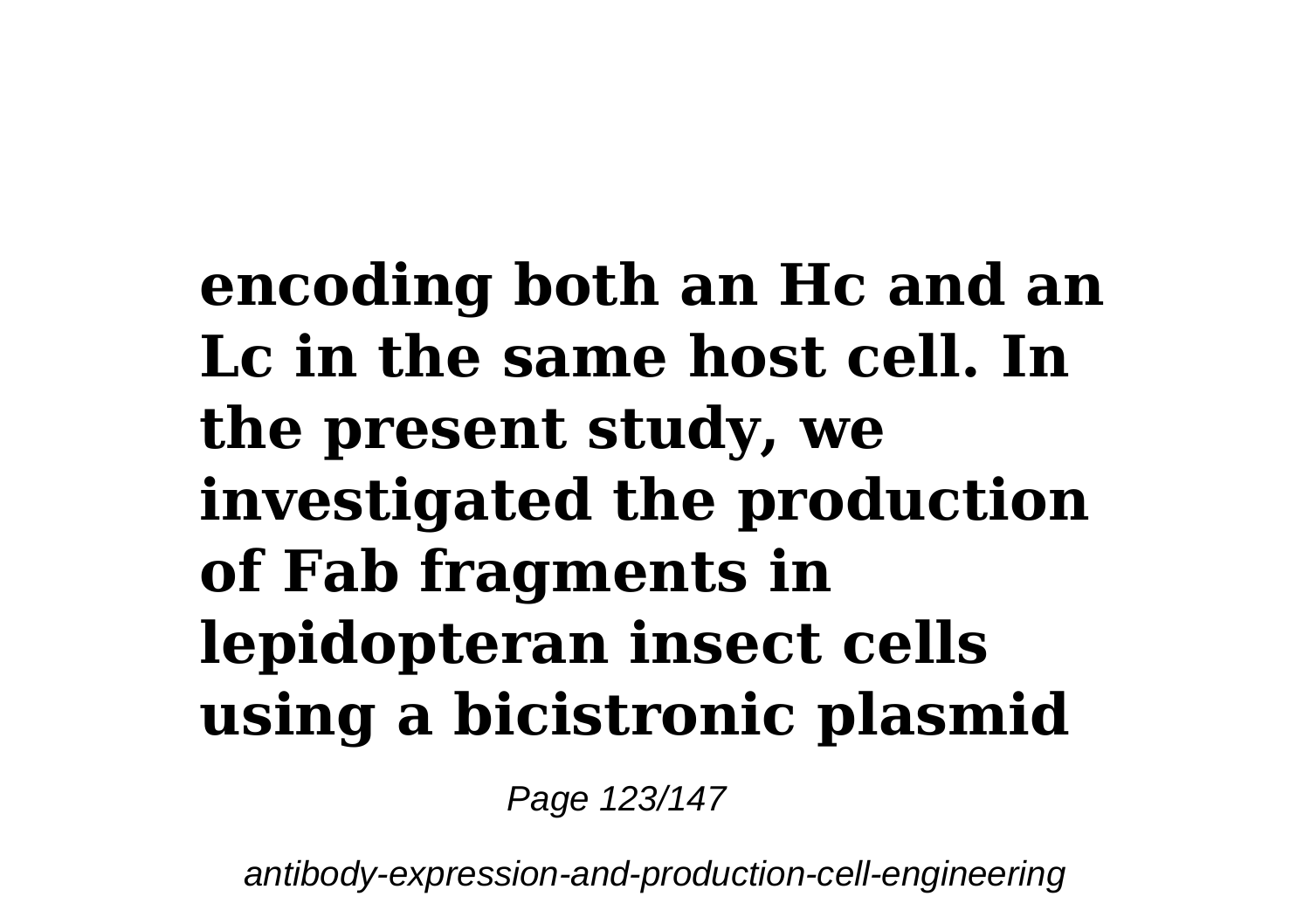**encoding both an Hc and an Lc in the same host cell. In the present study, we investigated the production of Fab fragments in lepidopteran insect cells using a bicistronic plasmid**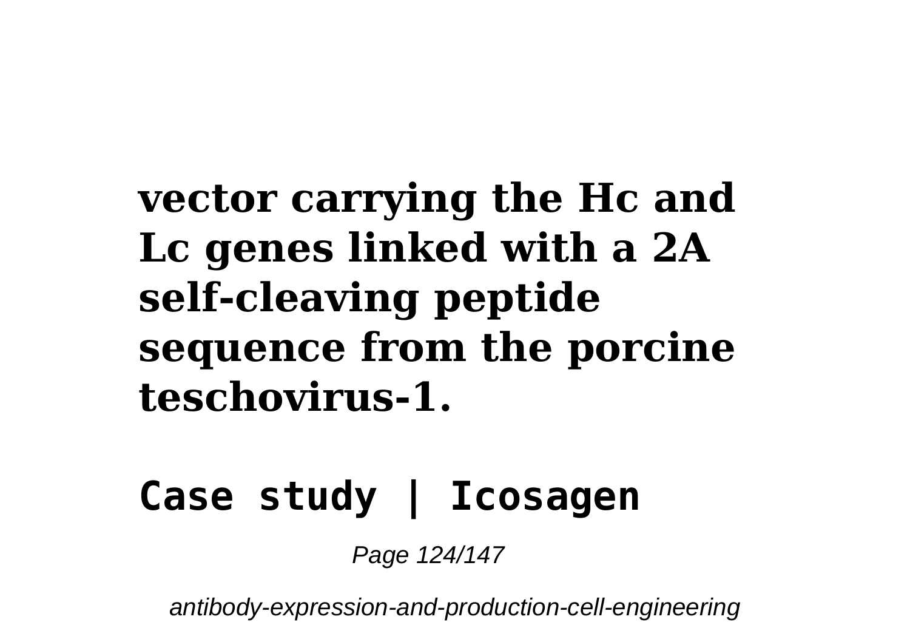**vector carrying the Hc and Lc genes linked with a 2A self-cleaving peptide sequence from the porcine teschovirus-1.**

## Case study | Icosagen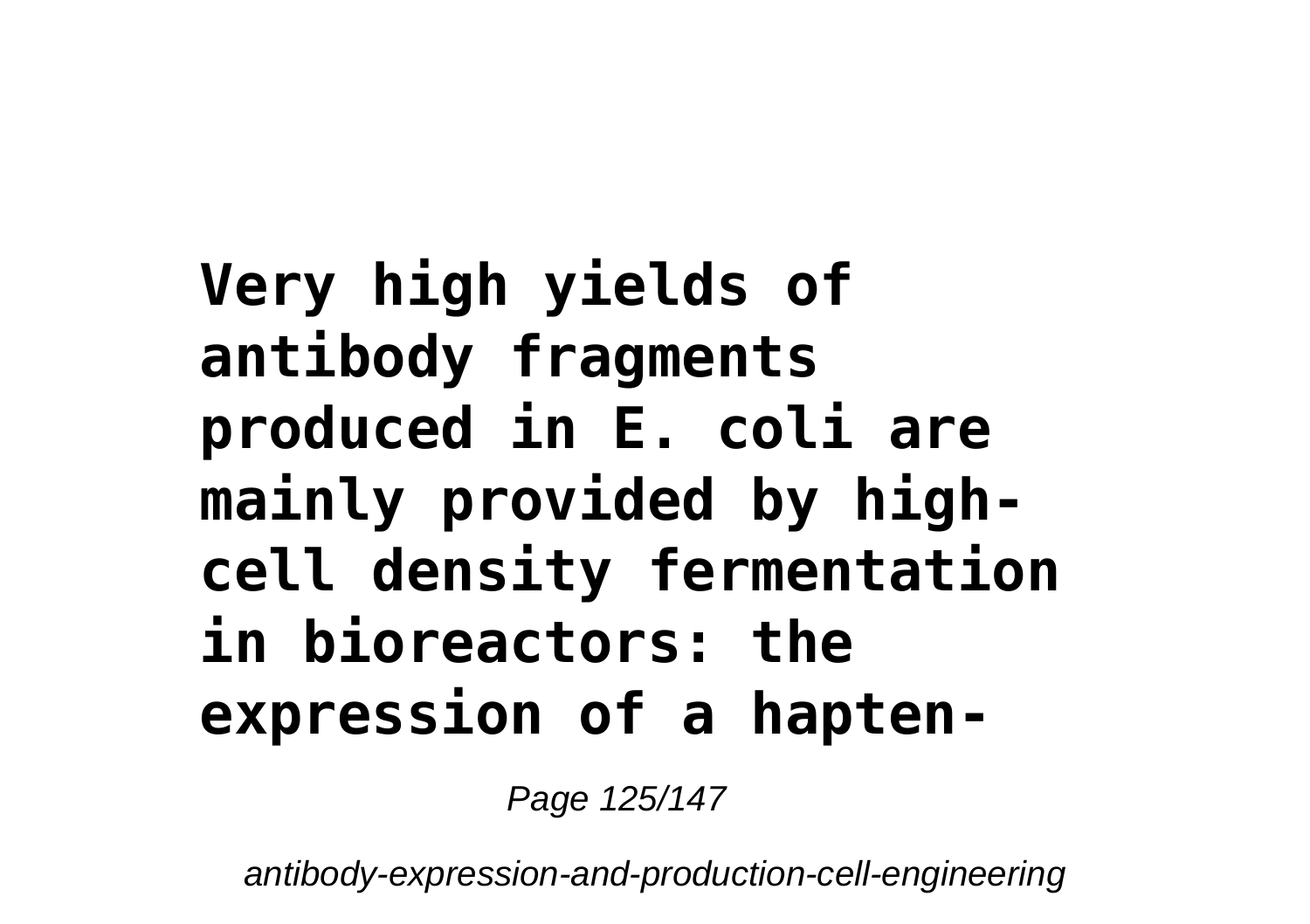**Very high yields of antibody fragments produced in E. coli are mainly provided by high-cell density fermentation in bioreactors: the expression of a hapten-**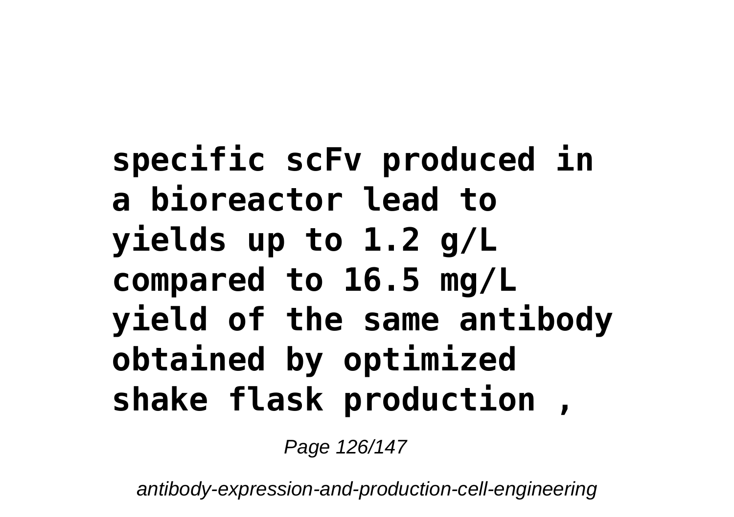**specific scFv produced in a bioreactor lead to yields up to 1.2 g/L compared to 16.5 mg/L yield of the same antibody obtained by optimized shake flask production ,**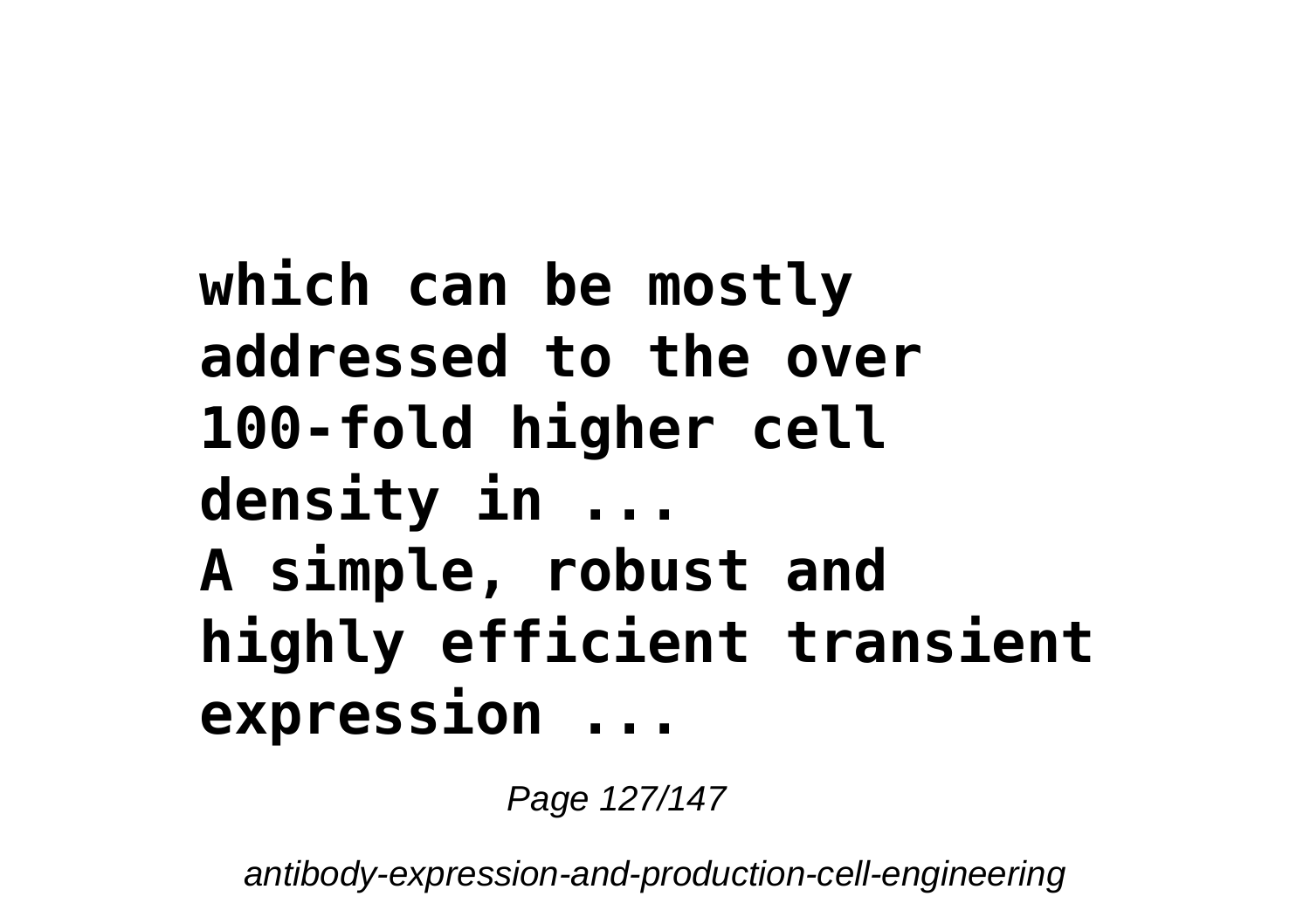**which can be mostly addressed to the over 100-fold higher cell density in ...**
**A simple, robust and highly efficient transient expression ...**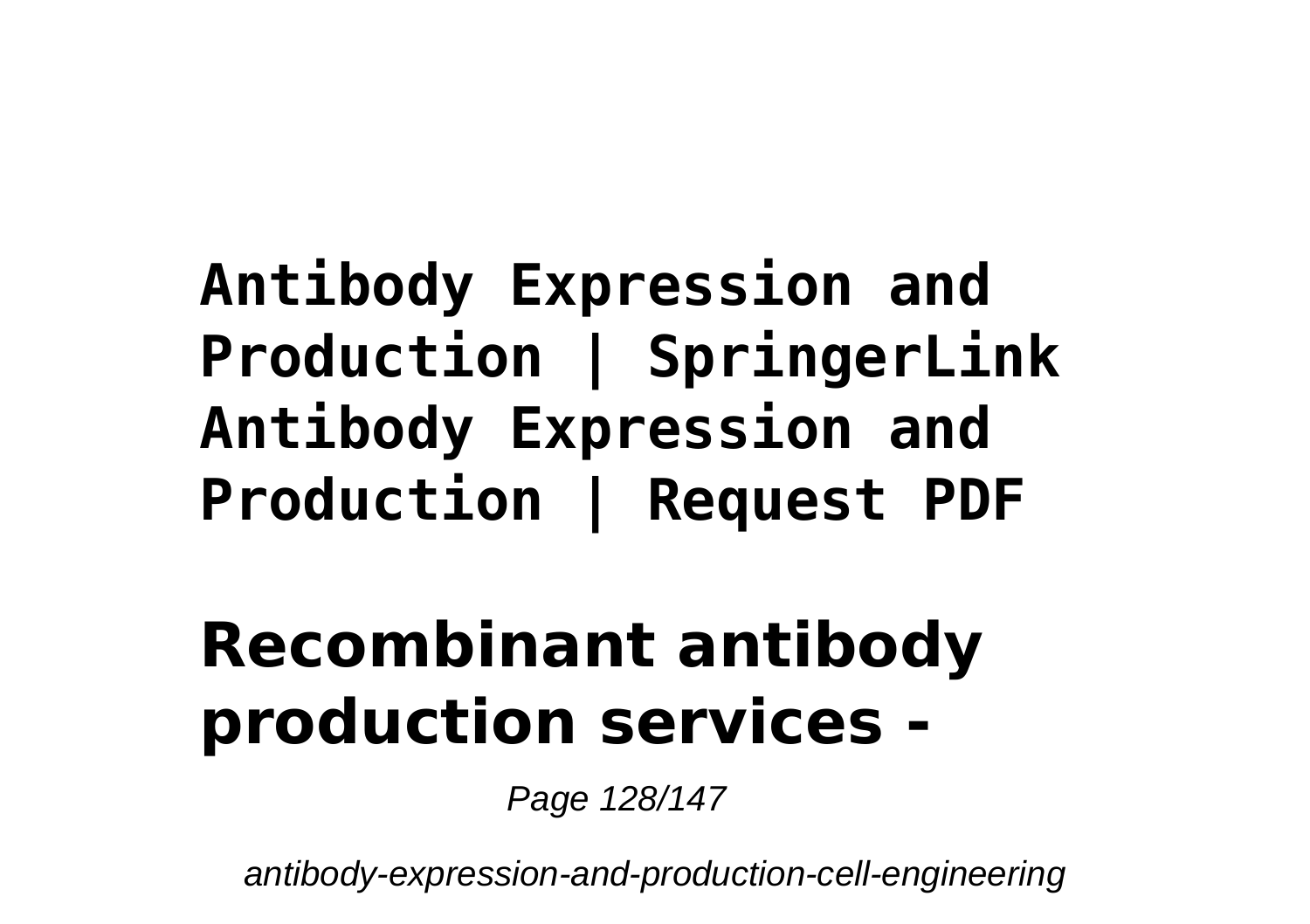**Antibody Expression and Production | SpringerLink Antibody Expression and Production | Request PDF**

# Recombinant antibody production services -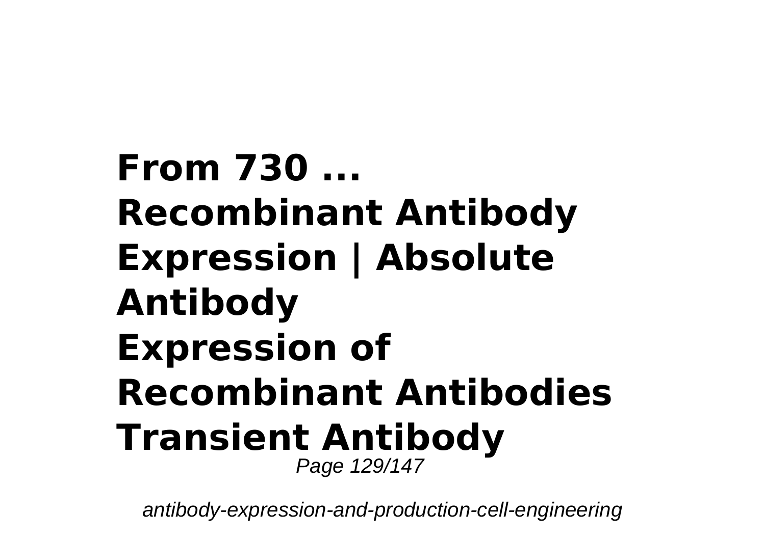**From 730 ...**
**Recombinant Antibody Expression | Absolute Antibody**
**Expression of Recombinant Antibodies**
**Transient Antibody**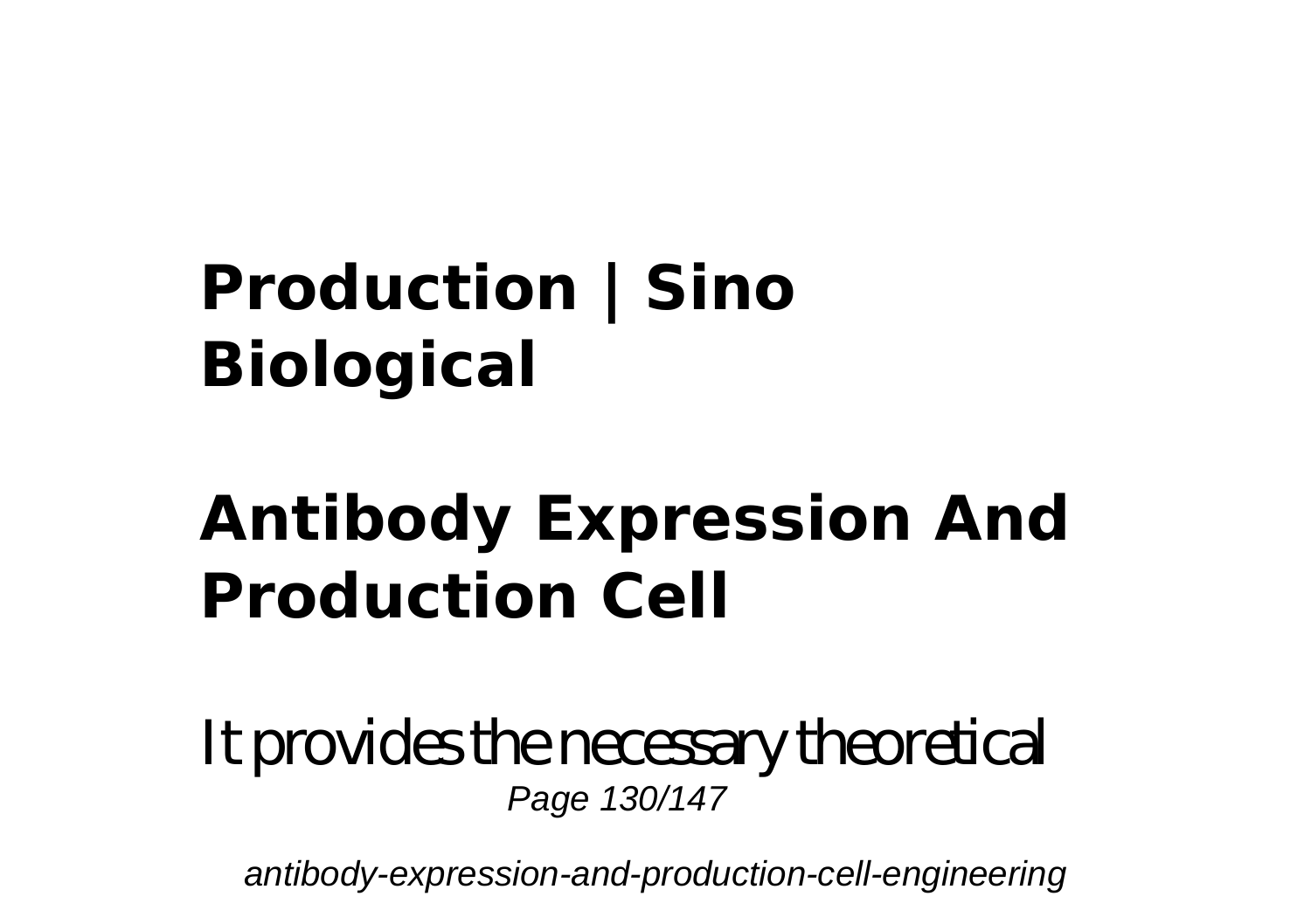## Production | Sino Biological

## Antibody Expression And Production Cell

It provides the necessary theoretical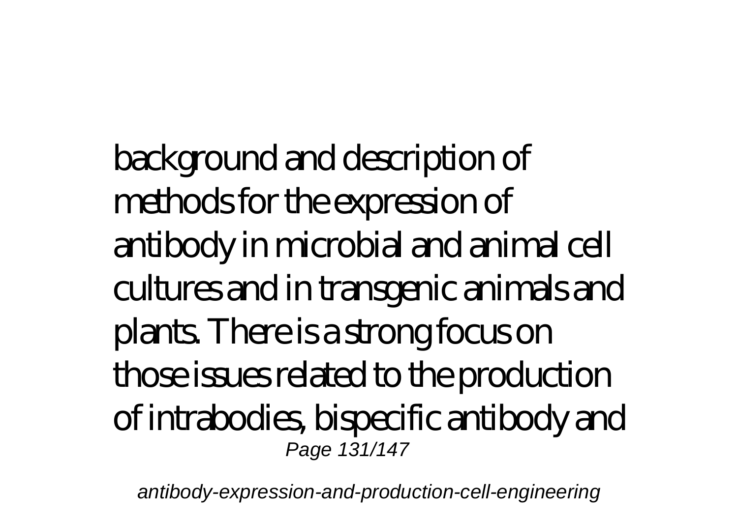background and description of methods for the expression of antibody in microbial and animal cell cultures and in transgenic animals and plants. There is a strong focus on those issues related to the production of intrabodies, bispecific antibody and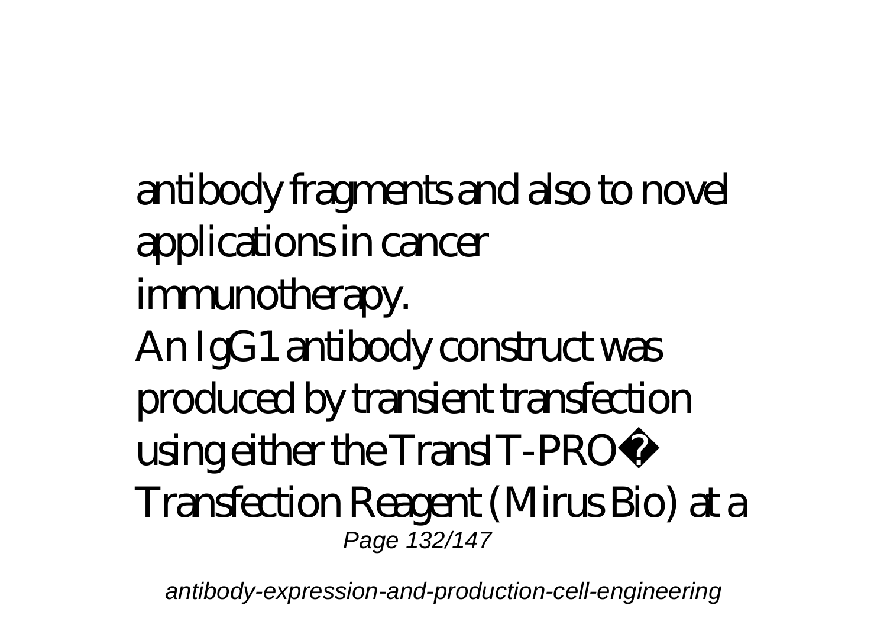antibody fragments and also to novel applications in cancer immunotherapy.

An IgG1 antibody construct was produced by transient transfection using either the TransIT-PRO� Transfection Reagent (Mirus Bio) at a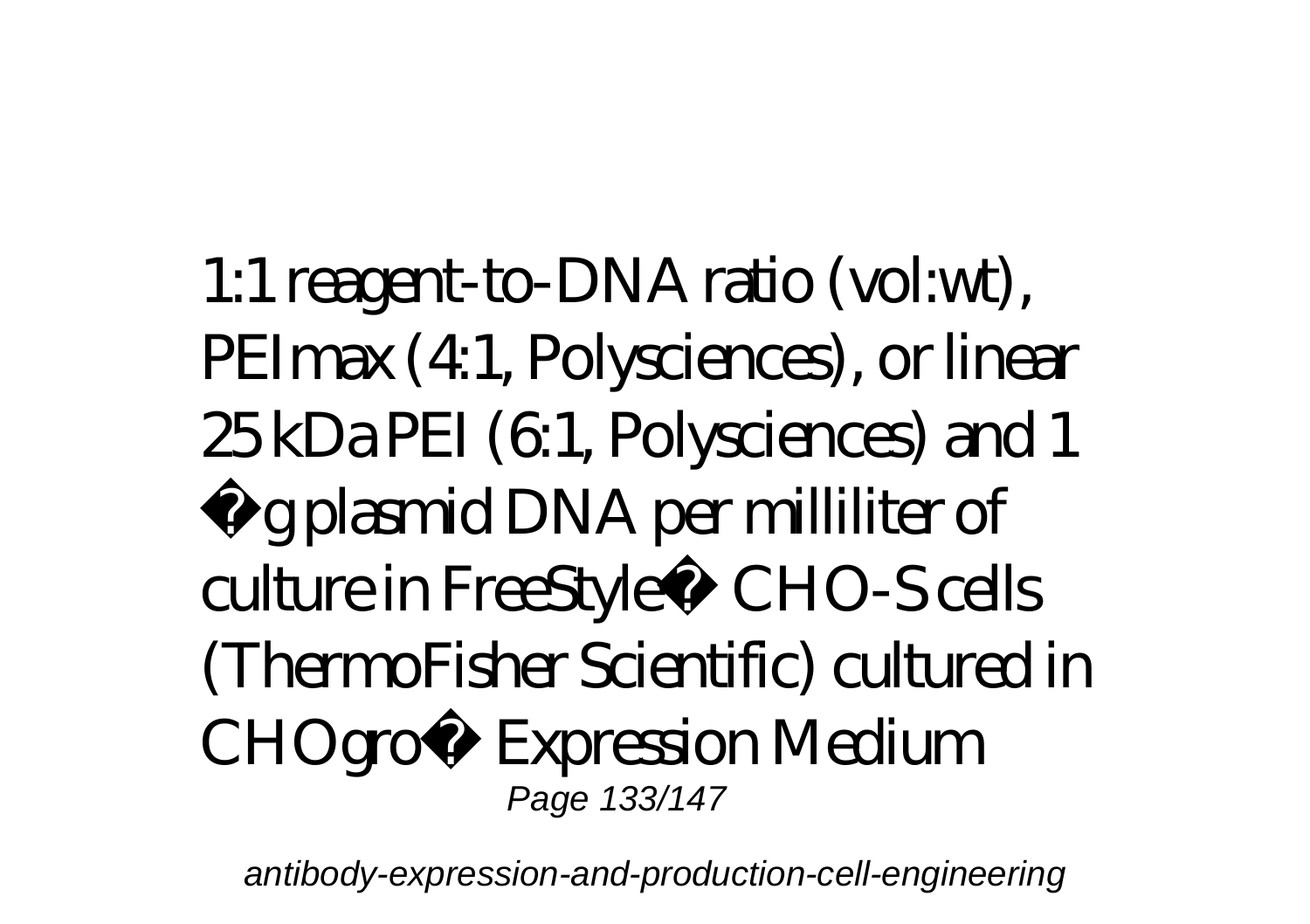1:1 reagent-to-DNA ratio (vol:wt), PEImax (4:1, Polysciences), or linear 25 kDa PEI (6:1, Polysciences) and 1 �g plasmid DNA per milliliter of culture in FreeStyle� CHO-S cells (ThermoFisher Scientific) cultured in CHOgro� Expression Medium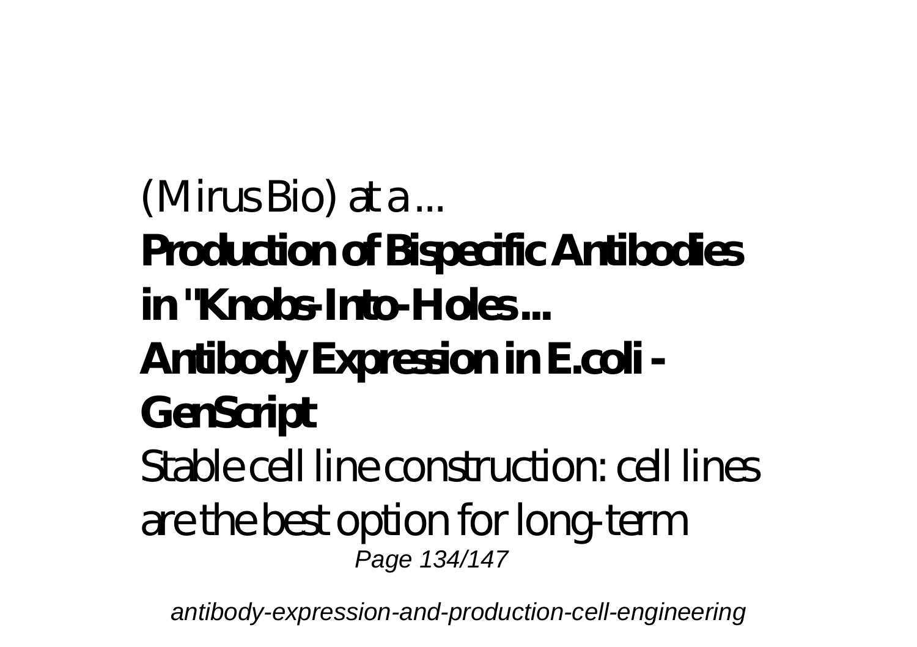(Mirus Bio) at a ...

**Production of Bispecific Antibodies in "Knobs-Into-Holes ...**

**Antibody Expression in E.coli - GenScript**

Stable cell line construction: cell lines are the best option for long-term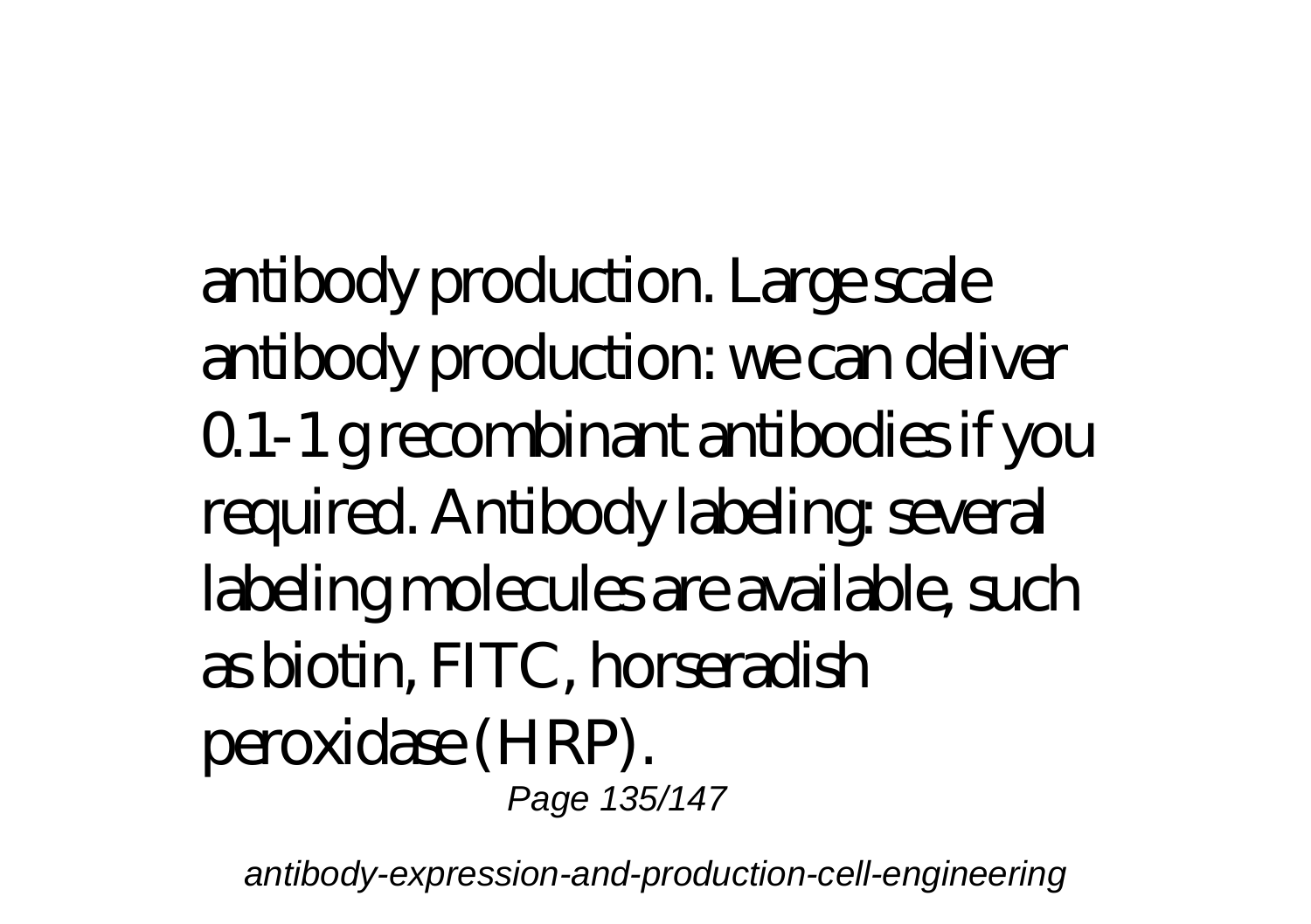antibody production. Large scale antibody production: we can deliver 0.1-1 g recombinant antibodies if you required. Antibody labeling: several labeling molecules are available, such as biotin, FITC, horseradish peroxidase (HRP).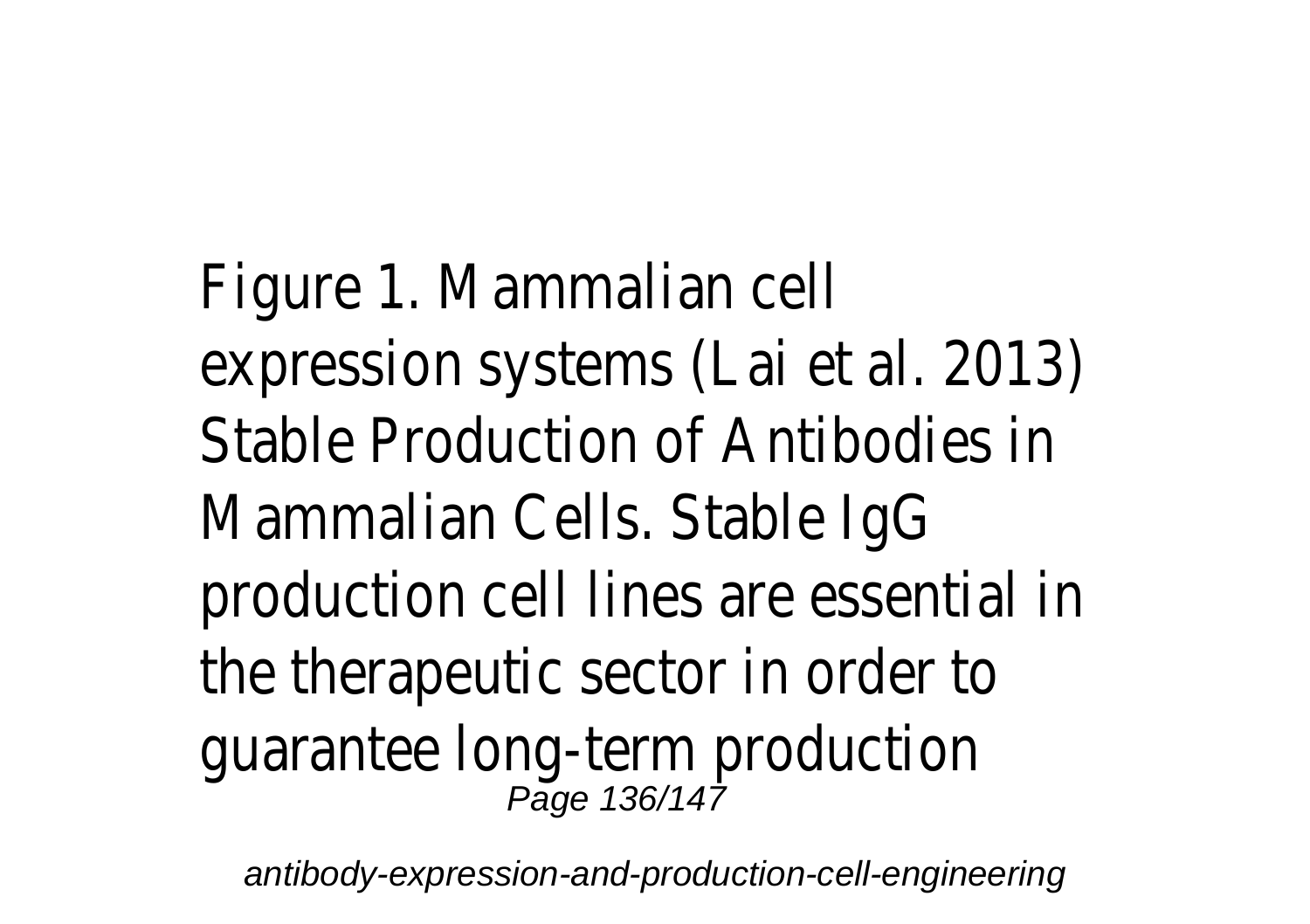Figure 1. Mammalian cell expression systems (Lai et al. 2013) Stable Production of Antibodies in Mammalian Cells. Stable IgG production cell lines are essential in the therapeutic sector in order to guarantee long-term production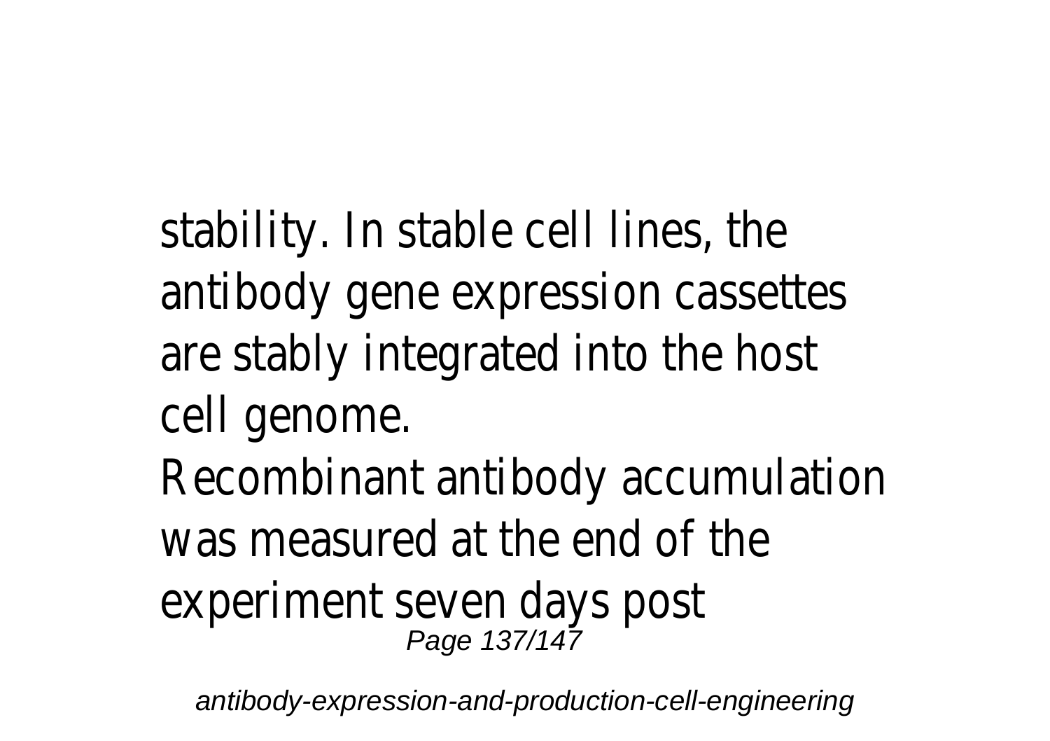stability. In stable cell lines, the antibody gene expression cassettes are stably integrated into the host cell genome.

Recombinant antibody accumulation was measured at the end of the experiment seven days post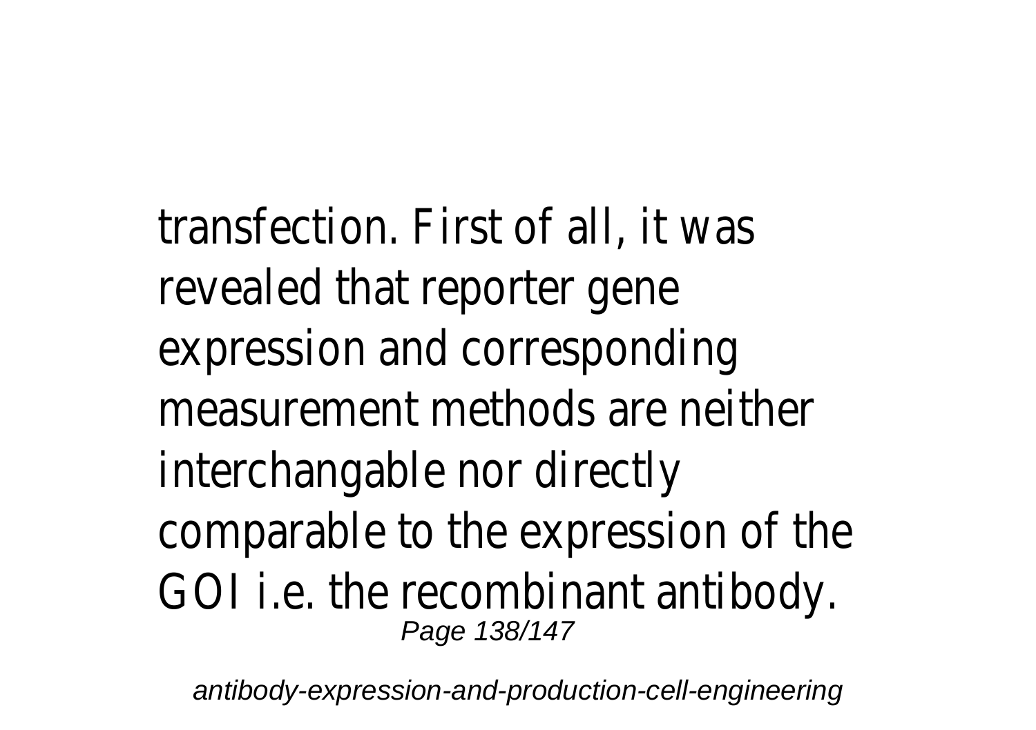transfection. First of all, it was revealed that reporter gene expression and corresponding measurement methods are neither interchangable nor directly comparable to the expression of the GOI i.e. the recombinant antibody.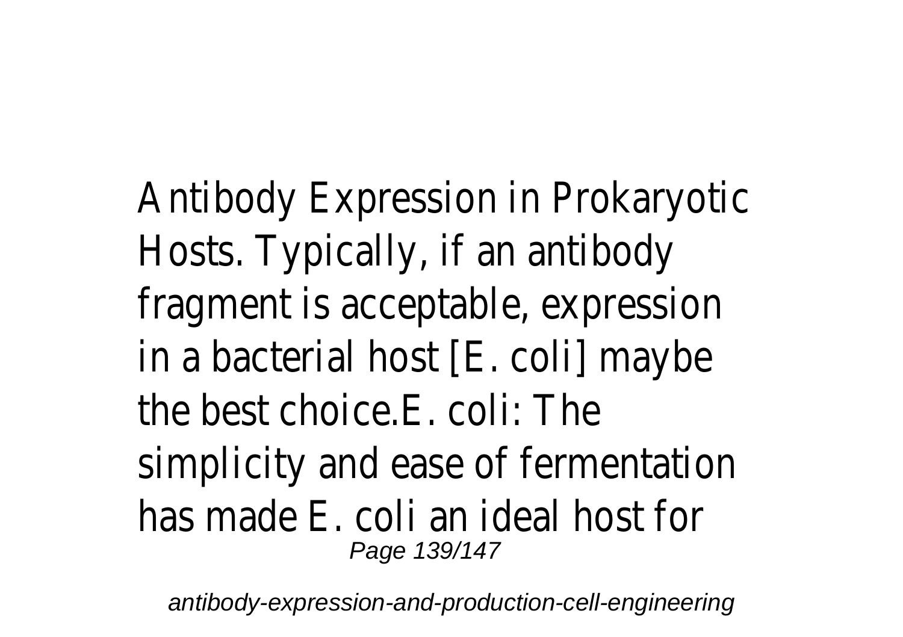Antibody Expression in Prokaryotic Hosts. Typically, if an antibody fragment is acceptable, expression in a bacterial host [E. coli] maybe the best choice.E. coli: The simplicity and ease of fermentation has made E. coli an ideal host for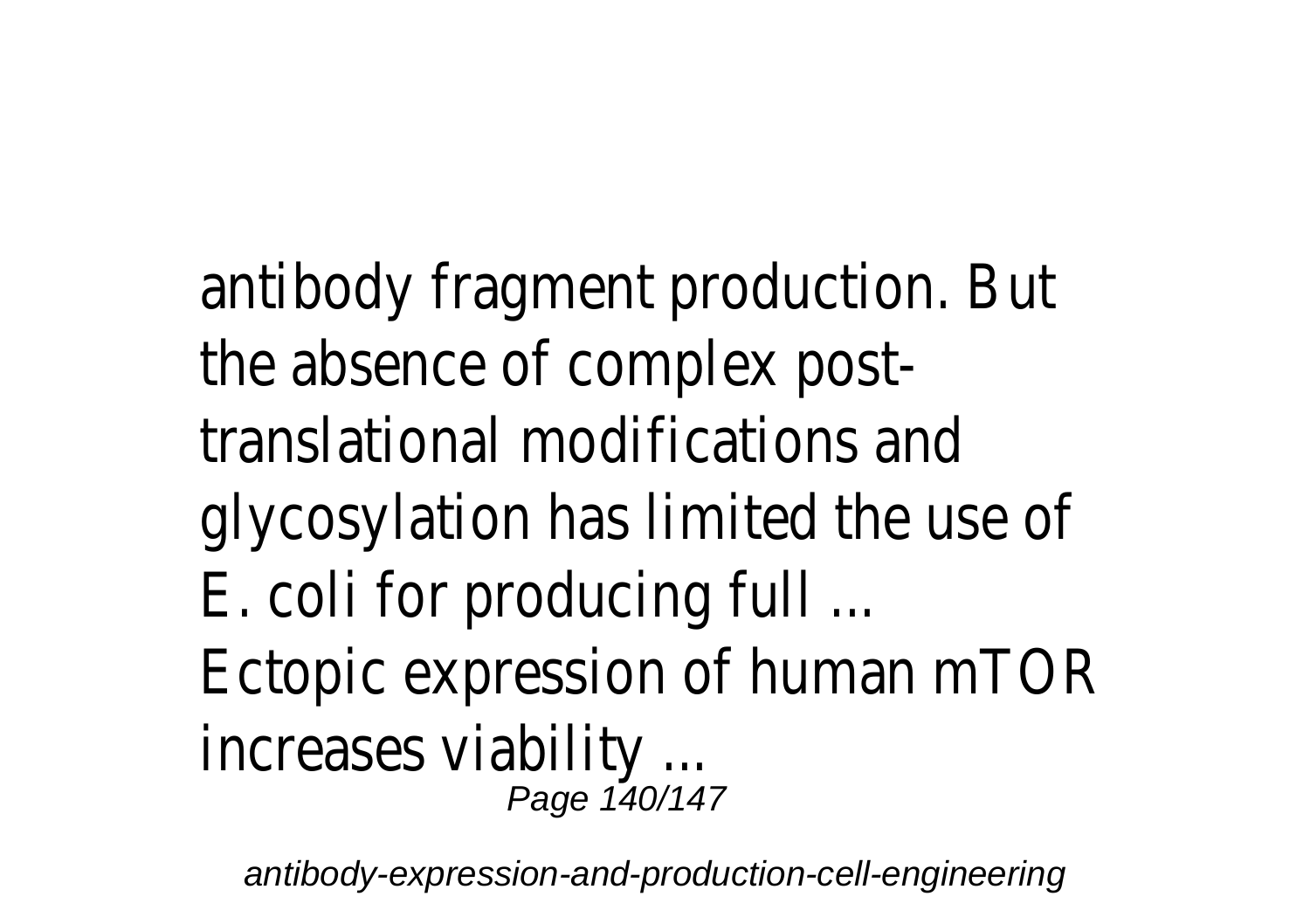antibody fragment production. But the absence of complex post-translational modifications and glycosylation has limited the use of E. coli for producing full ...

Ectopic expression of human mTOR increases viability ...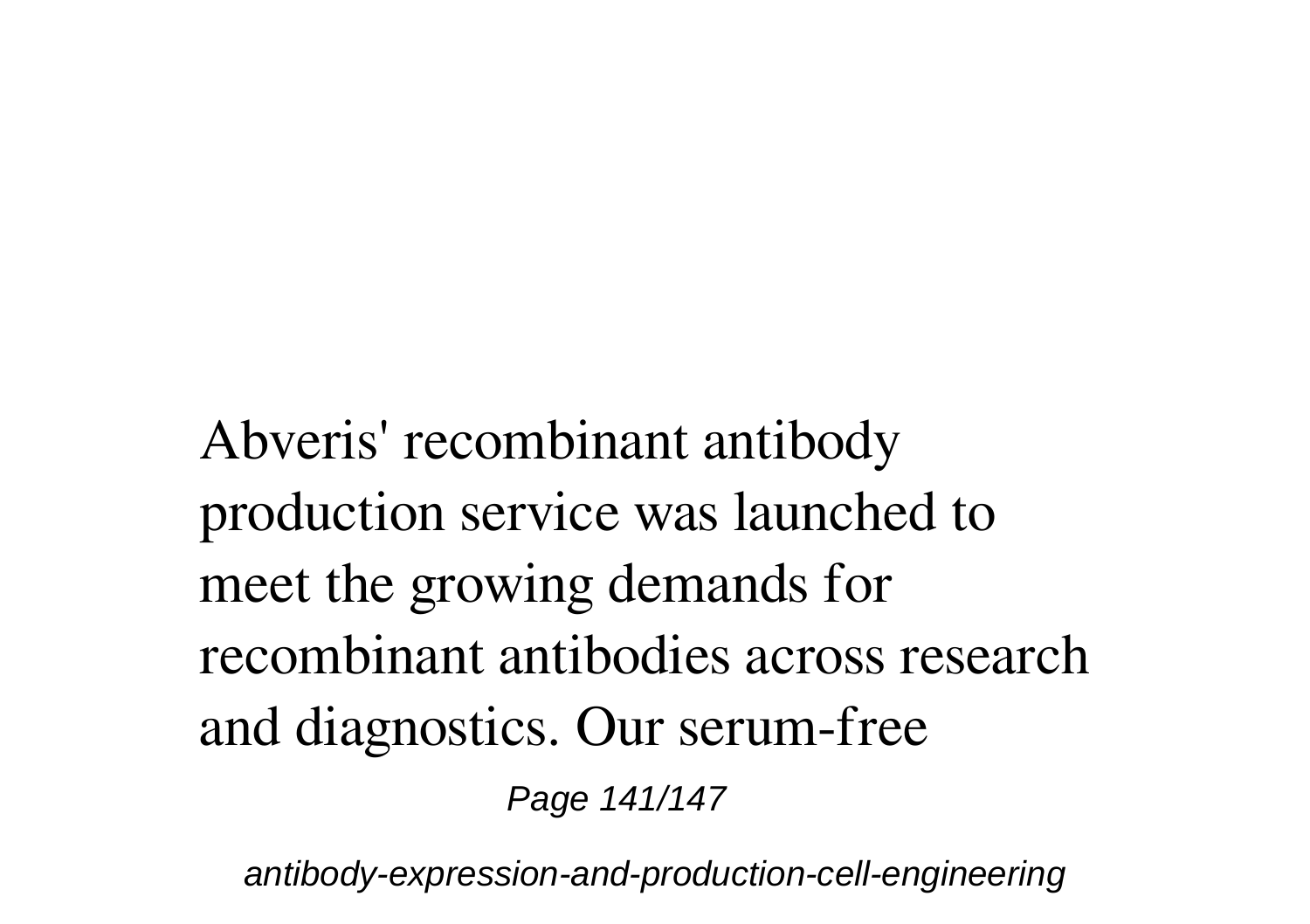Abveris' recombinant antibody production service was launched to meet the growing demands for recombinant antibodies across research and diagnostics. Our serum-free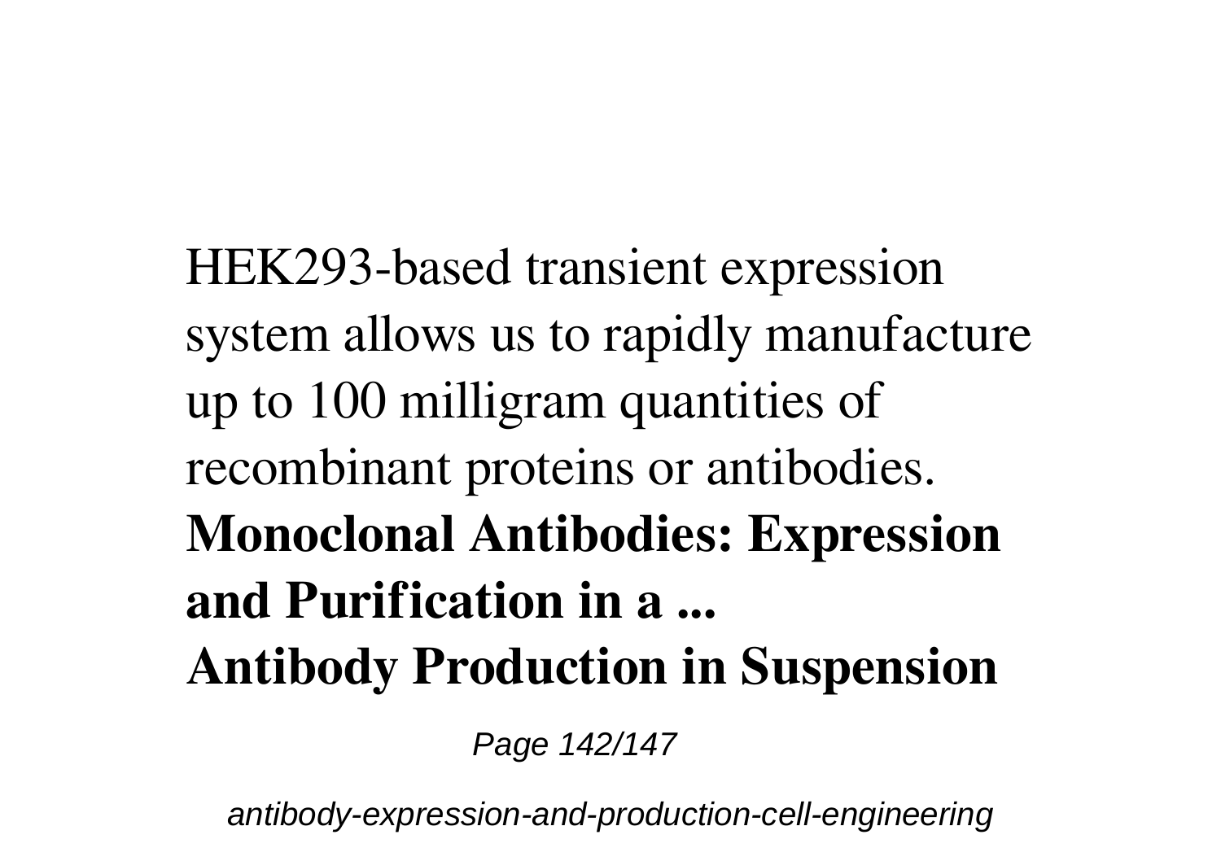HEK293-based transient expression system allows us to rapidly manufacture up to 100 milligram quantities of recombinant proteins or antibodies.

**Monoclonal Antibodies: Expression and Purification in a ...**

**Antibody Production in Suspension**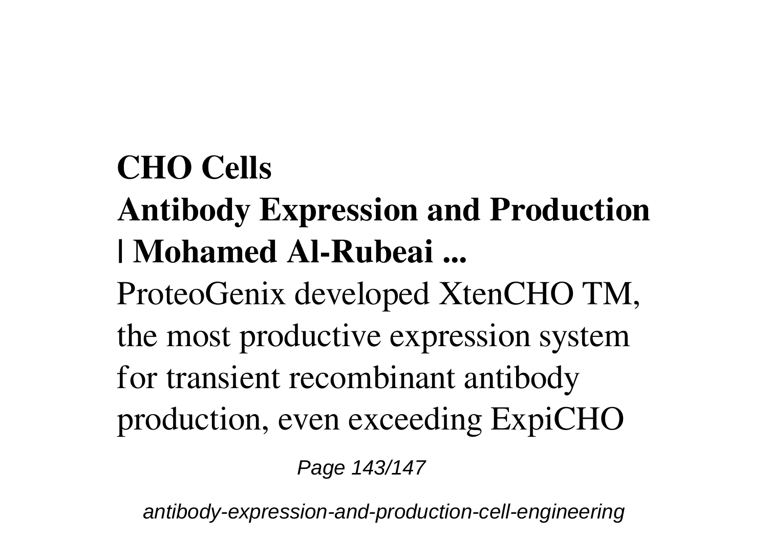**CHO Cells**

**Antibody Expression and Production | Mohamed Al-Rubeai ...**

ProteoGenix developed XtenCHO TM, the most productive expression system for transient recombinant antibody production, even exceeding ExpiCHO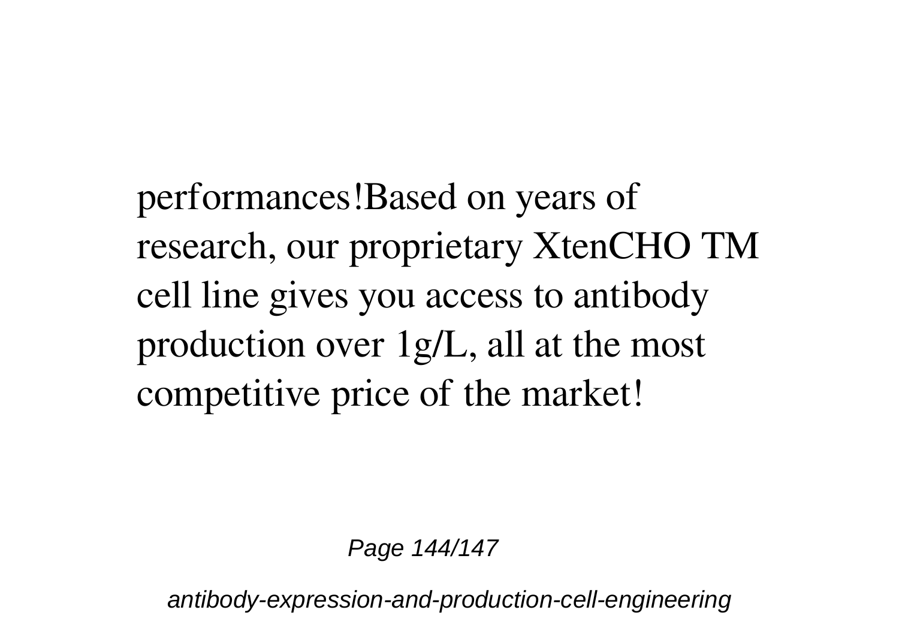performances!Based on years of research, our proprietary XtenCHO TM cell line gives you access to antibody production over 1g/L, all at the most competitive price of the market!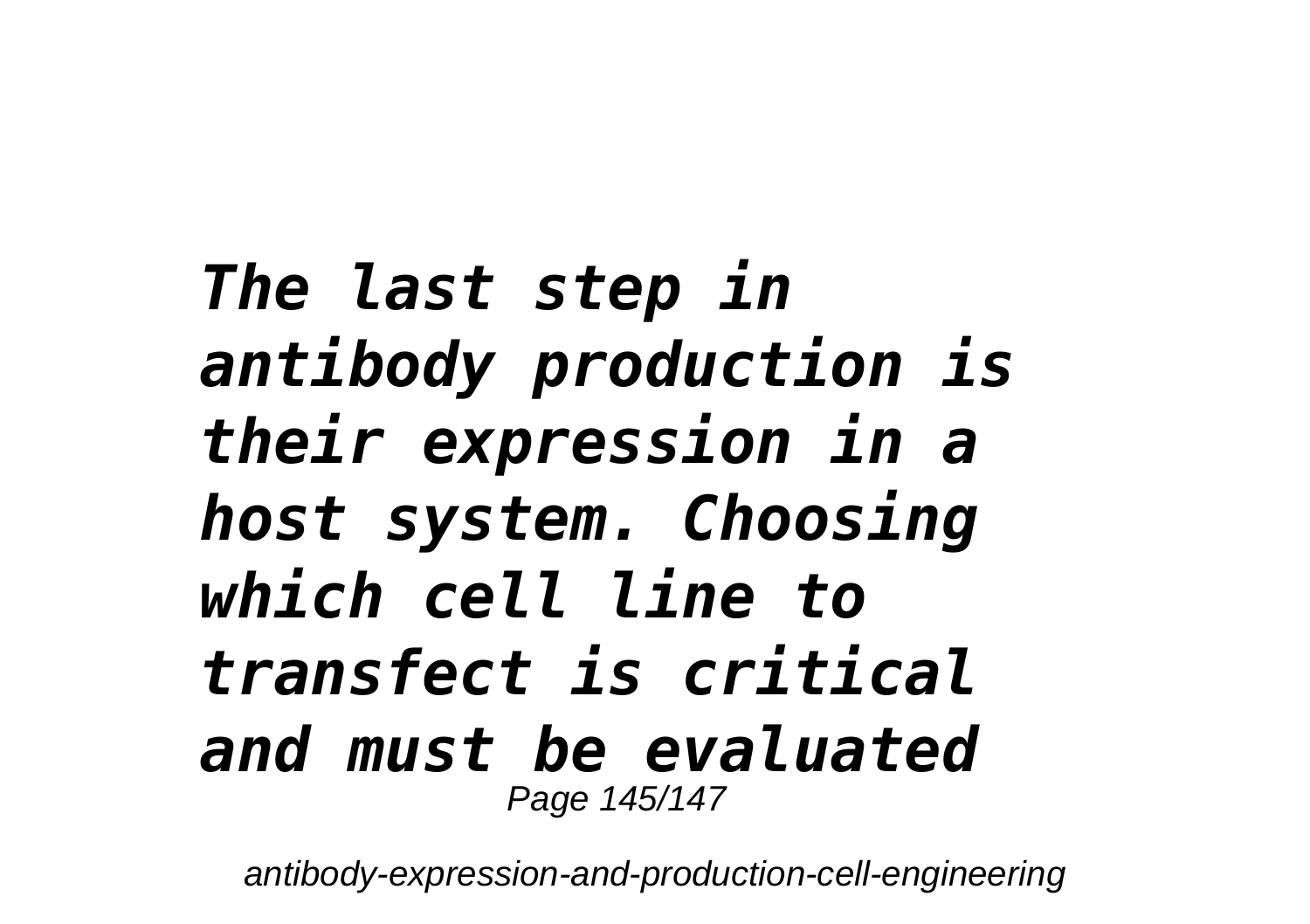***The last step in antibody production is their expression in a host system. Choosing which cell line to transfect is critical and must be evaluated***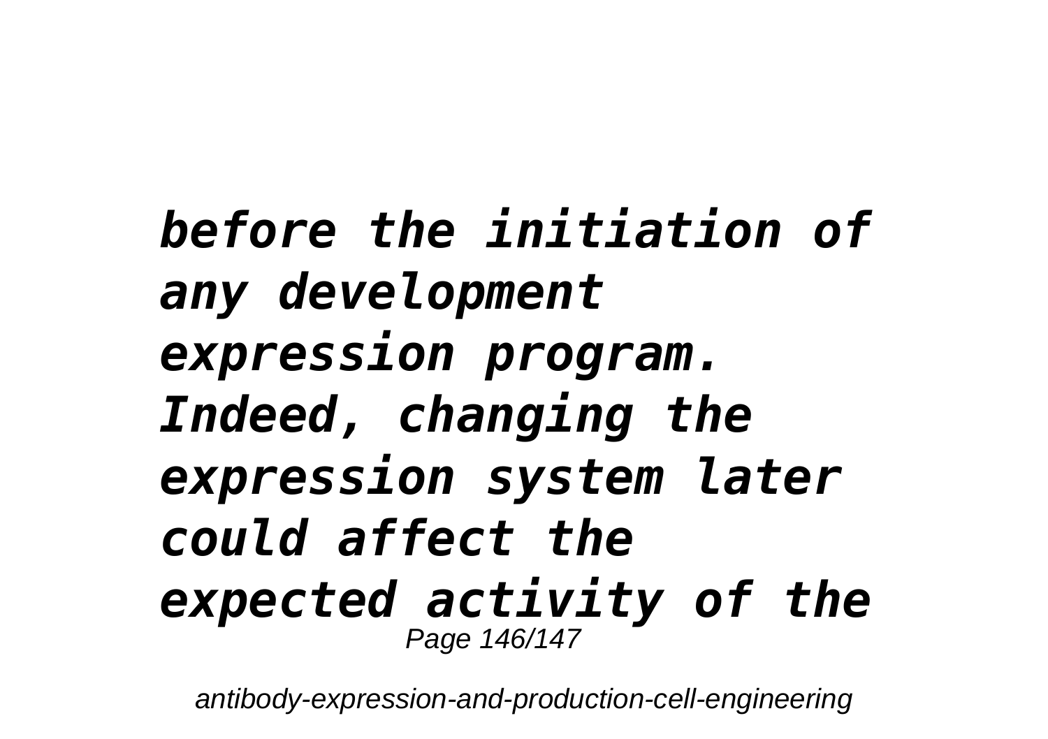*before the initiation of any development expression program. Indeed, changing the expression system later could affect the expected activity of the*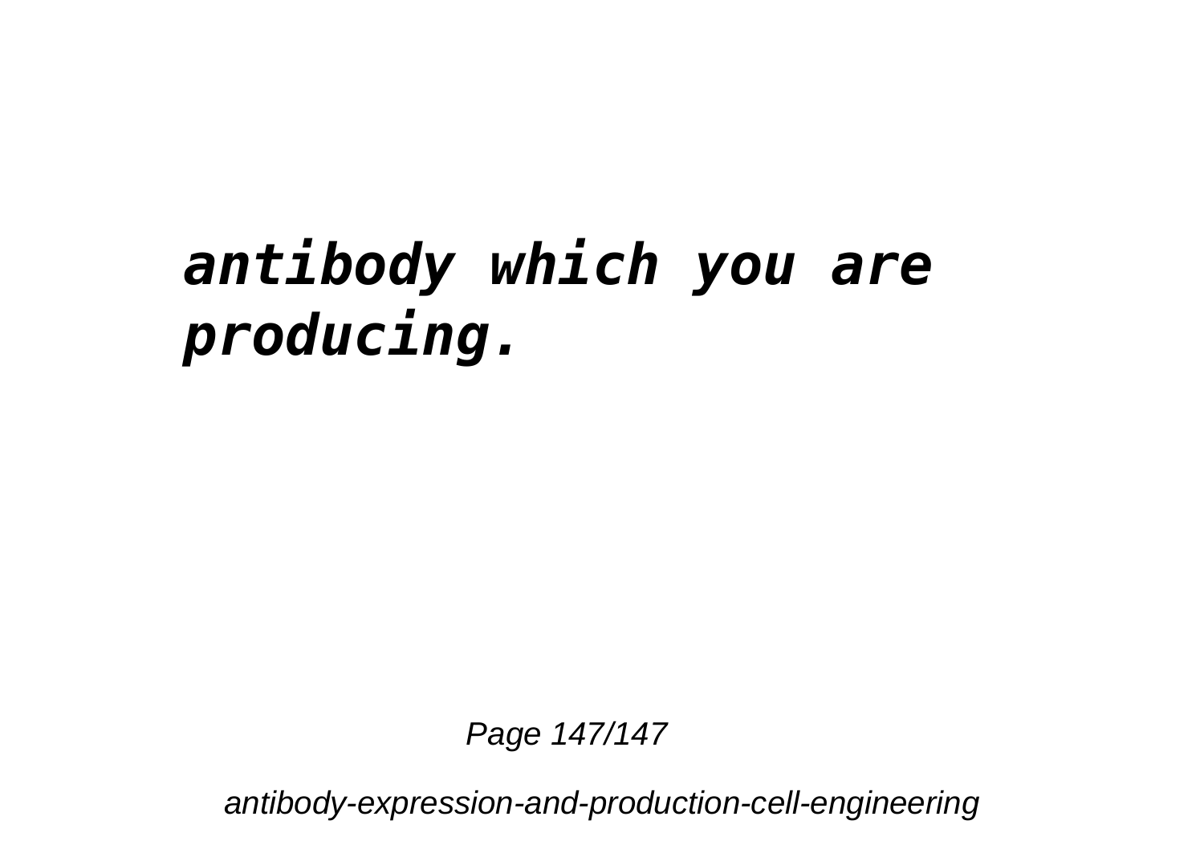***antibody which you are producing.***